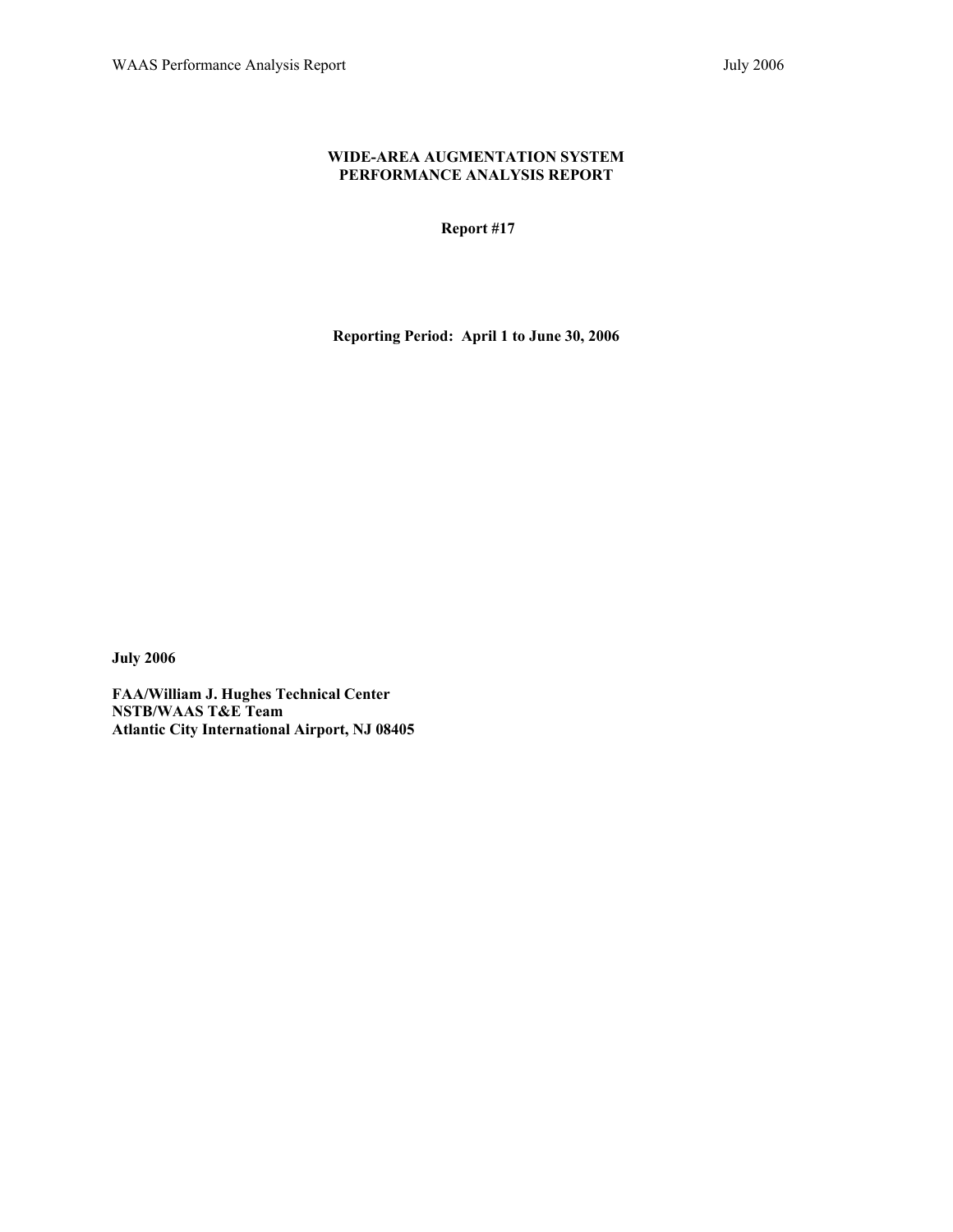# WIDE-AREA AUGMENTATION SYSTEM PERFORMANCE ANALYSIS REPORT

**Report #17**

**Reporting Period: April 1 to June 30, 2006**

**July 2006**

**FAA/William J. Hughes Technical Center**
**NSTB/WAAS T&E Team**
**Atlantic City International Airport, NJ 08405**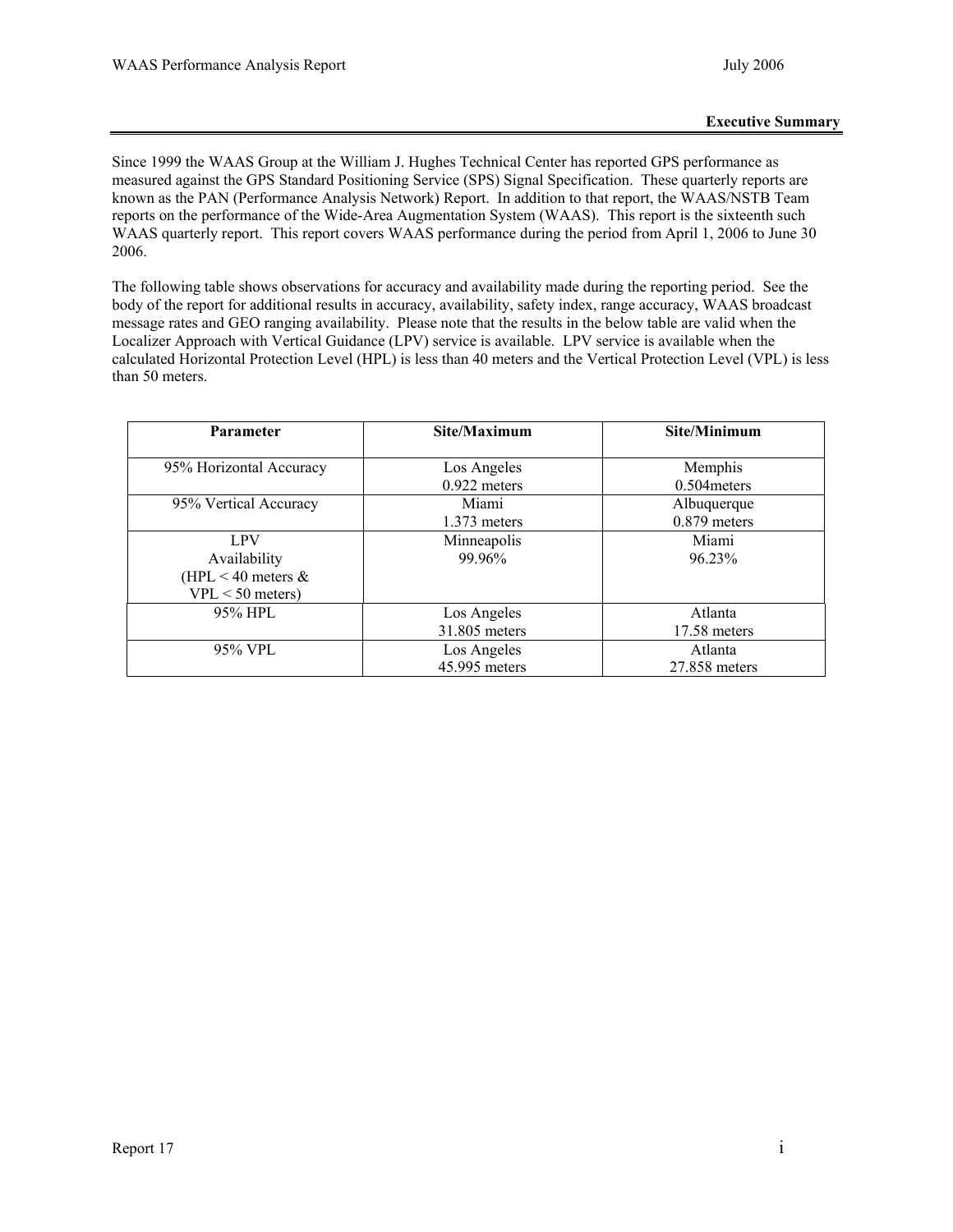## Executive Summary

Since 1999 the WAAS Group at the William J. Hughes Technical Center has reported GPS performance as measured against the GPS Standard Positioning Service (SPS) Signal Specification. These quarterly reports are known as the PAN (Performance Analysis Network) Report. In addition to that report, the WAAS/NSTB Team reports on the performance of the Wide-Area Augmentation System (WAAS). This report is the sixteenth such WAAS quarterly report. This report covers WAAS performance during the period from April 1, 2006 to June 30 2006.

The following table shows observations for accuracy and availability made during the reporting period. See the body of the report for additional results in accuracy, availability, safety index, range accuracy, WAAS broadcast message rates and GEO ranging availability. Please note that the results in the below table are valid when the Localizer Approach with Vertical Guidance (LPV) service is available. LPV service is available when the calculated Horizontal Protection Level (HPL) is less than 40 meters and the Vertical Protection Level (VPL) is less than 50 meters.

| Parameter | Site/Maximum | Site/Minimum |
|---|---|---|
| 95% Horizontal Accuracy | Los Angeles 0.922 meters | Memphis 0.504meters |
| 95% Vertical Accuracy | Miami 1.373 meters | Albuquerque 0.879 meters |
| LPV Availability (HPL < 40 meters & VPL < 50 meters) | Minneapolis 99.96% | Miami 96.23% |
| 95% HPL | Los Angeles 31.805 meters | Atlanta 17.58 meters |
| 95% VPL | Los Angeles 45.995 meters | Atlanta 27.858 meters |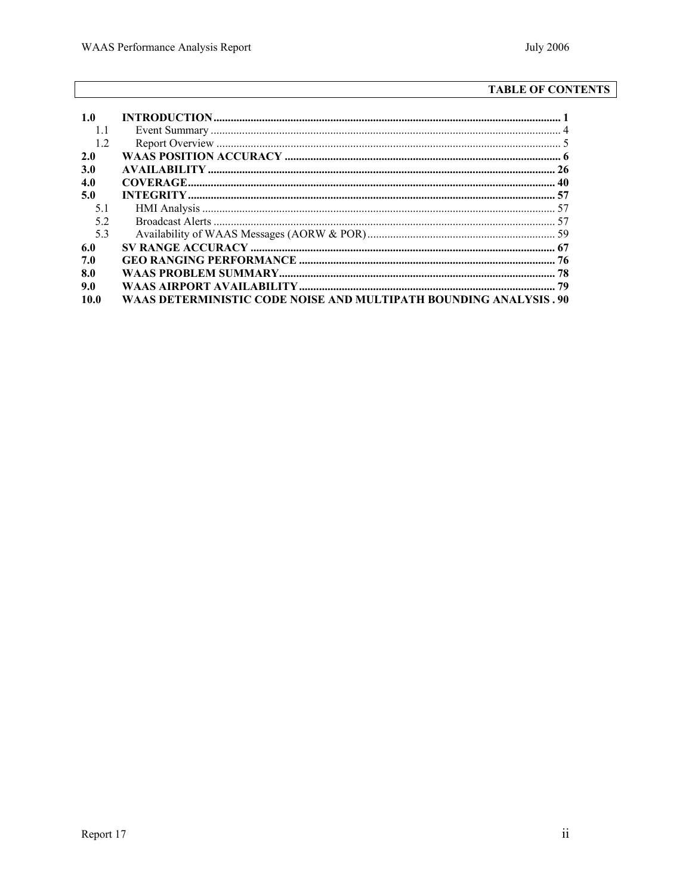## TABLE OF CONTENTS

| | | |
|---|---|---|
| **1.0** | **INTRODUCTION** | **1** |
| 1.1 | Event Summary | 4 |
| 1.2 | Report Overview | 5 |
| **2.0** | **WAAS POSITION ACCURACY** | **6** |
| **3.0** | **AVAILABILITY** | **26** |
| **4.0** | **COVERAGE** | **40** |
| **5.0** | **INTEGRITY** | **57** |
| 5.1 | HMI Analysis | 57 |
| 5.2 | Broadcast Alerts | 57 |
| 5.3 | Availability of WAAS Messages (AORW & POR) | 59 |
| **6.0** | **SV RANGE ACCURACY** | **67** |
| **7.0** | **GEO RANGING PERFORMANCE** | **76** |
| **8.0** | **WAAS PROBLEM SUMMARY** | **78** |
| **9.0** | **WAAS AIRPORT AVAILABILITY** | **79** |
| **10.0** | **WAAS DETERMINISTIC CODE NOISE AND MULTIPATH BOUNDING ANALYSIS** | **90** |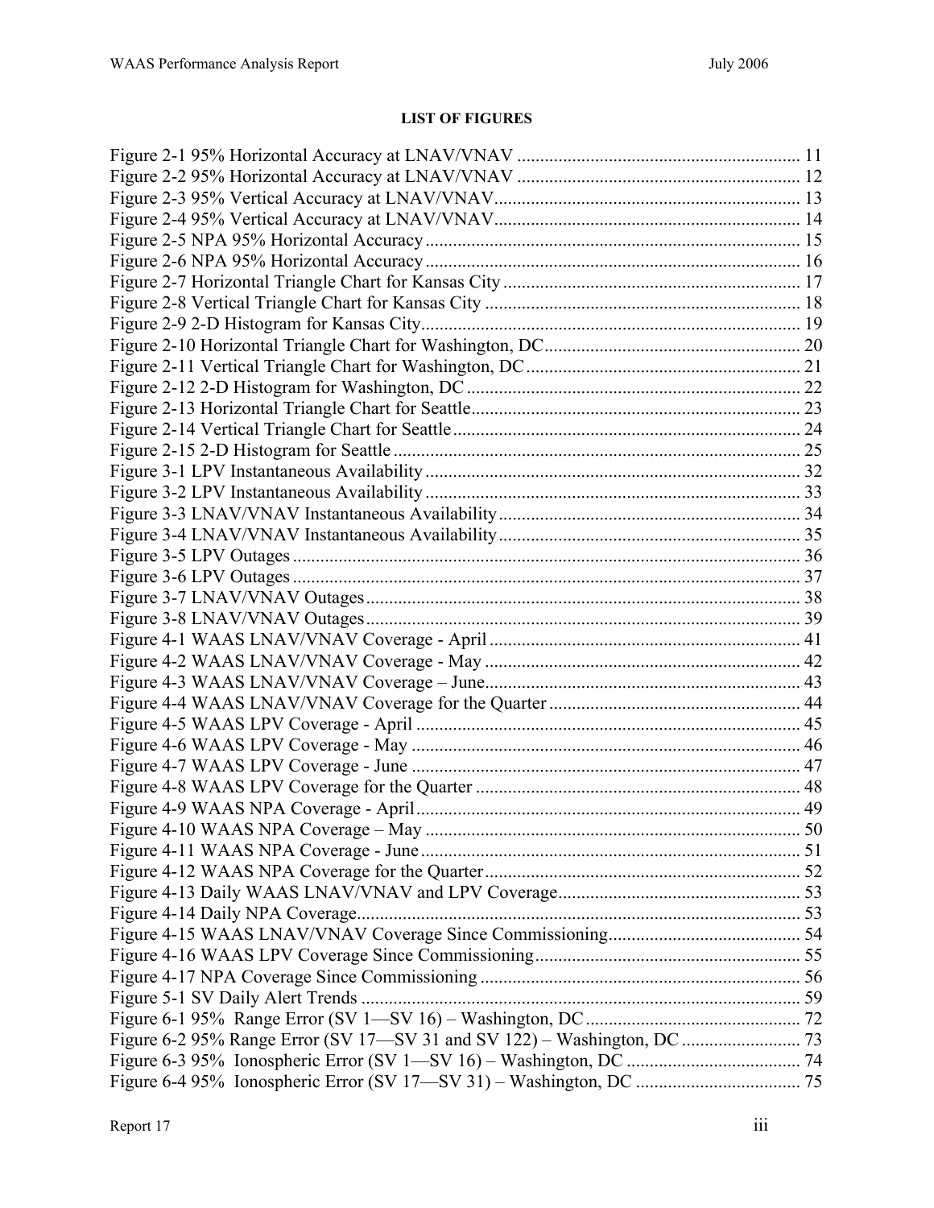## LIST OF FIGURES

Figure 2-1 95% Horizontal Accuracy at LNAV/VNAV ........ 11
Figure 2-2 95% Horizontal Accuracy at LNAV/VNAV ........ 12
Figure 2-3 95% Vertical Accuracy at LNAV/VNAV ........ 13
Figure 2-4 95% Vertical Accuracy at LNAV/VNAV ........ 14
Figure 2-5 NPA 95% Horizontal Accuracy ........ 15
Figure 2-6 NPA 95% Horizontal Accuracy ........ 16
Figure 2-7 Horizontal Triangle Chart for Kansas City ........ 17
Figure 2-8 Vertical Triangle Chart for Kansas City ........ 18
Figure 2-9 2-D Histogram for Kansas City ........ 19
Figure 2-10 Horizontal Triangle Chart for Washington, DC ........ 20
Figure 2-11 Vertical Triangle Chart for Washington, DC ........ 21
Figure 2-12 2-D Histogram for Washington, DC ........ 22
Figure 2-13 Horizontal Triangle Chart for Seattle ........ 23
Figure 2-14 Vertical Triangle Chart for Seattle ........ 24
Figure 2-15 2-D Histogram for Seattle ........ 25
Figure 3-1 LPV Instantaneous Availability ........ 32
Figure 3-2 LPV Instantaneous Availability ........ 33
Figure 3-3 LNAV/VNAV Instantaneous Availability ........ 34
Figure 3-4 LNAV/VNAV Instantaneous Availability ........ 35
Figure 3-5 LPV Outages ........ 36
Figure 3-6 LPV Outages ........ 37
Figure 3-7 LNAV/VNAV Outages ........ 38
Figure 3-8 LNAV/VNAV Outages ........ 39
Figure 4-1 WAAS LNAV/VNAV Coverage - April ........ 41
Figure 4-2 WAAS LNAV/VNAV Coverage - May ........ 42
Figure 4-3 WAAS LNAV/VNAV Coverage – June ........ 43
Figure 4-4 WAAS LNAV/VNAV Coverage for the Quarter ........ 44
Figure 4-5 WAAS LPV Coverage - April ........ 45
Figure 4-6 WAAS LPV Coverage - May ........ 46
Figure 4-7 WAAS LPV Coverage - June ........ 47
Figure 4-8 WAAS LPV Coverage for the Quarter ........ 48
Figure 4-9 WAAS NPA Coverage - April ........ 49
Figure 4-10 WAAS NPA Coverage – May ........ 50
Figure 4-11 WAAS NPA Coverage - June ........ 51
Figure 4-12 WAAS NPA Coverage for the Quarter ........ 52
Figure 4-13 Daily WAAS LNAV/VNAV and LPV Coverage ........ 53
Figure 4-14 Daily NPA Coverage ........ 53
Figure 4-15 WAAS LNAV/VNAV Coverage Since Commissioning ........ 54
Figure 4-16 WAAS LPV Coverage Since Commissioning ........ 55
Figure 4-17 NPA Coverage Since Commissioning ........ 56
Figure 5-1 SV Daily Alert Trends ........ 59
Figure 6-1 95% Range Error (SV 1—SV 16) – Washington, DC ........ 72
Figure 6-2 95% Range Error (SV 17—SV 31 and SV 122) – Washington, DC ........ 73
Figure 6-3 95% Ionospheric Error (SV 1—SV 16) – Washington, DC ........ 74
Figure 6-4 95% Ionospheric Error (SV 17—SV 31) – Washington, DC ........ 75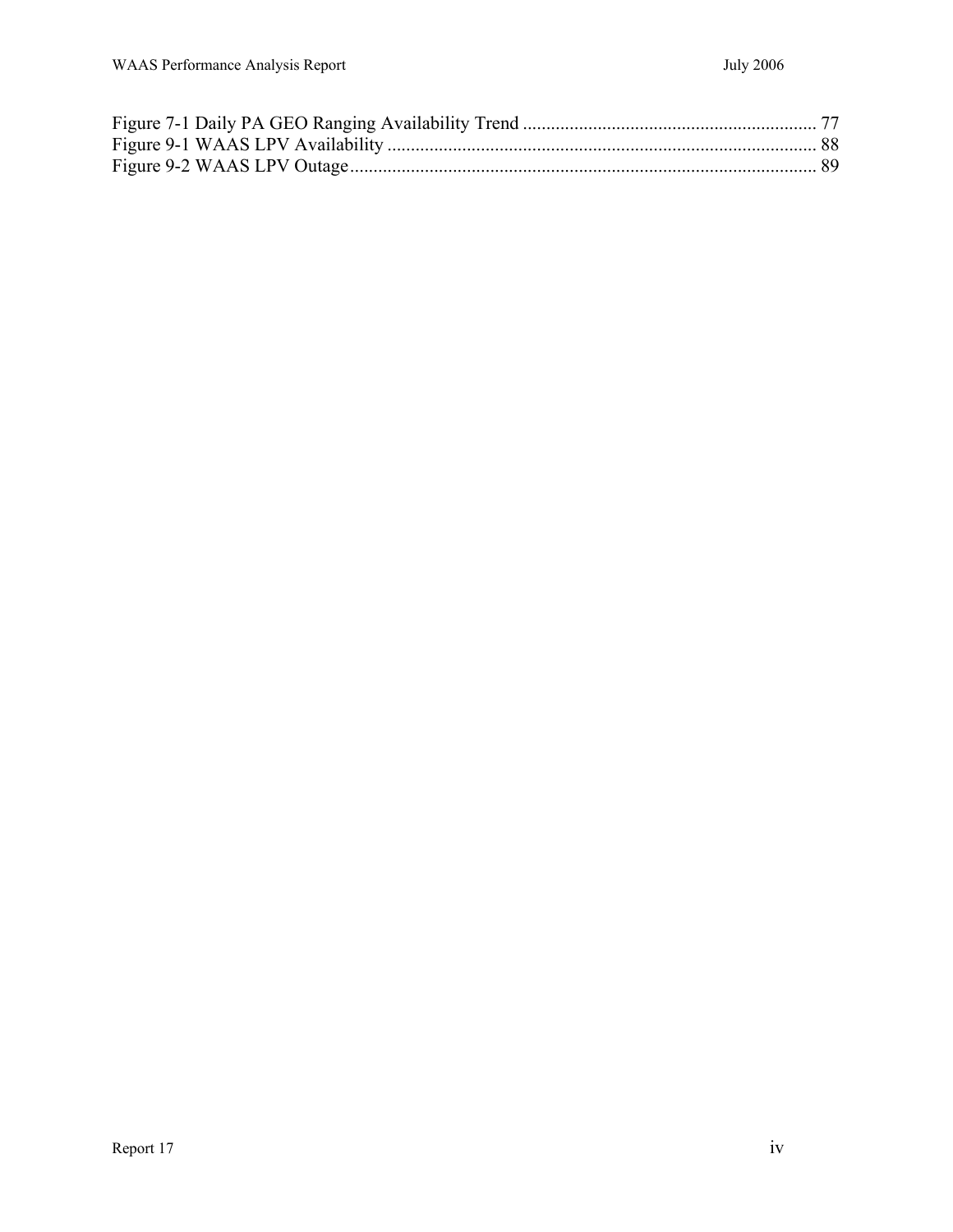Figure 7-1 Daily PA GEO Ranging Availability Trend ............................................................. 77
Figure 9-1 WAAS LPV Availability ........................................................................................ 88
Figure 9-2 WAAS LPV Outage ................................................................................................ 89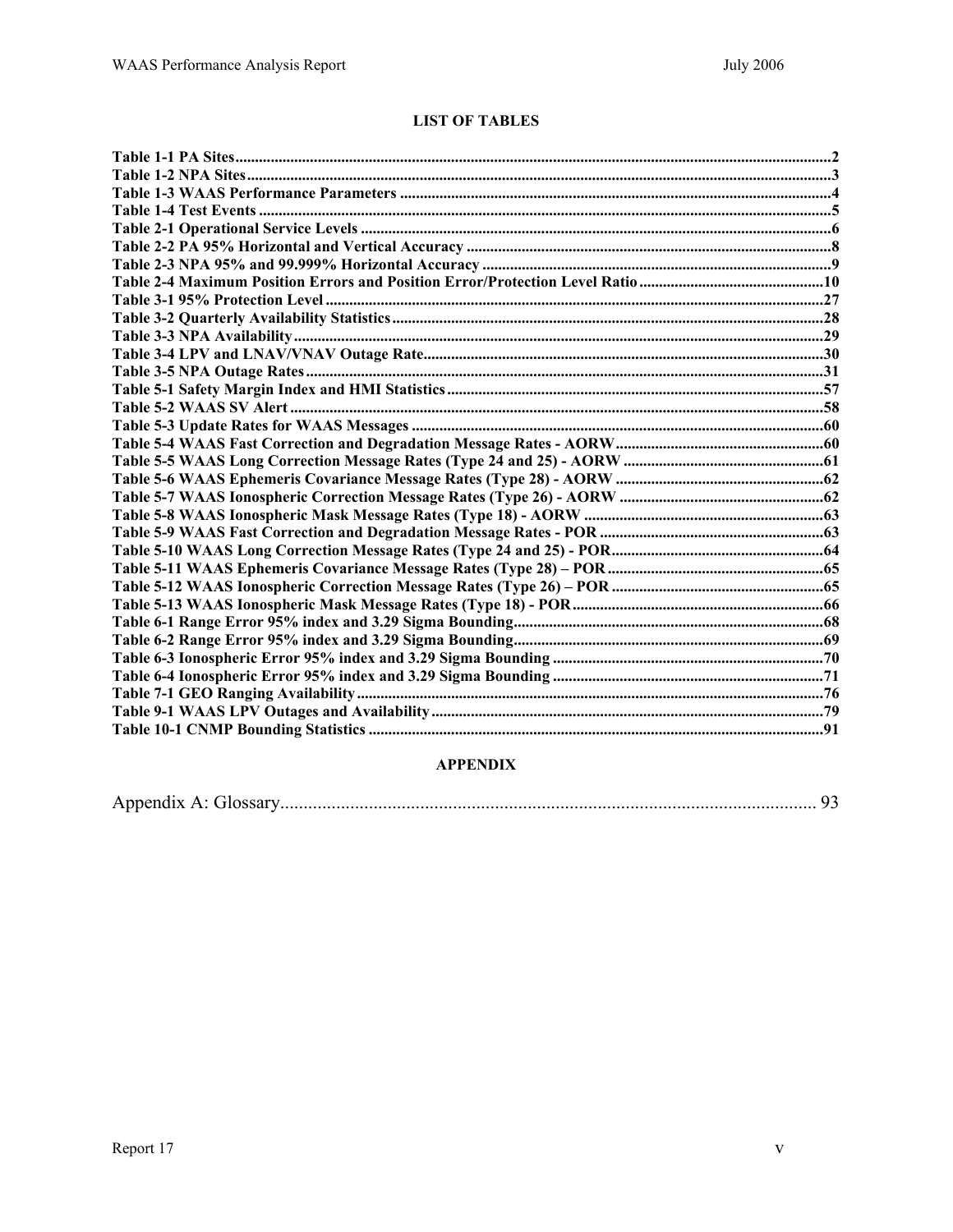## LIST OF TABLES

**Table 1-1 PA Sites** .....2
**Table 1-2 NPA Sites** .....3
**Table 1-3 WAAS Performance Parameters** .....4
**Table 1-4 Test Events** .....5
**Table 2-1 Operational Service Levels** .....6
**Table 2-2 PA 95% Horizontal and Vertical Accuracy** .....8
**Table 2-3 NPA 95% and 99.999% Horizontal Accuracy** .....9
**Table 2-4 Maximum Position Errors and Position Error/Protection Level Ratio** .....10
**Table 3-1 95% Protection Level** .....27
**Table 3-2 Quarterly Availability Statistics** .....28
**Table 3-3 NPA Availability** .....29
**Table 3-4 LPV and LNAV/VNAV Outage Rate** .....30
**Table 3-5 NPA Outage Rates** .....31
**Table 5-1 Safety Margin Index and HMI Statistics** .....57
**Table 5-2 WAAS SV Alert** .....58
**Table 5-3 Update Rates for WAAS Messages** .....60
**Table 5-4 WAAS Fast Correction and Degradation Message Rates - AORW** .....60
**Table 5-5 WAAS Long Correction Message Rates (Type 24 and 25) - AORW** .....61
**Table 5-6 WAAS Ephemeris Covariance Message Rates (Type 28) - AORW** .....62
**Table 5-7 WAAS Ionospheric Correction Message Rates (Type 26) - AORW** .....62
**Table 5-8 WAAS Ionospheric Mask Message Rates (Type 18) - AORW** .....63
**Table 5-9 WAAS Fast Correction and Degradation Message Rates - POR** .....63
**Table 5-10 WAAS Long Correction Message Rates (Type 24 and 25) - POR** .....64
**Table 5-11 WAAS Ephemeris Covariance Message Rates (Type 28) – POR** .....65
**Table 5-12 WAAS Ionospheric Correction Message Rates (Type 26) – POR** .....65
**Table 5-13 WAAS Ionospheric Mask Message Rates (Type 18) - POR** .....66
**Table 6-1 Range Error 95% index and 3.29 Sigma Bounding** .....68
**Table 6-2 Range Error 95% index and 3.29 Sigma Bounding** .....69
**Table 6-3 Ionospheric Error 95% index and 3.29 Sigma Bounding** .....70
**Table 6-4 Ionospheric Error 95% index and 3.29 Sigma Bounding** .....71
**Table 7-1 GEO Ranging Availability** .....76
**Table 9-1 WAAS LPV Outages and Availability** .....79
**Table 10-1 CNMP Bounding Statistics** .....91

## APPENDIX

Appendix A: Glossary..... 93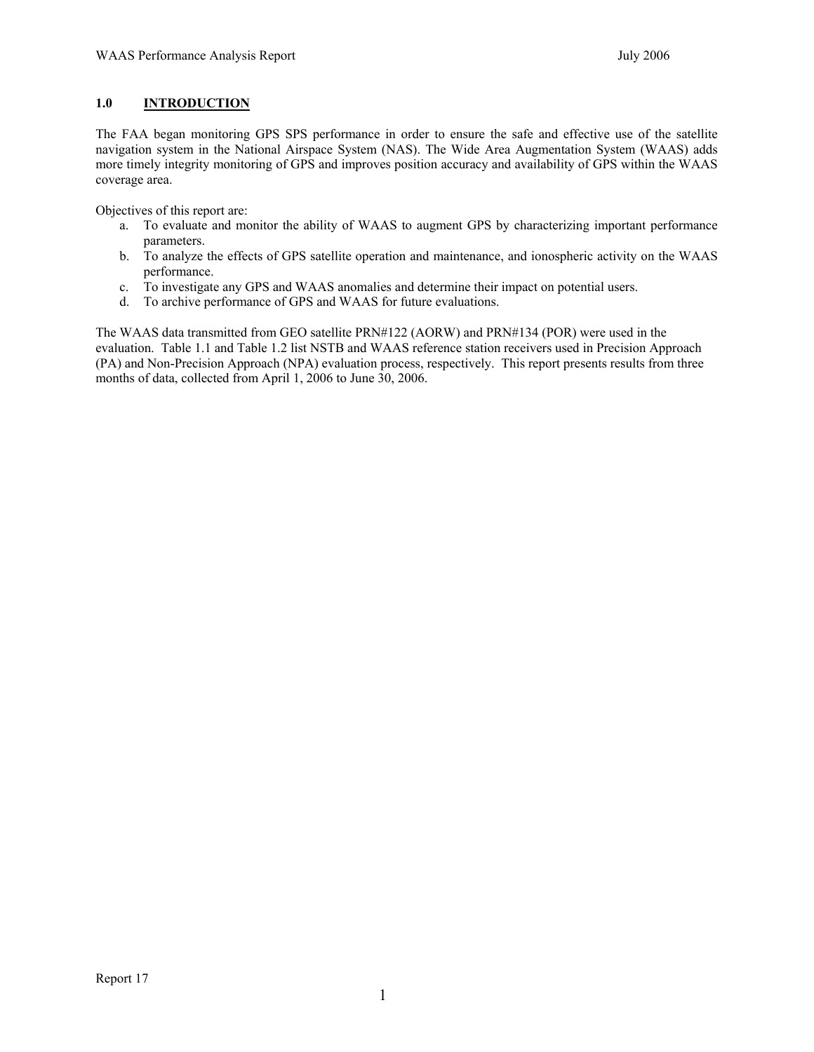## 1.0 INTRODUCTION

The FAA began monitoring GPS SPS performance in order to ensure the safe and effective use of the satellite navigation system in the National Airspace System (NAS). The Wide Area Augmentation System (WAAS) adds more timely integrity monitoring of GPS and improves position accuracy and availability of GPS within the WAAS coverage area.

Objectives of this report are:

a. To evaluate and monitor the ability of WAAS to augment GPS by characterizing important performance parameters.
b. To analyze the effects of GPS satellite operation and maintenance, and ionospheric activity on the WAAS performance.
c. To investigate any GPS and WAAS anomalies and determine their impact on potential users.
d. To archive performance of GPS and WAAS for future evaluations.

The WAAS data transmitted from GEO satellite PRN#122 (AORW) and PRN#134 (POR) were used in the evaluation. Table 1.1 and Table 1.2 list NSTB and WAAS reference station receivers used in Precision Approach (PA) and Non-Precision Approach (NPA) evaluation process, respectively. This report presents results from three months of data, collected from April 1, 2006 to June 30, 2006.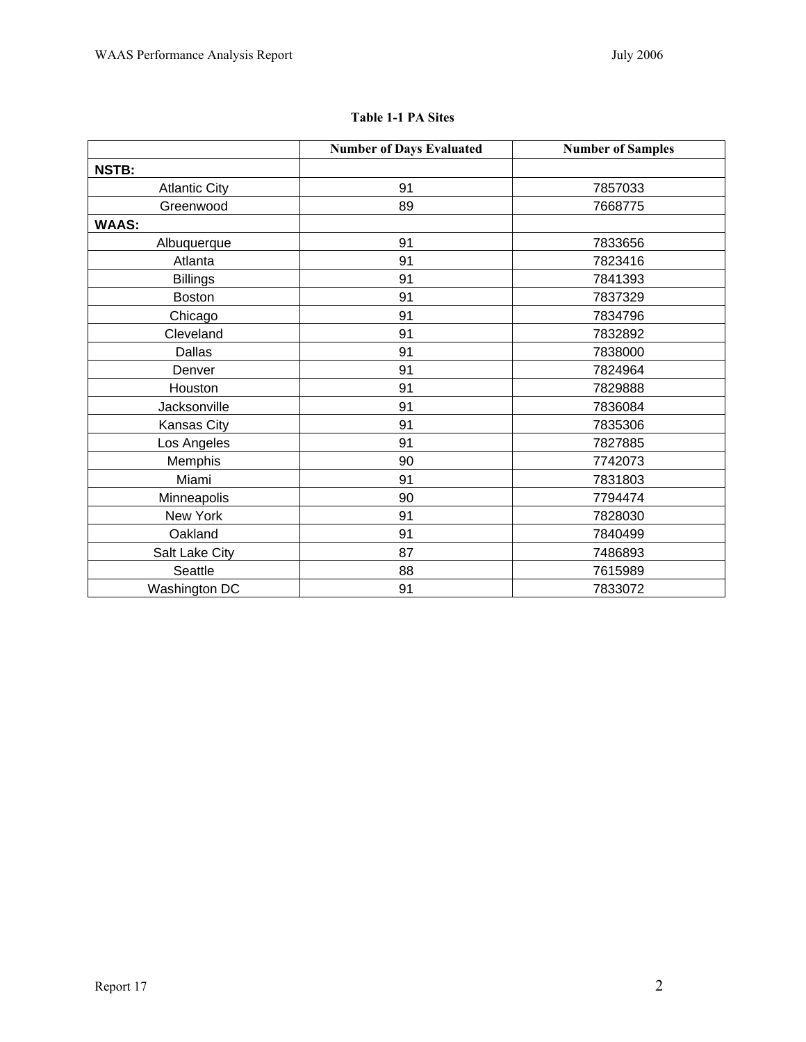**Table 1-1 PA Sites**

| | Number of Days Evaluated | Number of Samples |
|---|---|---|
| **NSTB:** | | |
| Atlantic City | 91 | 7857033 |
| Greenwood | 89 | 7668775 |
| **WAAS:** | | |
| Albuquerque | 91 | 7833656 |
| Atlanta | 91 | 7823416 |
| Billings | 91 | 7841393 |
| Boston | 91 | 7837329 |
| Chicago | 91 | 7834796 |
| Cleveland | 91 | 7832892 |
| Dallas | 91 | 7838000 |
| Denver | 91 | 7824964 |
| Houston | 91 | 7829888 |
| Jacksonville | 91 | 7836084 |
| Kansas City | 91 | 7835306 |
| Los Angeles | 91 | 7827885 |
| Memphis | 90 | 7742073 |
| Miami | 91 | 7831803 |
| Minneapolis | 90 | 7794474 |
| New York | 91 | 7828030 |
| Oakland | 91 | 7840499 |
| Salt Lake City | 87 | 7486893 |
| Seattle | 88 | 7615989 |
| Washington DC | 91 | 7833072 |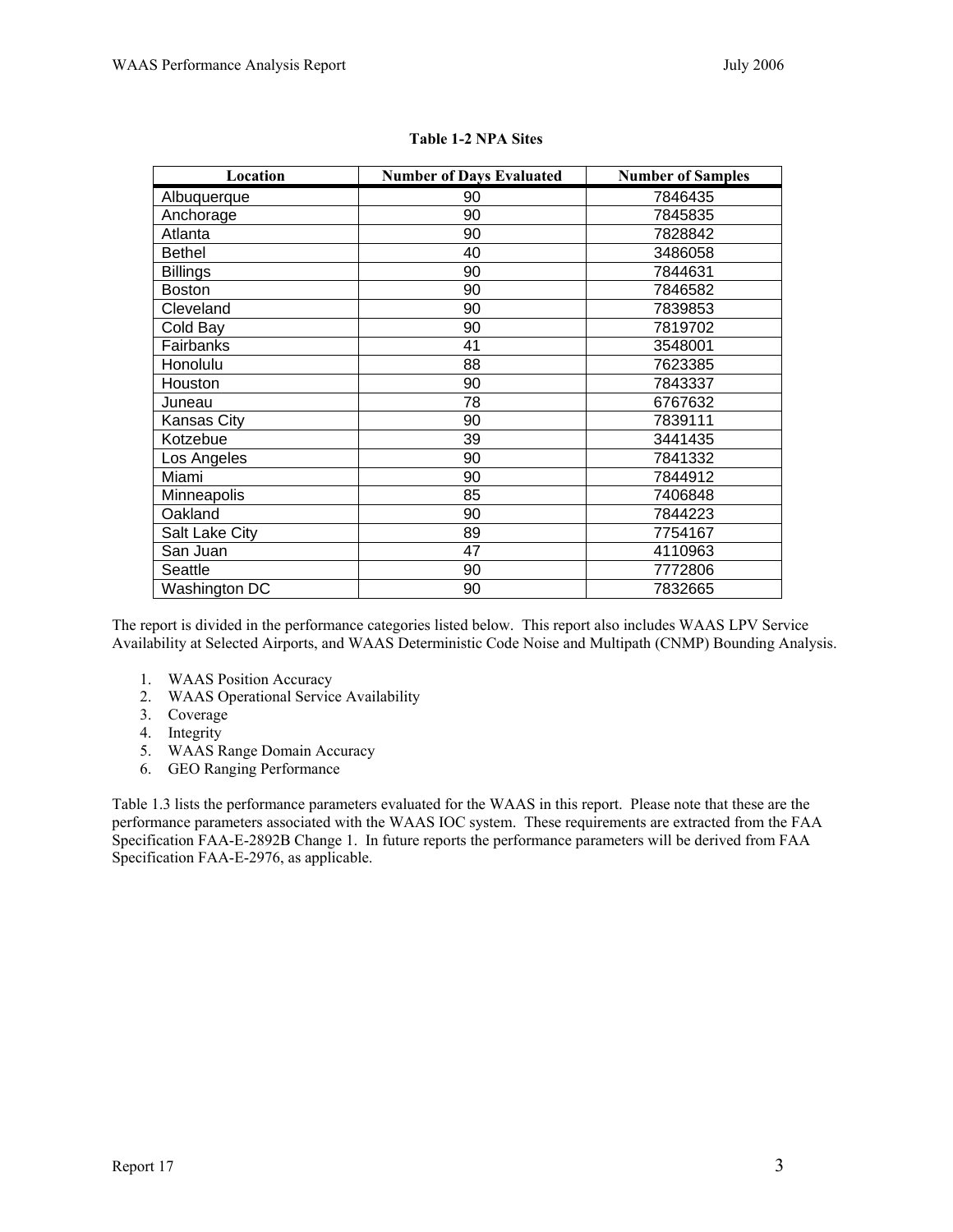**Table 1-2 NPA Sites**

| Location | Number of Days Evaluated | Number of Samples |
|---|---|---|
| Albuquerque | 90 | 7846435 |
| Anchorage | 90 | 7845835 |
| Atlanta | 90 | 7828842 |
| Bethel | 40 | 3486058 |
| Billings | 90 | 7844631 |
| Boston | 90 | 7846582 |
| Cleveland | 90 | 7839853 |
| Cold Bay | 90 | 7819702 |
| Fairbanks | 41 | 3548001 |
| Honolulu | 88 | 7623385 |
| Houston | 90 | 7843337 |
| Juneau | 78 | 6767632 |
| Kansas City | 90 | 7839111 |
| Kotzebue | 39 | 3441435 |
| Los Angeles | 90 | 7841332 |
| Miami | 90 | 7844912 |
| Minneapolis | 85 | 7406848 |
| Oakland | 90 | 7844223 |
| Salt Lake City | 89 | 7754167 |
| San Juan | 47 | 4110963 |
| Seattle | 90 | 7772806 |
| Washington DC | 90 | 7832665 |

The report is divided in the performance categories listed below. This report also includes WAAS LPV Service Availability at Selected Airports, and WAAS Deterministic Code Noise and Multipath (CNMP) Bounding Analysis.

1. WAAS Position Accuracy
2. WAAS Operational Service Availability
3. Coverage
4. Integrity
5. WAAS Range Domain Accuracy
6. GEO Ranging Performance

Table 1.3 lists the performance parameters evaluated for the WAAS in this report. Please note that these are the performance parameters associated with the WAAS IOC system. These requirements are extracted from the FAA Specification FAA-E-2892B Change 1. In future reports the performance parameters will be derived from FAA Specification FAA-E-2976, as applicable.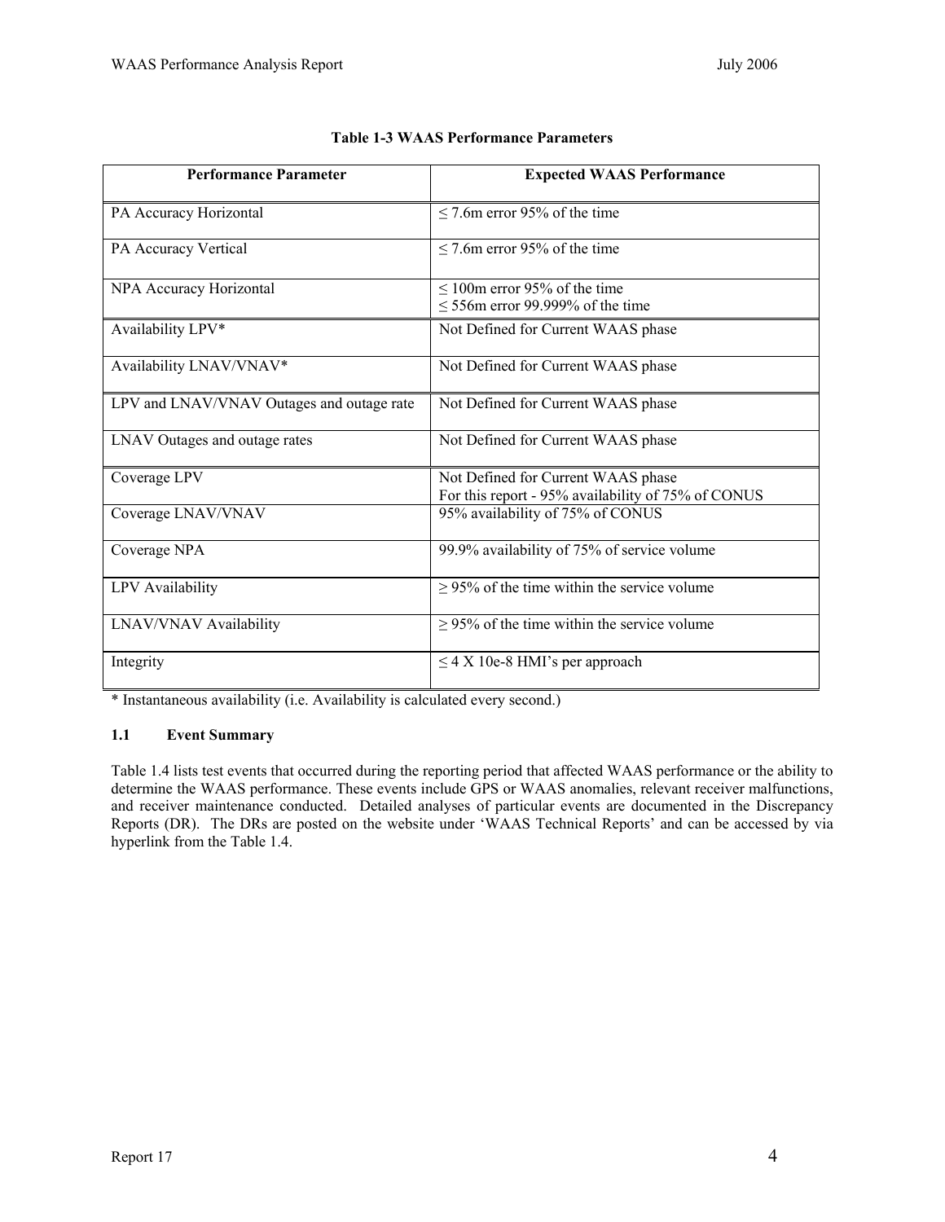**Table 1-3 WAAS Performance Parameters**

| Performance Parameter | Expected WAAS Performance |
|---|---|
| PA Accuracy Horizontal | ≤ 7.6m error 95% of the time |
| PA Accuracy Vertical | ≤ 7.6m error 95% of the time |
| NPA Accuracy Horizontal | ≤ 100m error 95% of the time<br>≤ 556m error 99.999% of the time |
| Availability LPV* | Not Defined for Current WAAS phase |
| Availability LNAV/VNAV* | Not Defined for Current WAAS phase |
| LPV and LNAV/VNAV Outages and outage rate | Not Defined for Current WAAS phase |
| LNAV Outages and outage rates | Not Defined for Current WAAS phase |
| Coverage LPV | Not Defined for Current WAAS phase<br>For this report - 95% availability of 75% of CONUS |
| Coverage LNAV/VNAV | 95% availability of 75% of CONUS |
| Coverage NPA | 99.9% availability of 75% of service volume |
| LPV Availability | ≥ 95% of the time within the service volume |
| LNAV/VNAV Availability | ≥ 95% of the time within the service volume |
| Integrity | ≤ 4 X 10e-8 HMI's per approach |

* Instantaneous availability (i.e. Availability is calculated every second.)

### 1.1 Event Summary

Table 1.4 lists test events that occurred during the reporting period that affected WAAS performance or the ability to determine the WAAS performance. These events include GPS or WAAS anomalies, relevant receiver malfunctions, and receiver maintenance conducted. Detailed analyses of particular events are documented in the Discrepancy Reports (DR). The DRs are posted on the website under 'WAAS Technical Reports' and can be accessed by via hyperlink from the Table 1.4.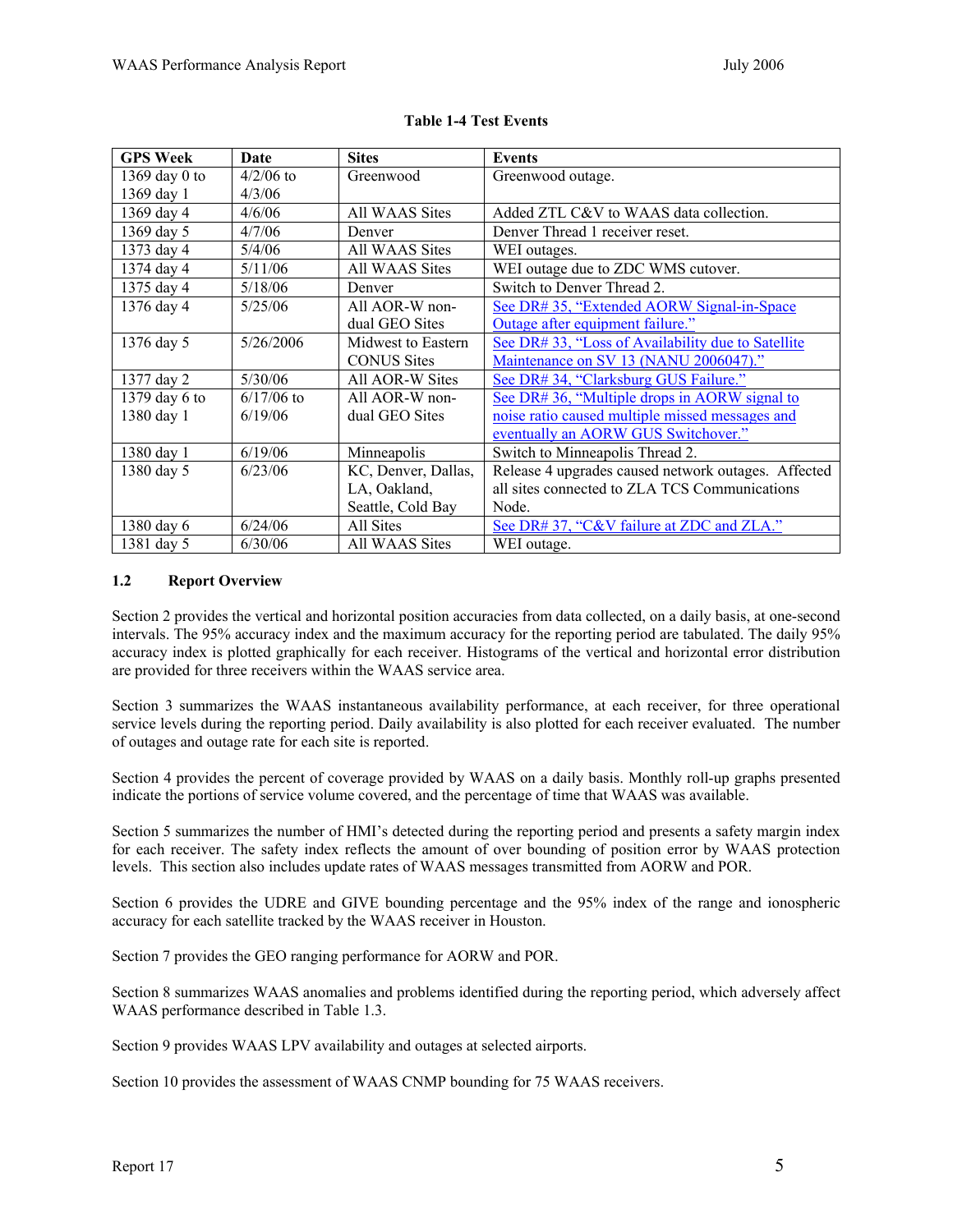**Table 1-4 Test Events**

| GPS Week | Date | Sites | Events |
|---|---|---|---|
| 1369 day 0 to 1369 day 1 | 4/2/06 to 4/3/06 | Greenwood | Greenwood outage. |
| 1369 day 4 | 4/6/06 | All WAAS Sites | Added ZTL C&V to WAAS data collection. |
| 1369 day 5 | 4/7/06 | Denver | Denver Thread 1 receiver reset. |
| 1373 day 4 | 5/4/06 | All WAAS Sites | WEI outages. |
| 1374 day 4 | 5/11/06 | All WAAS Sites | WEI outage due to ZDC WMS cutover. |
| 1375 day 4 | 5/18/06 | Denver | Switch to Denver Thread 2. |
| 1376 day 4 | 5/25/06 | All AOR-W non-dual GEO Sites | See DR# 35, "Extended AORW Signal-in-Space Outage after equipment failure." |
| 1376 day 5 | 5/26/2006 | Midwest to Eastern CONUS Sites | See DR# 33, "Loss of Availability due to Satellite Maintenance on SV 13 (NANU 2006047)." |
| 1377 day 2 | 5/30/06 | All AOR-W Sites | See DR# 34, "Clarksburg GUS Failure." |
| 1379 day 6 to 1380 day 1 | 6/17/06 to 6/19/06 | All AOR-W non-dual GEO Sites | See DR# 36, "Multiple drops in AORW signal to noise ratio caused multiple missed messages and eventually an AORW GUS Switchover." |
| 1380 day 1 | 6/19/06 | Minneapolis | Switch to Minneapolis Thread 2. |
| 1380 day 5 | 6/23/06 | KC, Denver, Dallas, LA, Oakland, Seattle, Cold Bay | Release 4 upgrades caused network outages. Affected all sites connected to ZLA TCS Communications Node. |
| 1380 day 6 | 6/24/06 | All Sites | See DR# 37, "C&V failure at ZDC and ZLA." |
| 1381 day 5 | 6/30/06 | All WAAS Sites | WEI outage. |

## 1.2 Report Overview

Section 2 provides the vertical and horizontal position accuracies from data collected, on a daily basis, at one-second intervals. The 95% accuracy index and the maximum accuracy for the reporting period are tabulated. The daily 95% accuracy index is plotted graphically for each receiver. Histograms of the vertical and horizontal error distribution are provided for three receivers within the WAAS service area.

Section 3 summarizes the WAAS instantaneous availability performance, at each receiver, for three operational service levels during the reporting period. Daily availability is also plotted for each receiver evaluated. The number of outages and outage rate for each site is reported.

Section 4 provides the percent of coverage provided by WAAS on a daily basis. Monthly roll-up graphs presented indicate the portions of service volume covered, and the percentage of time that WAAS was available.

Section 5 summarizes the number of HMI's detected during the reporting period and presents a safety margin index for each receiver. The safety index reflects the amount of over bounding of position error by WAAS protection levels. This section also includes update rates of WAAS messages transmitted from AORW and POR.

Section 6 provides the UDRE and GIVE bounding percentage and the 95% index of the range and ionospheric accuracy for each satellite tracked by the WAAS receiver in Houston.

Section 7 provides the GEO ranging performance for AORW and POR.

Section 8 summarizes WAAS anomalies and problems identified during the reporting period, which adversely affect WAAS performance described in Table 1.3.

Section 9 provides WAAS LPV availability and outages at selected airports.

Section 10 provides the assessment of WAAS CNMP bounding for 75 WAAS receivers.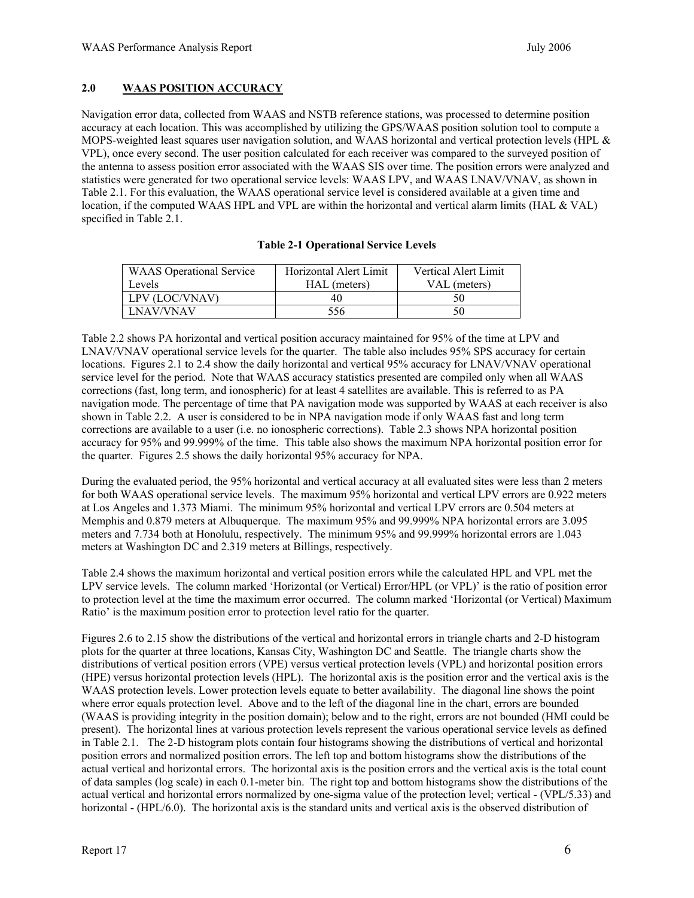## 2.0 WAAS POSITION ACCURACY

Navigation error data, collected from WAAS and NSTB reference stations, was processed to determine position accuracy at each location. This was accomplished by utilizing the GPS/WAAS position solution tool to compute a MOPS-weighted least squares user navigation solution, and WAAS horizontal and vertical protection levels (HPL & VPL), once every second. The user position calculated for each receiver was compared to the surveyed position of the antenna to assess position error associated with the WAAS SIS over time. The position errors were analyzed and statistics were generated for two operational service levels: WAAS LPV, and WAAS LNAV/VNAV, as shown in Table 2.1. For this evaluation, the WAAS operational service level is considered available at a given time and location, if the computed WAAS HPL and VPL are within the horizontal and vertical alarm limits (HAL & VAL) specified in Table 2.1.

**Table 2-1 Operational Service Levels**

| WAAS Operational Service Levels | Horizontal Alert Limit HAL (meters) | Vertical Alert Limit VAL (meters) |
| --- | --- | --- |
| LPV (LOC/VNAV) | 40 | 50 |
| LNAV/VNAV | 556 | 50 |

Table 2.2 shows PA horizontal and vertical position accuracy maintained for 95% of the time at LPV and LNAV/VNAV operational service levels for the quarter. The table also includes 95% SPS accuracy for certain locations. Figures 2.1 to 2.4 show the daily horizontal and vertical 95% accuracy for LNAV/VNAV operational service level for the period. Note that WAAS accuracy statistics presented are compiled only when all WAAS corrections (fast, long term, and ionospheric) for at least 4 satellites are available. This is referred to as PA navigation mode. The percentage of time that PA navigation mode was supported by WAAS at each receiver is also shown in Table 2.2. A user is considered to be in NPA navigation mode if only WAAS fast and long term corrections are available to a user (i.e. no ionospheric corrections). Table 2.3 shows NPA horizontal position accuracy for 95% and 99.999% of the time. This table also shows the maximum NPA horizontal position error for the quarter. Figures 2.5 shows the daily horizontal 95% accuracy for NPA.

During the evaluated period, the 95% horizontal and vertical accuracy at all evaluated sites were less than 2 meters for both WAAS operational service levels. The maximum 95% horizontal and vertical LPV errors are 0.922 meters at Los Angeles and 1.373 Miami. The minimum 95% horizontal and vertical LPV errors are 0.504 meters at Memphis and 0.879 meters at Albuquerque. The maximum 95% and 99.999% NPA horizontal errors are 3.095 meters and 7.734 both at Honolulu, respectively. The minimum 95% and 99.999% horizontal errors are 1.043 meters at Washington DC and 2.319 meters at Billings, respectively.

Table 2.4 shows the maximum horizontal and vertical position errors while the calculated HPL and VPL met the LPV service levels. The column marked 'Horizontal (or Vertical) Error/HPL (or VPL)' is the ratio of position error to protection level at the time the maximum error occurred. The column marked 'Horizontal (or Vertical) Maximum Ratio' is the maximum position error to protection level ratio for the quarter.

Figures 2.6 to 2.15 show the distributions of the vertical and horizontal errors in triangle charts and 2-D histogram plots for the quarter at three locations, Kansas City, Washington DC and Seattle. The triangle charts show the distributions of vertical position errors (VPE) versus vertical protection levels (VPL) and horizontal position errors (HPE) versus horizontal protection levels (HPL). The horizontal axis is the position error and the vertical axis is the WAAS protection levels. Lower protection levels equate to better availability. The diagonal line shows the point where error equals protection level. Above and to the left of the diagonal line in the chart, errors are bounded (WAAS is providing integrity in the position domain); below and to the right, errors are not bounded (HMI could be present). The horizontal lines at various protection levels represent the various operational service levels as defined in Table 2.1. The 2-D histogram plots contain four histograms showing the distributions of vertical and horizontal position errors and normalized position errors. The left top and bottom histograms show the distributions of the actual vertical and horizontal errors. The horizontal axis is the position errors and the vertical axis is the total count of data samples (log scale) in each 0.1-meter bin. The right top and bottom histograms show the distributions of the actual vertical and horizontal errors normalized by one-sigma value of the protection level; vertical - (VPL/5.33) and horizontal - (HPL/6.0). The horizontal axis is the standard units and vertical axis is the observed distribution of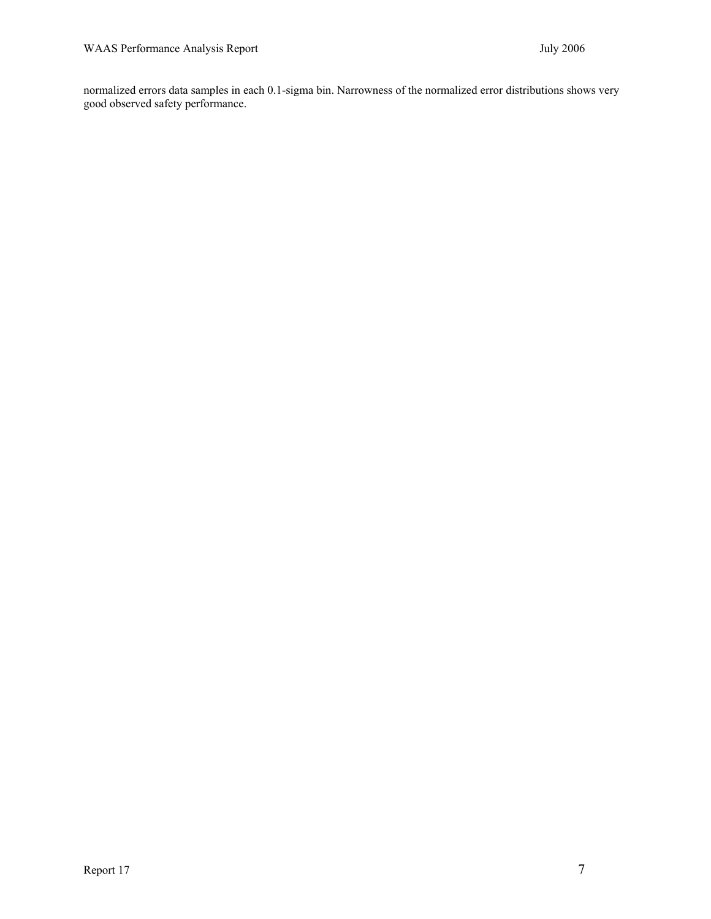normalized errors data samples in each 0.1-sigma bin. Narrowness of the normalized error distributions shows very good observed safety performance.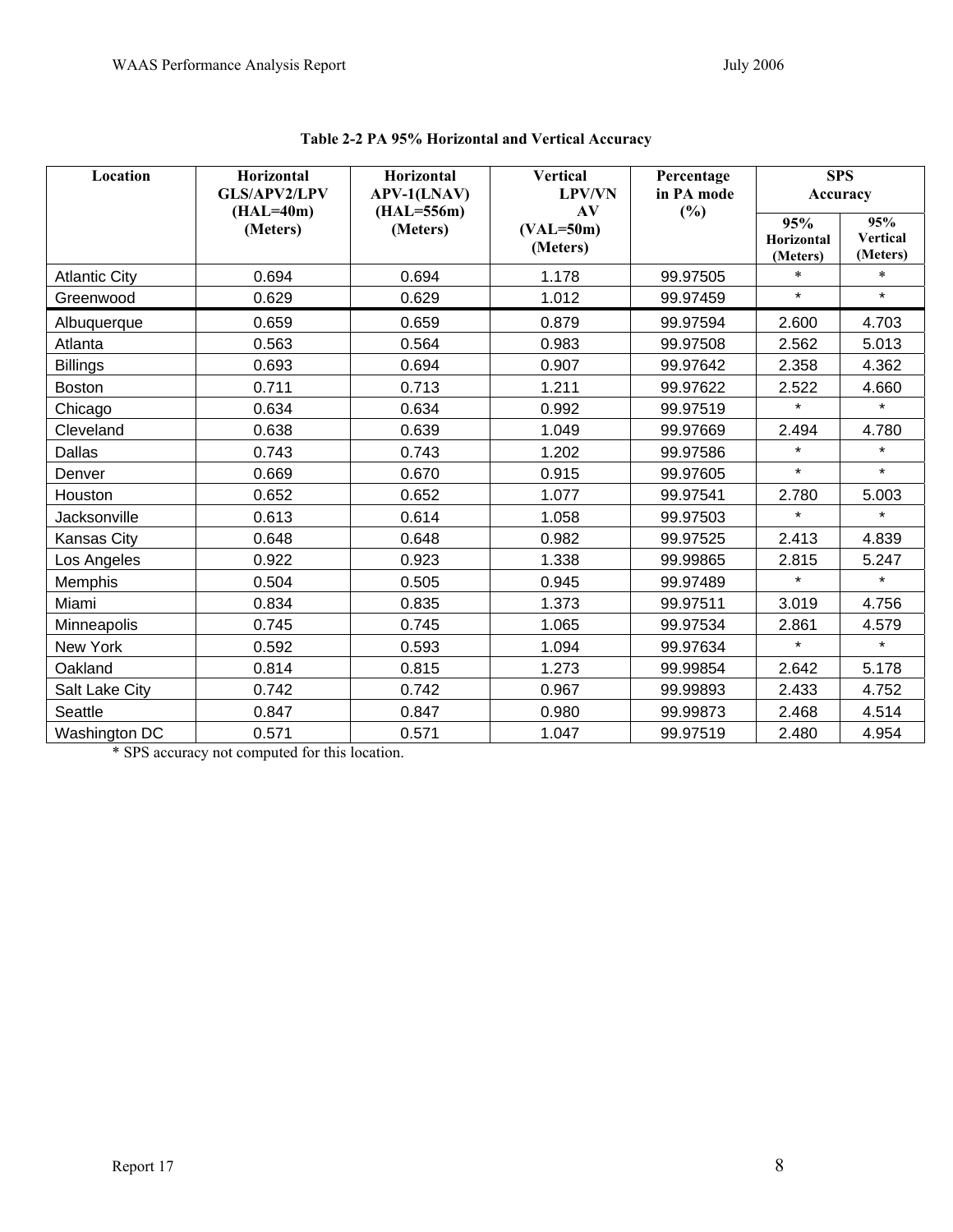**Table 2-2 PA 95% Horizontal and Vertical Accuracy**

| Location | Horizontal GLS/APV2/LPV (HAL=40m) (Meters) | Horizontal APV-1(LNAV) (HAL=556m) (Meters) | Vertical LPV/VNAV (VAL=50m) (Meters) | Percentage in PA mode (%) | SPS Accuracy | |
|---|---|---|---|---|---|---|
| | | | | | 95% Horizontal (Meters) | 95% Vertical (Meters) |
| Atlantic City | 0.694 | 0.694 | 1.178 | 99.97505 | * | * |
| Greenwood | 0.629 | 0.629 | 1.012 | 99.97459 | * | * |
| Albuquerque | 0.659 | 0.659 | 0.879 | 99.97594 | 2.600 | 4.703 |
| Atlanta | 0.563 | 0.564 | 0.983 | 99.97508 | 2.562 | 5.013 |
| Billings | 0.693 | 0.694 | 0.907 | 99.97642 | 2.358 | 4.362 |
| Boston | 0.711 | 0.713 | 1.211 | 99.97622 | 2.522 | 4.660 |
| Chicago | 0.634 | 0.634 | 0.992 | 99.97519 | * | * |
| Cleveland | 0.638 | 0.639 | 1.049 | 99.97669 | 2.494 | 4.780 |
| Dallas | 0.743 | 0.743 | 1.202 | 99.97586 | * | * |
| Denver | 0.669 | 0.670 | 0.915 | 99.97605 | * | * |
| Houston | 0.652 | 0.652 | 1.077 | 99.97541 | 2.780 | 5.003 |
| Jacksonville | 0.613 | 0.614 | 1.058 | 99.97503 | * | * |
| Kansas City | 0.648 | 0.648 | 0.982 | 99.97525 | 2.413 | 4.839 |
| Los Angeles | 0.922 | 0.923 | 1.338 | 99.99865 | 2.815 | 5.247 |
| Memphis | 0.504 | 0.505 | 0.945 | 99.97489 | * | * |
| Miami | 0.834 | 0.835 | 1.373 | 99.97511 | 3.019 | 4.756 |
| Minneapolis | 0.745 | 0.745 | 1.065 | 99.97534 | 2.861 | 4.579 |
| New York | 0.592 | 0.593 | 1.094 | 99.97634 | * | * |
| Oakland | 0.814 | 0.815 | 1.273 | 99.99854 | 2.642 | 5.178 |
| Salt Lake City | 0.742 | 0.742 | 0.967 | 99.99893 | 2.433 | 4.752 |
| Seattle | 0.847 | 0.847 | 0.980 | 99.99873 | 2.468 | 4.514 |
| Washington DC | 0.571 | 0.571 | 1.047 | 99.97519 | 2.480 | 4.954 |

* SPS accuracy not computed for this location.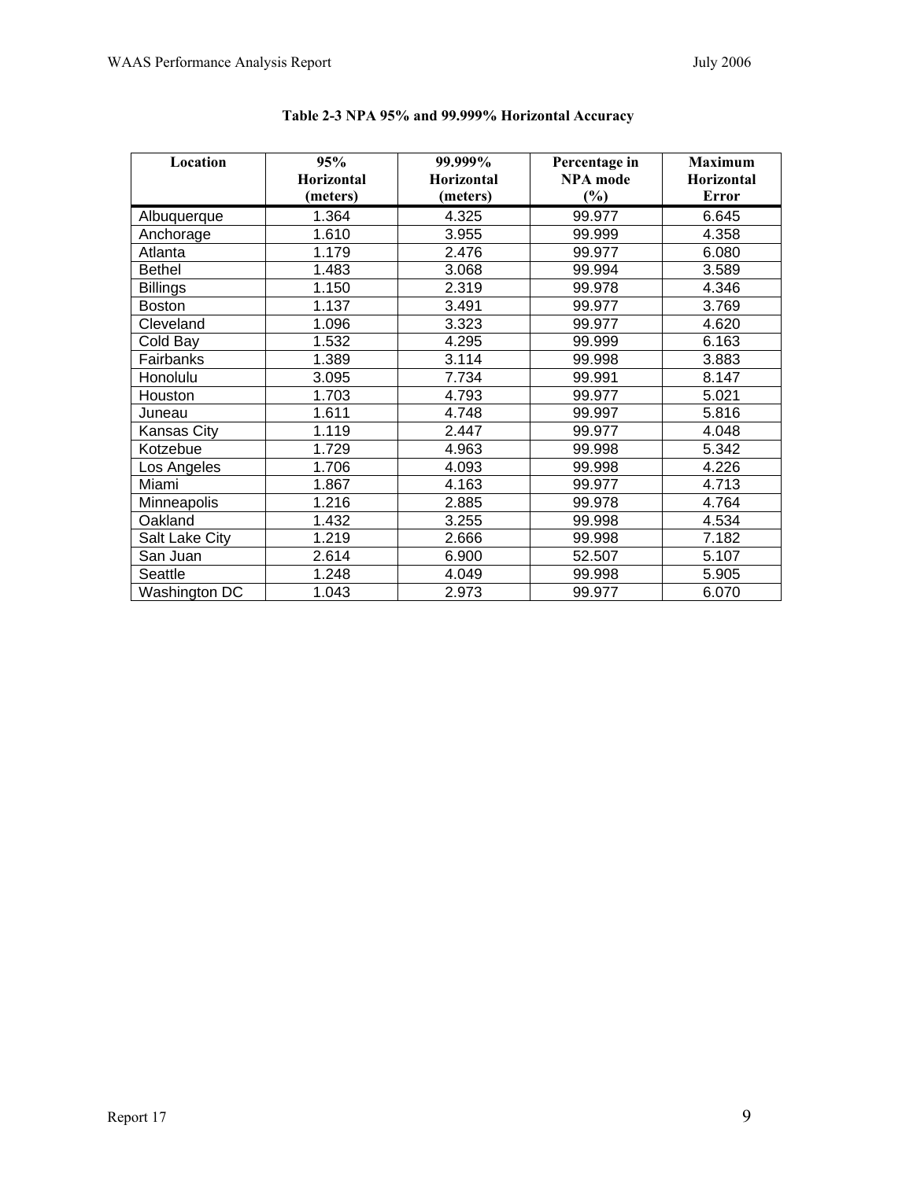**Table 2-3 NPA 95% and 99.999% Horizontal Accuracy**

| Location | 95% Horizontal (meters) | 99.999% Horizontal (meters) | Percentage in NPA mode (%) | Maximum Horizontal Error |
|---|---|---|---|---|
| Albuquerque | 1.364 | 4.325 | 99.977 | 6.645 |
| Anchorage | 1.610 | 3.955 | 99.999 | 4.358 |
| Atlanta | 1.179 | 2.476 | 99.977 | 6.080 |
| Bethel | 1.483 | 3.068 | 99.994 | 3.589 |
| Billings | 1.150 | 2.319 | 99.978 | 4.346 |
| Boston | 1.137 | 3.491 | 99.977 | 3.769 |
| Cleveland | 1.096 | 3.323 | 99.977 | 4.620 |
| Cold Bay | 1.532 | 4.295 | 99.999 | 6.163 |
| Fairbanks | 1.389 | 3.114 | 99.998 | 3.883 |
| Honolulu | 3.095 | 7.734 | 99.991 | 8.147 |
| Houston | 1.703 | 4.793 | 99.977 | 5.021 |
| Juneau | 1.611 | 4.748 | 99.997 | 5.816 |
| Kansas City | 1.119 | 2.447 | 99.977 | 4.048 |
| Kotzebue | 1.729 | 4.963 | 99.998 | 5.342 |
| Los Angeles | 1.706 | 4.093 | 99.998 | 4.226 |
| Miami | 1.867 | 4.163 | 99.977 | 4.713 |
| Minneapolis | 1.216 | 2.885 | 99.978 | 4.764 |
| Oakland | 1.432 | 3.255 | 99.998 | 4.534 |
| Salt Lake City | 1.219 | 2.666 | 99.998 | 7.182 |
| San Juan | 2.614 | 6.900 | 52.507 | 5.107 |
| Seattle | 1.248 | 4.049 | 99.998 | 5.905 |
| Washington DC | 1.043 | 2.973 | 99.977 | 6.070 |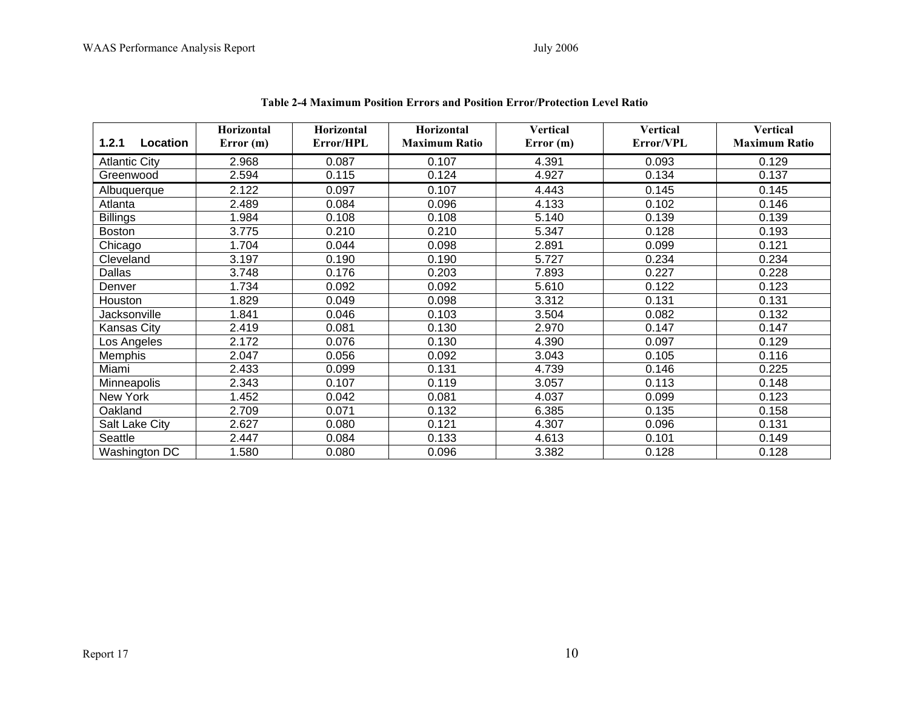**Table 2-4 Maximum Position Errors and Position Error/Protection Level Ratio**

| 1.2.1 Location | Horizontal Error (m) | Horizontal Error/HPL | Horizontal Maximum Ratio | Vertical Error (m) | Vertical Error/VPL | Vertical Maximum Ratio |
|---|---|---|---|---|---|---|
| Atlantic City | 2.968 | 0.087 | 0.107 | 4.391 | 0.093 | 0.129 |
| Greenwood | 2.594 | 0.115 | 0.124 | 4.927 | 0.134 | 0.137 |
| Albuquerque | 2.122 | 0.097 | 0.107 | 4.443 | 0.145 | 0.145 |
| Atlanta | 2.489 | 0.084 | 0.096 | 4.133 | 0.102 | 0.146 |
| Billings | 1.984 | 0.108 | 0.108 | 5.140 | 0.139 | 0.139 |
| Boston | 3.775 | 0.210 | 0.210 | 5.347 | 0.128 | 0.193 |
| Chicago | 1.704 | 0.044 | 0.098 | 2.891 | 0.099 | 0.121 |
| Cleveland | 3.197 | 0.190 | 0.190 | 5.727 | 0.234 | 0.234 |
| Dallas | 3.748 | 0.176 | 0.203 | 7.893 | 0.227 | 0.228 |
| Denver | 1.734 | 0.092 | 0.092 | 5.610 | 0.122 | 0.123 |
| Houston | 1.829 | 0.049 | 0.098 | 3.312 | 0.131 | 0.131 |
| Jacksonville | 1.841 | 0.046 | 0.103 | 3.504 | 0.082 | 0.132 |
| Kansas City | 2.419 | 0.081 | 0.130 | 2.970 | 0.147 | 0.147 |
| Los Angeles | 2.172 | 0.076 | 0.130 | 4.390 | 0.097 | 0.129 |
| Memphis | 2.047 | 0.056 | 0.092 | 3.043 | 0.105 | 0.116 |
| Miami | 2.433 | 0.099 | 0.131 | 4.739 | 0.146 | 0.225 |
| Minneapolis | 2.343 | 0.107 | 0.119 | 3.057 | 0.113 | 0.148 |
| New York | 1.452 | 0.042 | 0.081 | 4.037 | 0.099 | 0.123 |
| Oakland | 2.709 | 0.071 | 0.132 | 6.385 | 0.135 | 0.158 |
| Salt Lake City | 2.627 | 0.080 | 0.121 | 4.307 | 0.096 | 0.131 |
| Seattle | 2.447 | 0.084 | 0.133 | 4.613 | 0.101 | 0.149 |
| Washington DC | 1.580 | 0.080 | 0.096 | 3.382 | 0.128 | 0.128 |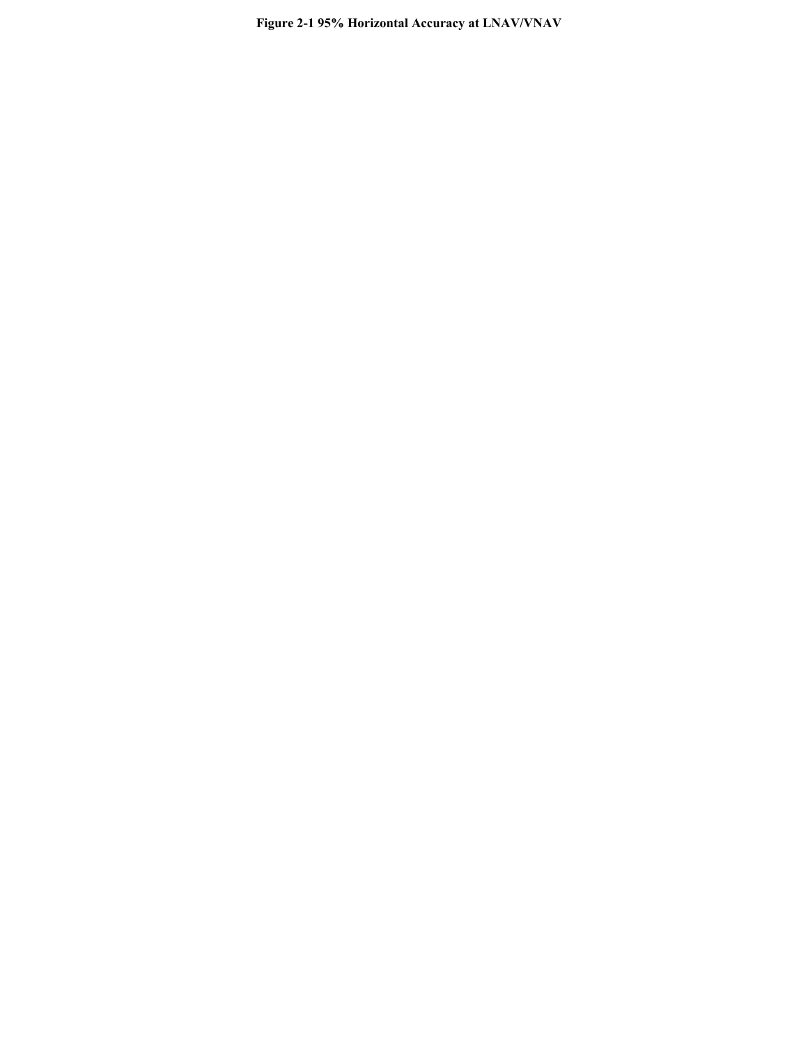**Figure 2-1 95% Horizontal Accuracy at LNAV/VNAV**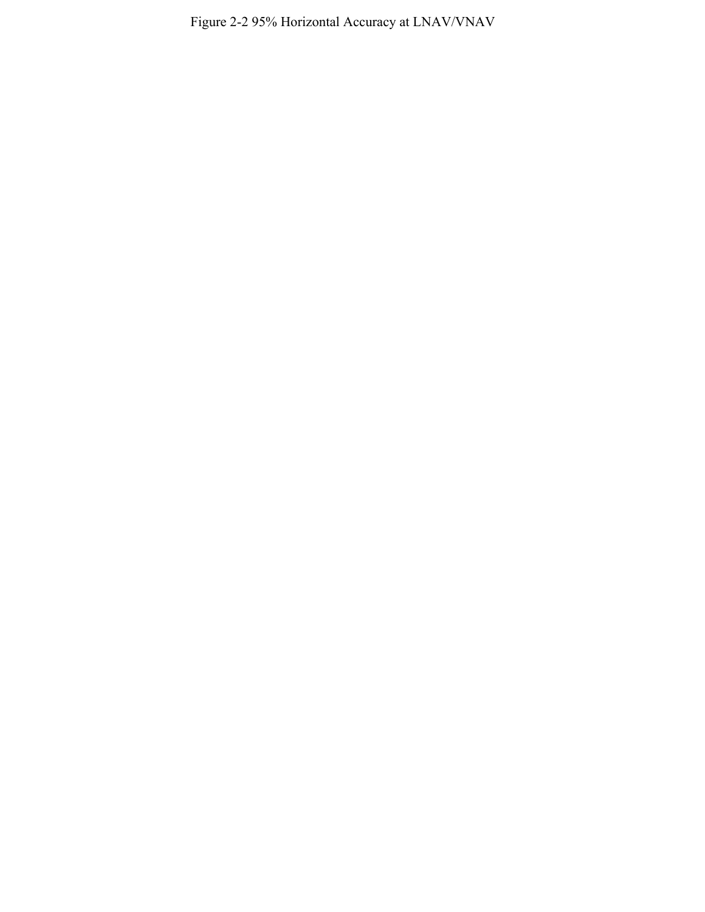Figure 2-2 95% Horizontal Accuracy at LNAV/VNAV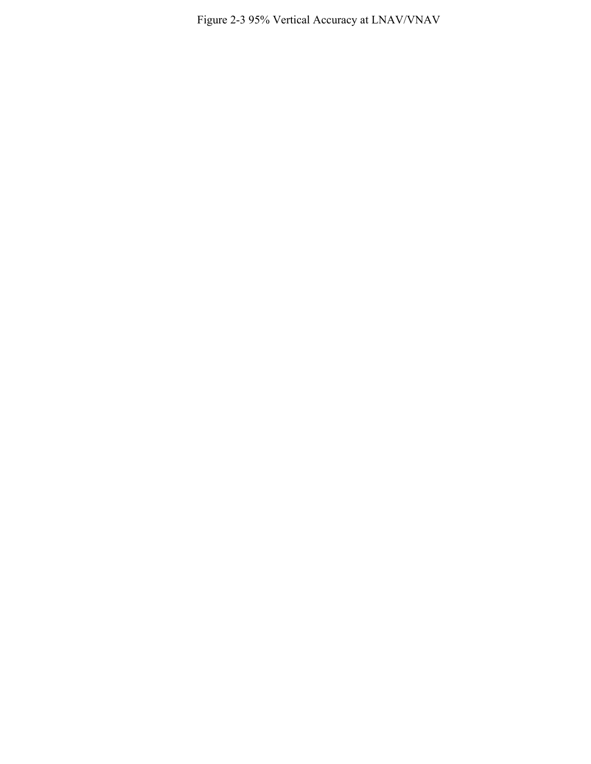Figure 2-3 95% Vertical Accuracy at LNAV/VNAV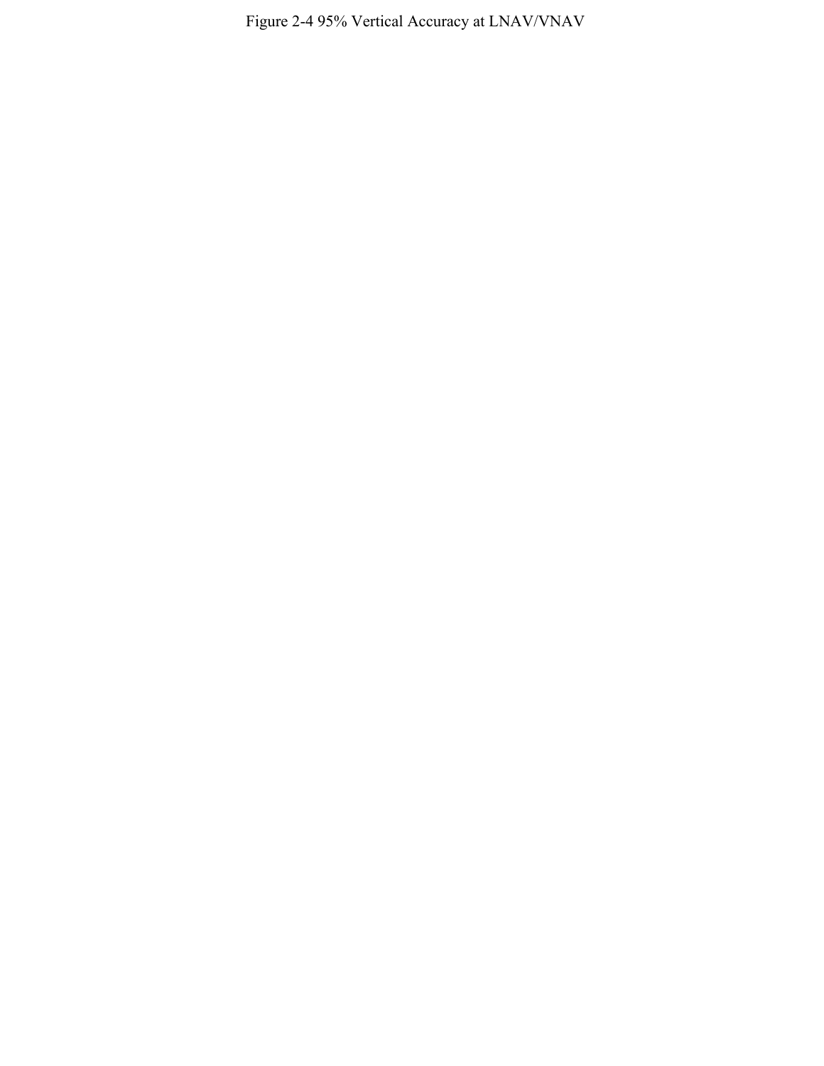Figure 2-4 95% Vertical Accuracy at LNAV/VNAV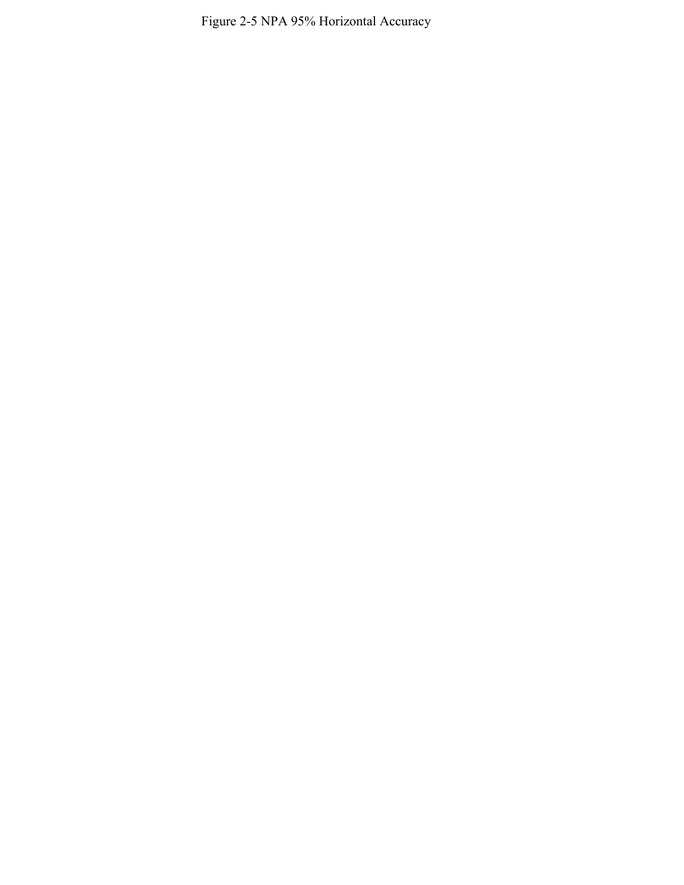Figure 2-5 NPA 95% Horizontal Accuracy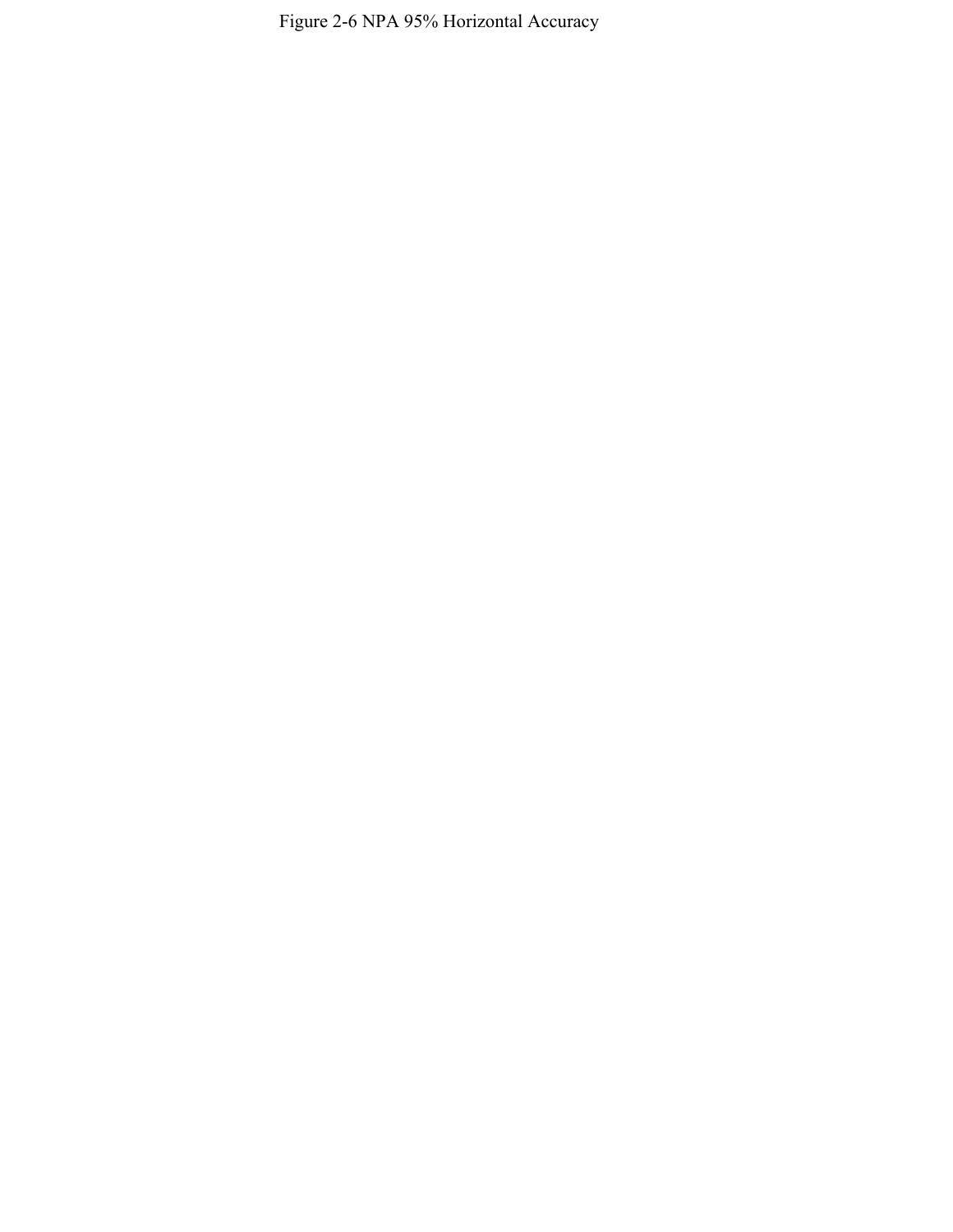Figure 2-6 NPA 95% Horizontal Accuracy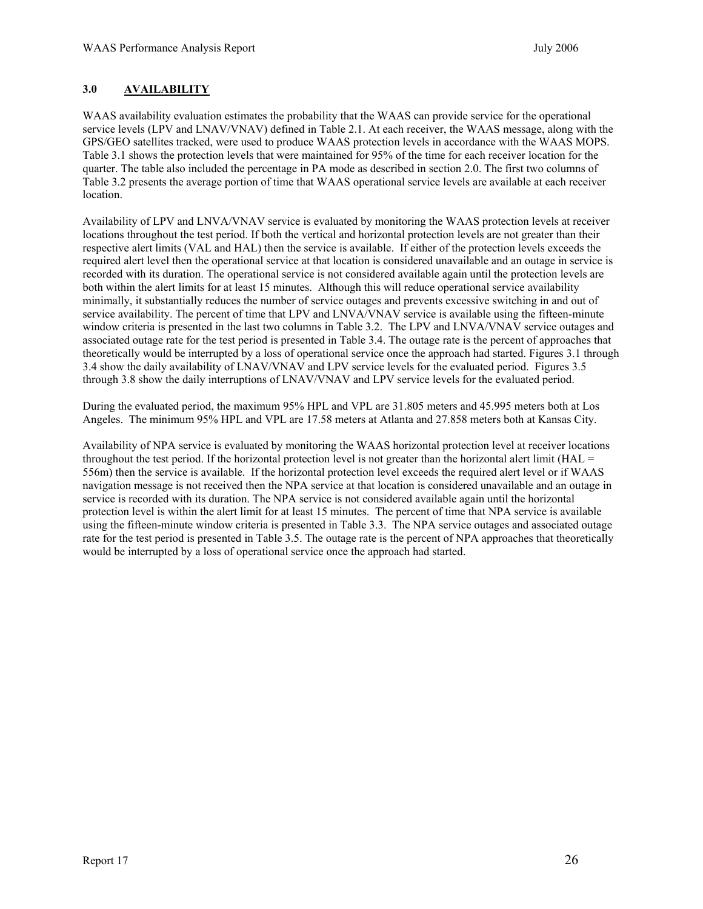## 3.0 AVAILABILITY

WAAS availability evaluation estimates the probability that the WAAS can provide service for the operational service levels (LPV and LNAV/VNAV) defined in Table 2.1. At each receiver, the WAAS message, along with the GPS/GEO satellites tracked, were used to produce WAAS protection levels in accordance with the WAAS MOPS. Table 3.1 shows the protection levels that were maintained for 95% of the time for each receiver location for the quarter. The table also included the percentage in PA mode as described in section 2.0. The first two columns of Table 3.2 presents the average portion of time that WAAS operational service levels are available at each receiver location.

Availability of LPV and LNVA/VNAV service is evaluated by monitoring the WAAS protection levels at receiver locations throughout the test period. If both the vertical and horizontal protection levels are not greater than their respective alert limits (VAL and HAL) then the service is available. If either of the protection levels exceeds the required alert level then the operational service at that location is considered unavailable and an outage in service is recorded with its duration. The operational service is not considered available again until the protection levels are both within the alert limits for at least 15 minutes. Although this will reduce operational service availability minimally, it substantially reduces the number of service outages and prevents excessive switching in and out of service availability. The percent of time that LPV and LNVA/VNAV service is available using the fifteen-minute window criteria is presented in the last two columns in Table 3.2. The LPV and LNVA/VNAV service outages and associated outage rate for the test period is presented in Table 3.4. The outage rate is the percent of approaches that theoretically would be interrupted by a loss of operational service once the approach had started. Figures 3.1 through 3.4 show the daily availability of LNAV/VNAV and LPV service levels for the evaluated period. Figures 3.5 through 3.8 show the daily interruptions of LNAV/VNAV and LPV service levels for the evaluated period.

During the evaluated period, the maximum 95% HPL and VPL are 31.805 meters and 45.995 meters both at Los Angeles. The minimum 95% HPL and VPL are 17.58 meters at Atlanta and 27.858 meters both at Kansas City.

Availability of NPA service is evaluated by monitoring the WAAS horizontal protection level at receiver locations throughout the test period. If the horizontal protection level is not greater than the horizontal alert limit (HAL = 556m) then the service is available. If the horizontal protection level exceeds the required alert level or if WAAS navigation message is not received then the NPA service at that location is considered unavailable and an outage in service is recorded with its duration. The NPA service is not considered available again until the horizontal protection level is within the alert limit for at least 15 minutes. The percent of time that NPA service is available using the fifteen-minute window criteria is presented in Table 3.3. The NPA service outages and associated outage rate for the test period is presented in Table 3.5. The outage rate is the percent of NPA approaches that theoretically would be interrupted by a loss of operational service once the approach had started.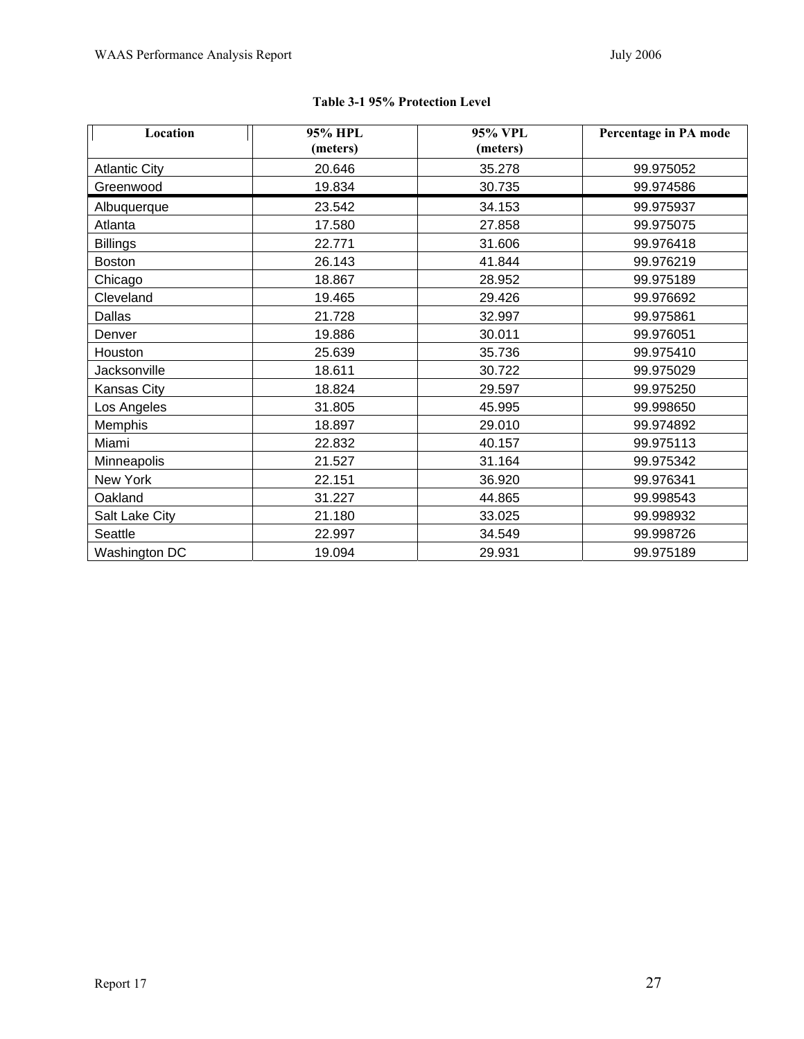**Table 3-1 95% Protection Level**

| Location | 95% HPL (meters) | 95% VPL (meters) | Percentage in PA mode |
|---|---|---|---|
| Atlantic City | 20.646 | 35.278 | 99.975052 |
| Greenwood | 19.834 | 30.735 | 99.974586 |
| Albuquerque | 23.542 | 34.153 | 99.975937 |
| Atlanta | 17.580 | 27.858 | 99.975075 |
| Billings | 22.771 | 31.606 | 99.976418 |
| Boston | 26.143 | 41.844 | 99.976219 |
| Chicago | 18.867 | 28.952 | 99.975189 |
| Cleveland | 19.465 | 29.426 | 99.976692 |
| Dallas | 21.728 | 32.997 | 99.975861 |
| Denver | 19.886 | 30.011 | 99.976051 |
| Houston | 25.639 | 35.736 | 99.975410 |
| Jacksonville | 18.611 | 30.722 | 99.975029 |
| Kansas City | 18.824 | 29.597 | 99.975250 |
| Los Angeles | 31.805 | 45.995 | 99.998650 |
| Memphis | 18.897 | 29.010 | 99.974892 |
| Miami | 22.832 | 40.157 | 99.975113 |
| Minneapolis | 21.527 | 31.164 | 99.975342 |
| New York | 22.151 | 36.920 | 99.976341 |
| Oakland | 31.227 | 44.865 | 99.998543 |
| Salt Lake City | 21.180 | 33.025 | 99.998932 |
| Seattle | 22.997 | 34.549 | 99.998726 |
| Washington DC | 19.094 | 29.931 | 99.975189 |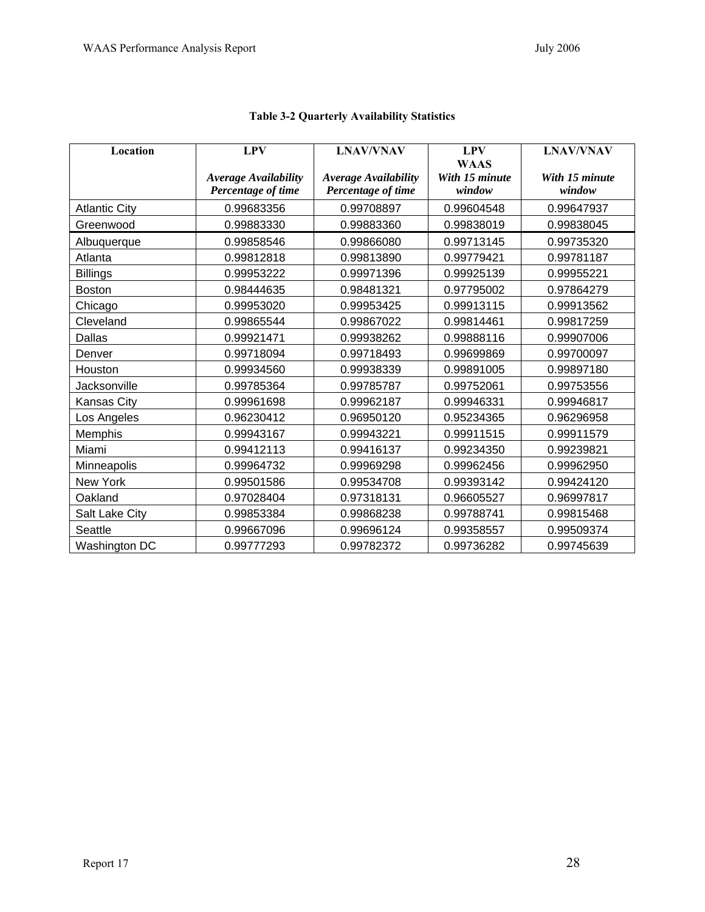**Table 3-2 Quarterly Availability Statistics**

| Location | LPV *Average Availability Percentage of time* | LNAV/VNAV *Average Availability Percentage of time* | LPV WAAS *With 15 minute window* | LNAV/VNAV *With 15 minute window* |
|---|---|---|---|---|
| Atlantic City | 0.99683356 | 0.99708897 | 0.99604548 | 0.99647937 |
| Greenwood | 0.99883330 | 0.99883360 | 0.99838019 | 0.99838045 |
| Albuquerque | 0.99858546 | 0.99866080 | 0.99713145 | 0.99735320 |
| Atlanta | 0.99812818 | 0.99813890 | 0.99779421 | 0.99781187 |
| Billings | 0.99953222 | 0.99971396 | 0.99925139 | 0.99955221 |
| Boston | 0.98444635 | 0.98481321 | 0.97795002 | 0.97864279 |
| Chicago | 0.99953020 | 0.99953425 | 0.99913115 | 0.99913562 |
| Cleveland | 0.99865544 | 0.99867022 | 0.99814461 | 0.99817259 |
| Dallas | 0.99921471 | 0.99938262 | 0.99888116 | 0.99907006 |
| Denver | 0.99718094 | 0.99718493 | 0.99699869 | 0.99700097 |
| Houston | 0.99934560 | 0.99938339 | 0.99891005 | 0.99897180 |
| Jacksonville | 0.99785364 | 0.99785787 | 0.99752061 | 0.99753556 |
| Kansas City | 0.99961698 | 0.99962187 | 0.99946331 | 0.99946817 |
| Los Angeles | 0.96230412 | 0.96950120 | 0.95234365 | 0.96296958 |
| Memphis | 0.99943167 | 0.99943221 | 0.99911515 | 0.99911579 |
| Miami | 0.99412113 | 0.99416137 | 0.99234350 | 0.99239821 |
| Minneapolis | 0.99964732 | 0.99969298 | 0.99962456 | 0.99962950 |
| New York | 0.99501586 | 0.99534708 | 0.99393142 | 0.99424120 |
| Oakland | 0.97028404 | 0.97318131 | 0.96605527 | 0.96997817 |
| Salt Lake City | 0.99853384 | 0.99868238 | 0.99788741 | 0.99815468 |
| Seattle | 0.99667096 | 0.99696124 | 0.99358557 | 0.99509374 |
| Washington DC | 0.99777293 | 0.99782372 | 0.99736282 | 0.99745639 |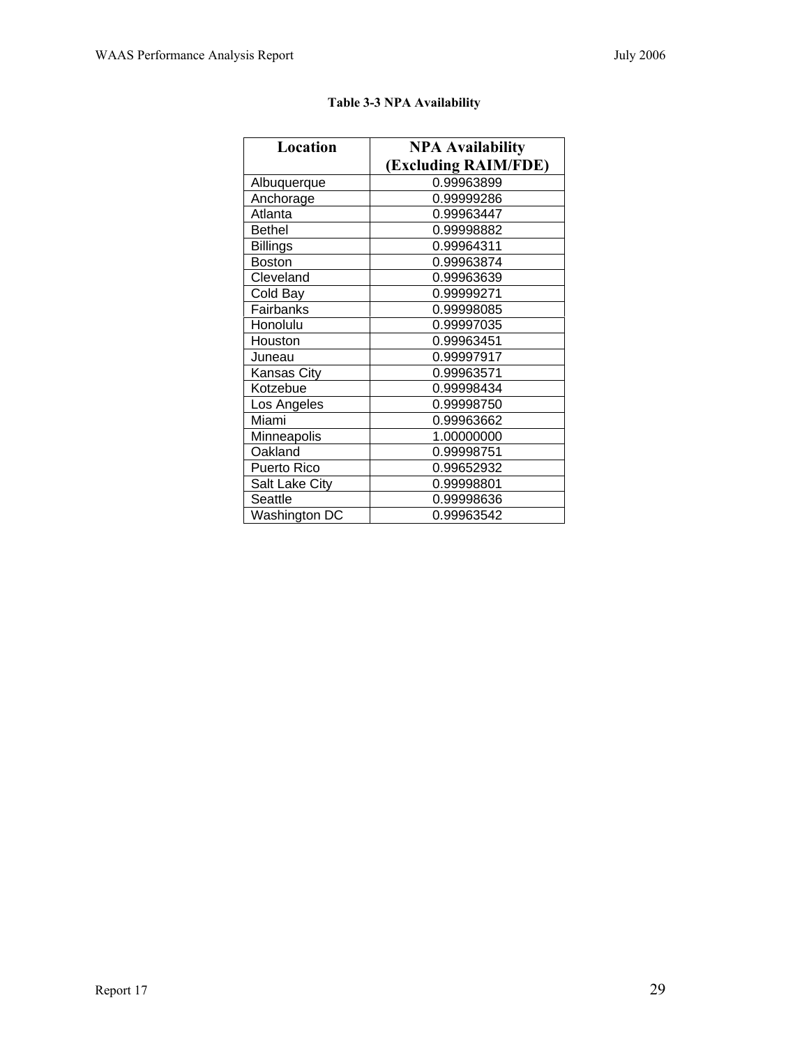**Table 3-3 NPA Availability**

| Location | NPA Availability (Excluding RAIM/FDE) |
| --- | --- |
| Albuquerque | 0.99963899 |
| Anchorage | 0.99999286 |
| Atlanta | 0.99963447 |
| Bethel | 0.99998882 |
| Billings | 0.99964311 |
| Boston | 0.99963874 |
| Cleveland | 0.99963639 |
| Cold Bay | 0.99999271 |
| Fairbanks | 0.99998085 |
| Honolulu | 0.99997035 |
| Houston | 0.99963451 |
| Juneau | 0.99997917 |
| Kansas City | 0.99963571 |
| Kotzebue | 0.99998434 |
| Los Angeles | 0.99998750 |
| Miami | 0.99963662 |
| Minneapolis | 1.00000000 |
| Oakland | 0.99998751 |
| Puerto Rico | 0.99652932 |
| Salt Lake City | 0.99998801 |
| Seattle | 0.99998636 |
| Washington DC | 0.99963542 |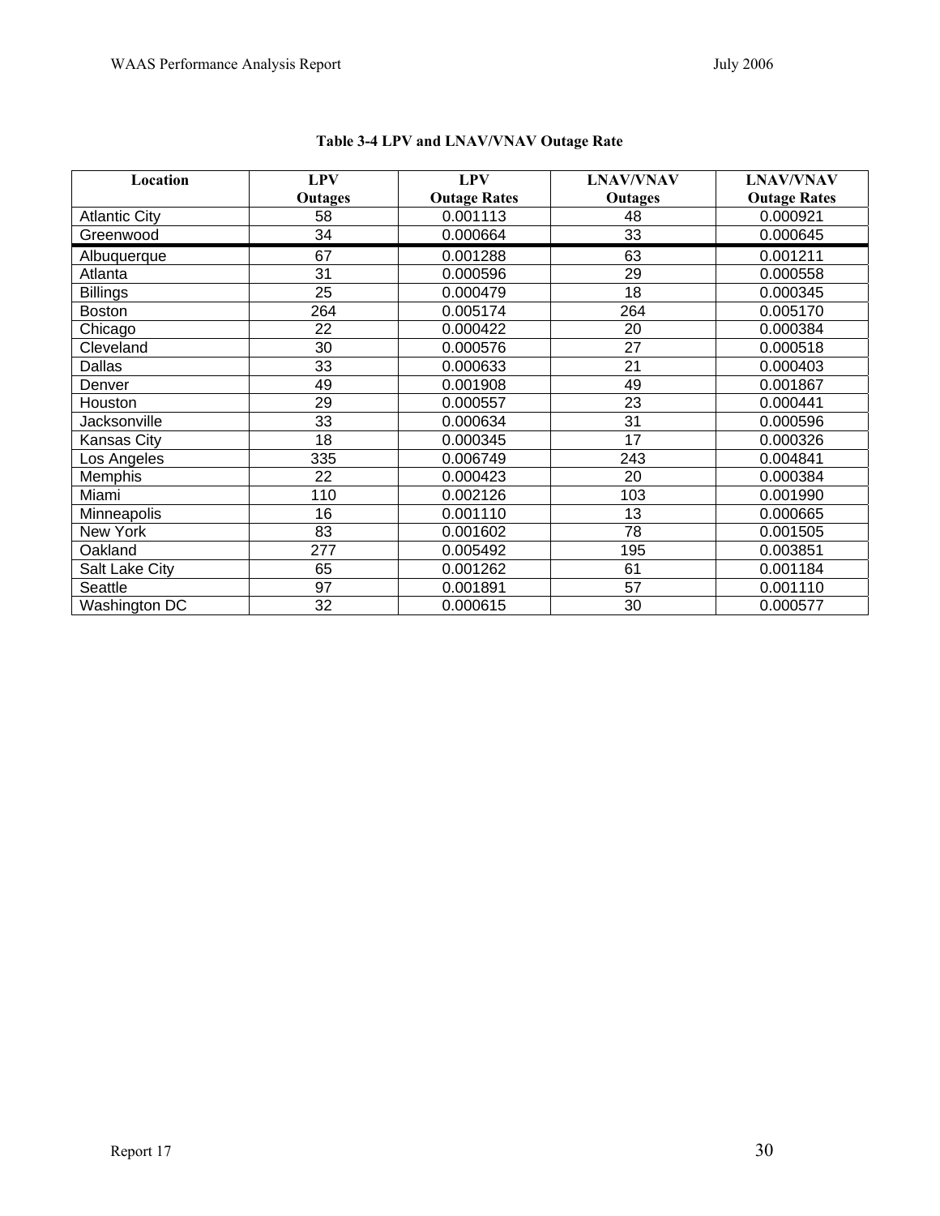**Table 3-4 LPV and LNAV/VNAV Outage Rate**

| Location | LPV Outages | LPV Outage Rates | LNAV/VNAV Outages | LNAV/VNAV Outage Rates |
|---|---|---|---|---|
| Atlantic City | 58 | 0.001113 | 48 | 0.000921 |
| Greenwood | 34 | 0.000664 | 33 | 0.000645 |
| Albuquerque | 67 | 0.001288 | 63 | 0.001211 |
| Atlanta | 31 | 0.000596 | 29 | 0.000558 |
| Billings | 25 | 0.000479 | 18 | 0.000345 |
| Boston | 264 | 0.005174 | 264 | 0.005170 |
| Chicago | 22 | 0.000422 | 20 | 0.000384 |
| Cleveland | 30 | 0.000576 | 27 | 0.000518 |
| Dallas | 33 | 0.000633 | 21 | 0.000403 |
| Denver | 49 | 0.001908 | 49 | 0.001867 |
| Houston | 29 | 0.000557 | 23 | 0.000441 |
| Jacksonville | 33 | 0.000634 | 31 | 0.000596 |
| Kansas City | 18 | 0.000345 | 17 | 0.000326 |
| Los Angeles | 335 | 0.006749 | 243 | 0.004841 |
| Memphis | 22 | 0.000423 | 20 | 0.000384 |
| Miami | 110 | 0.002126 | 103 | 0.001990 |
| Minneapolis | 16 | 0.001110 | 13 | 0.000665 |
| New York | 83 | 0.001602 | 78 | 0.001505 |
| Oakland | 277 | 0.005492 | 195 | 0.003851 |
| Salt Lake City | 65 | 0.001262 | 61 | 0.001184 |
| Seattle | 97 | 0.001891 | 57 | 0.001110 |
| Washington DC | 32 | 0.000615 | 30 | 0.000577 |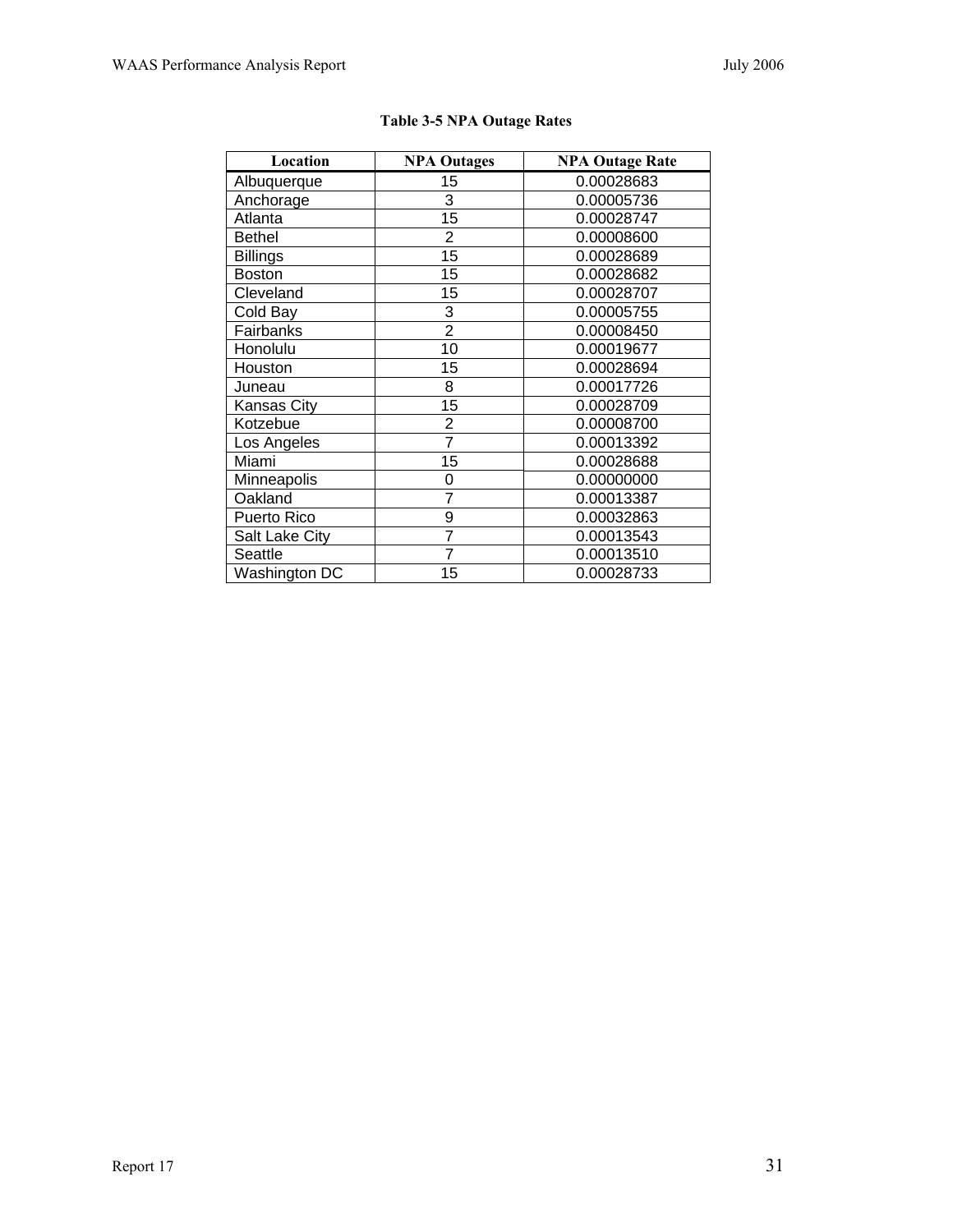**Table 3-5 NPA Outage Rates**

| Location | NPA Outages | NPA Outage Rate |
|---|---|---|
| Albuquerque | 15 | 0.00028683 |
| Anchorage | 3 | 0.00005736 |
| Atlanta | 15 | 0.00028747 |
| Bethel | 2 | 0.00008600 |
| Billings | 15 | 0.00028689 |
| Boston | 15 | 0.00028682 |
| Cleveland | 15 | 0.00028707 |
| Cold Bay | 3 | 0.00005755 |
| Fairbanks | 2 | 0.00008450 |
| Honolulu | 10 | 0.00019677 |
| Houston | 15 | 0.00028694 |
| Juneau | 8 | 0.00017726 |
| Kansas City | 15 | 0.00028709 |
| Kotzebue | 2 | 0.00008700 |
| Los Angeles | 7 | 0.00013392 |
| Miami | 15 | 0.00028688 |
| Minneapolis | 0 | 0.00000000 |
| Oakland | 7 | 0.00013387 |
| Puerto Rico | 9 | 0.00032863 |
| Salt Lake City | 7 | 0.00013543 |
| Seattle | 7 | 0.00013510 |
| Washington DC | 15 | 0.00028733 |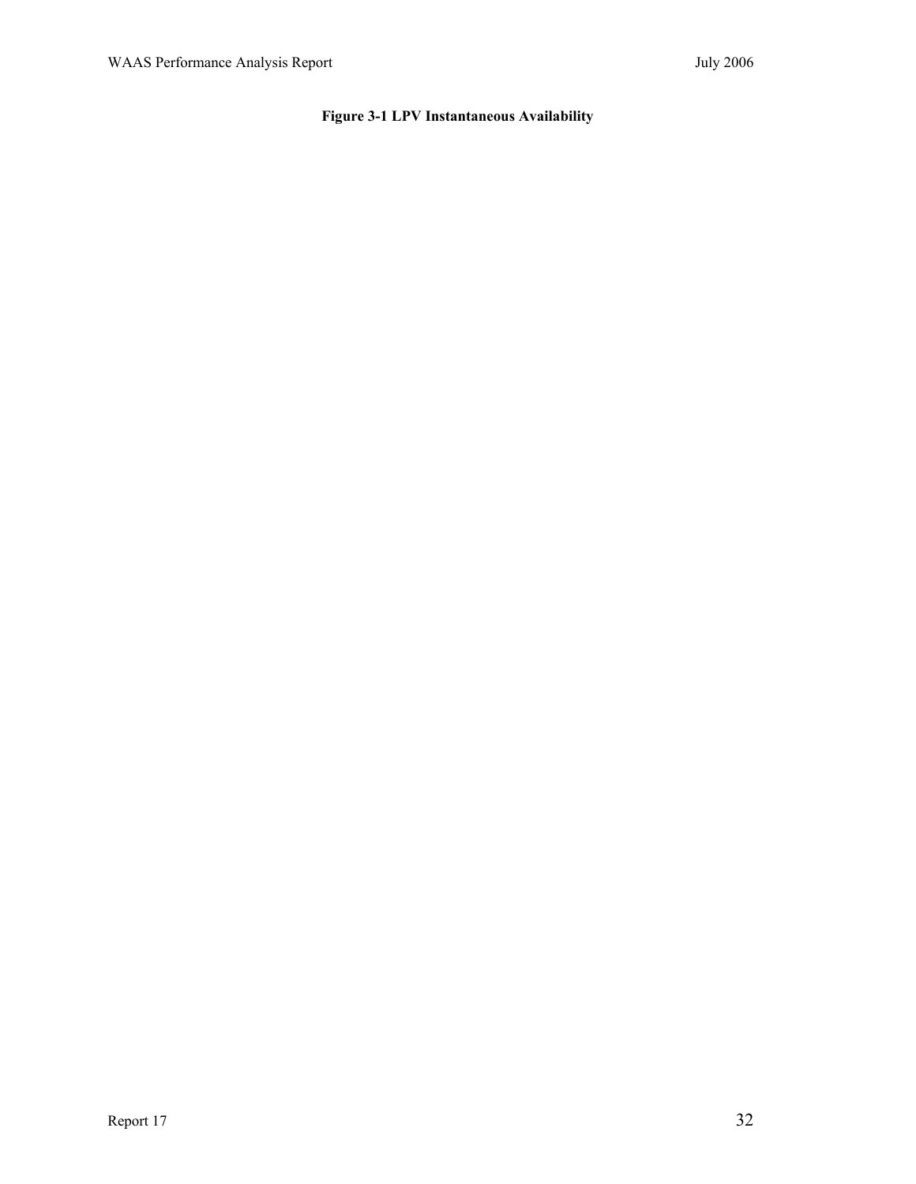**Figure 3-1 LPV Instantaneous Availability**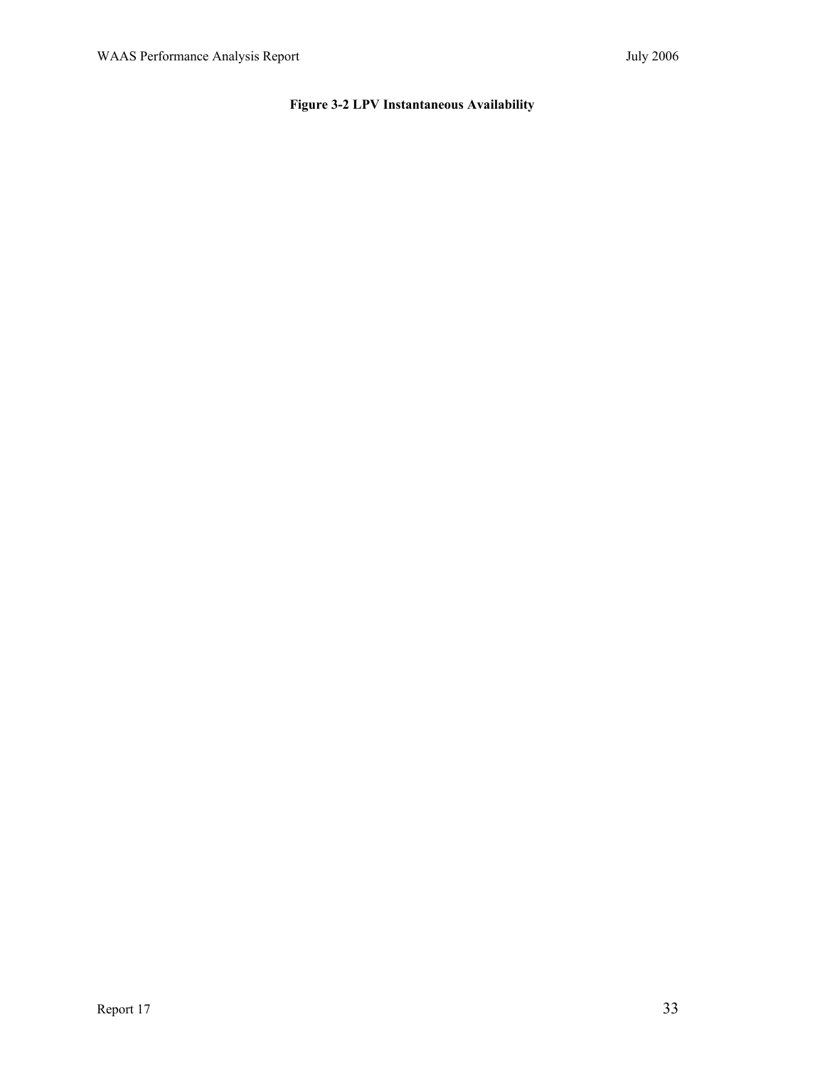**Figure 3-2 LPV Instantaneous Availability**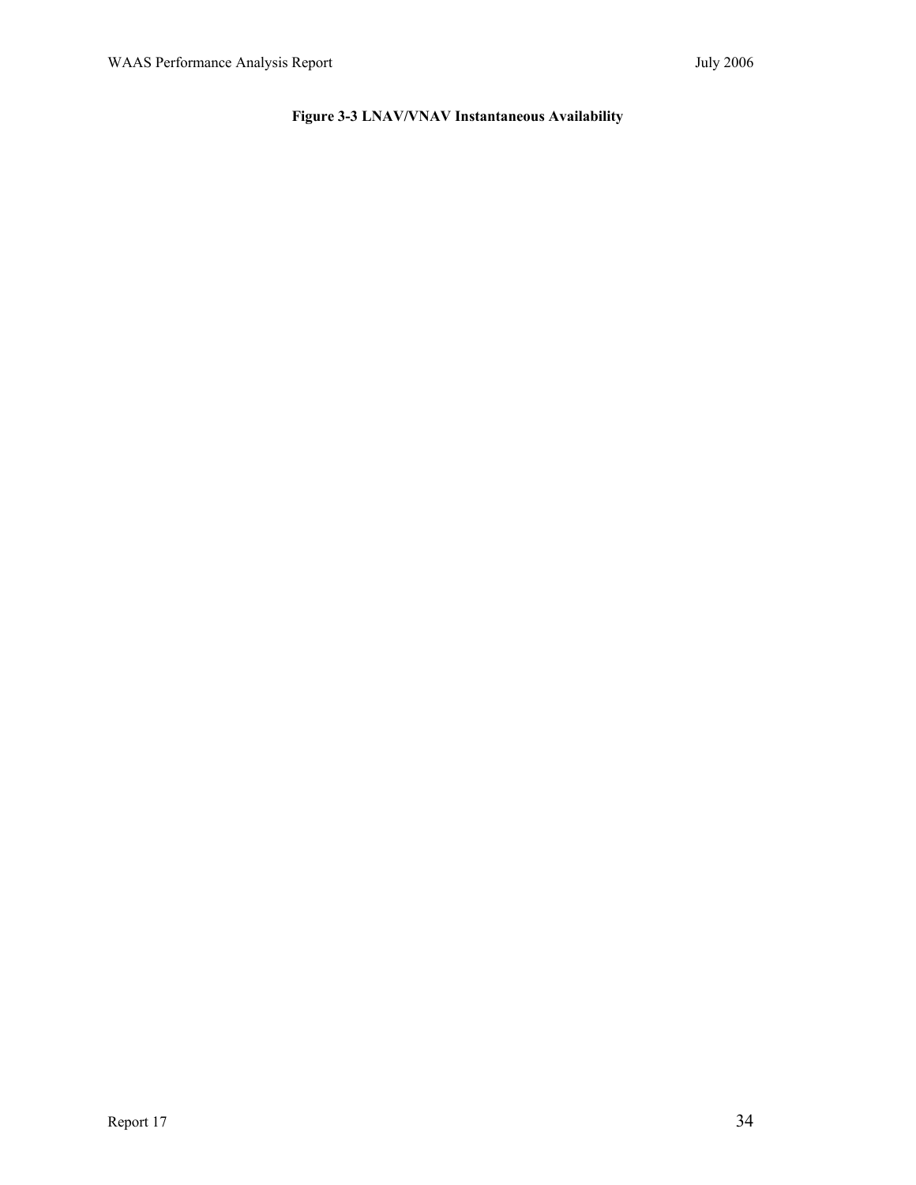**Figure 3-3 LNAV/VNAV Instantaneous Availability**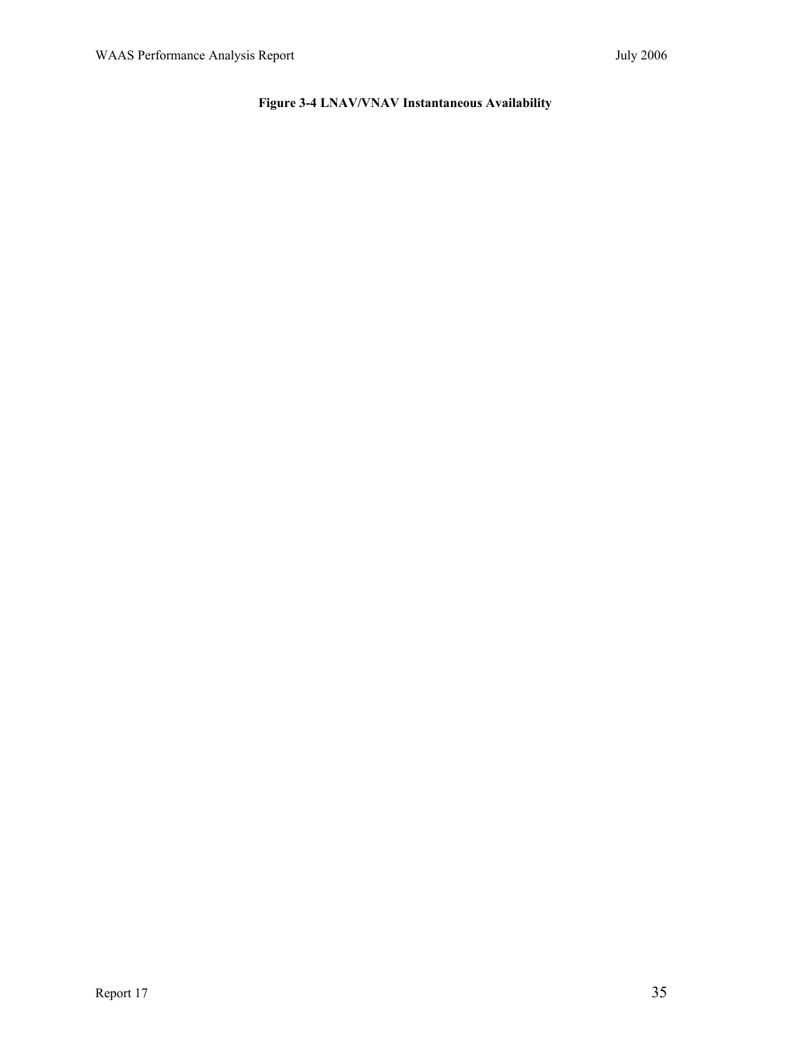**Figure 3-4 LNAV/VNAV Instantaneous Availability**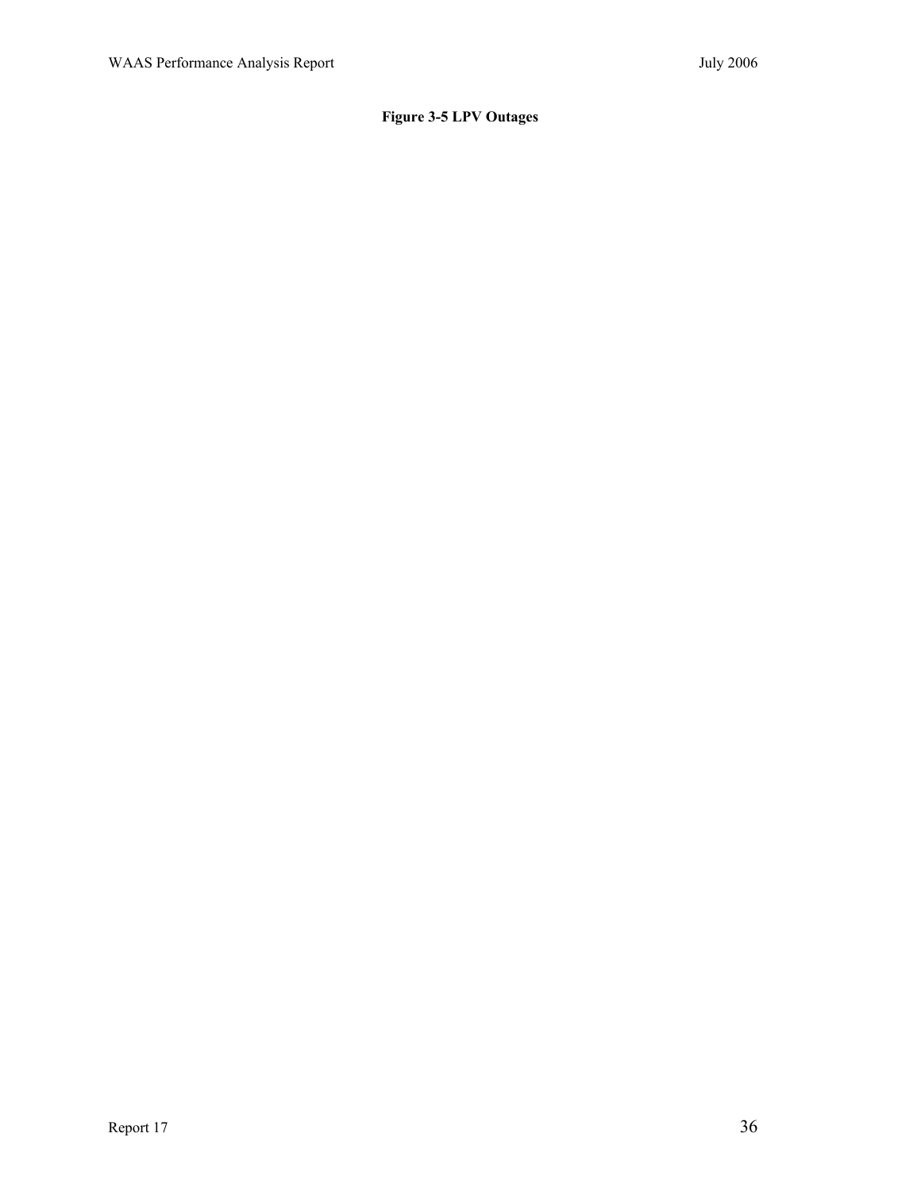**Figure 3-5 LPV Outages**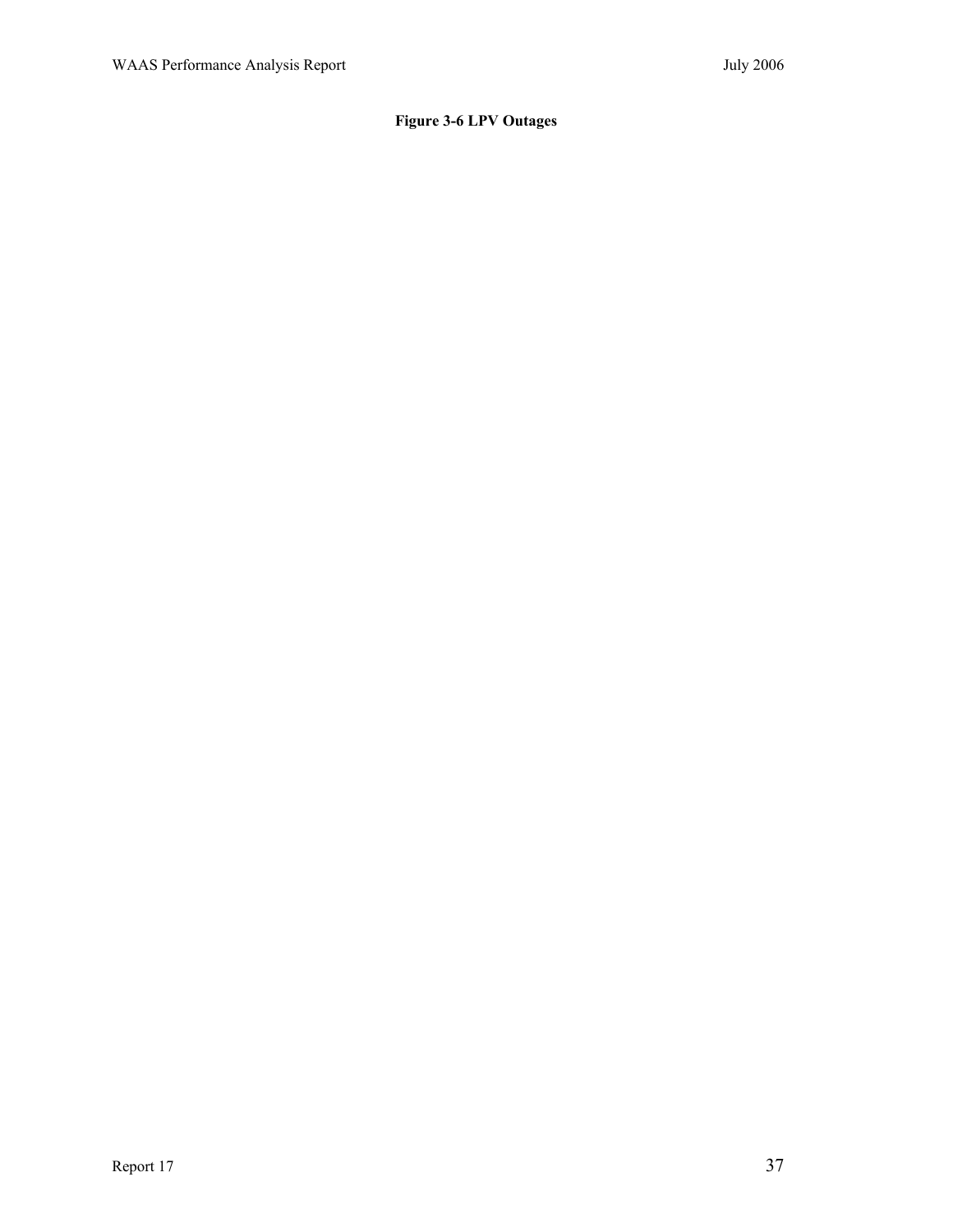**Figure 3-6 LPV Outages**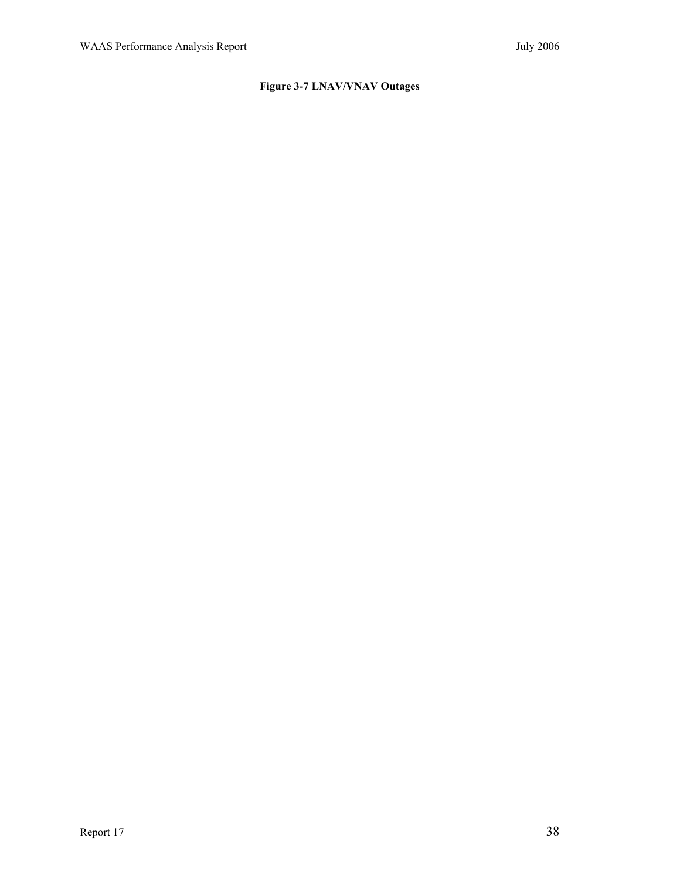**Figure 3-7 LNAV/VNAV Outages**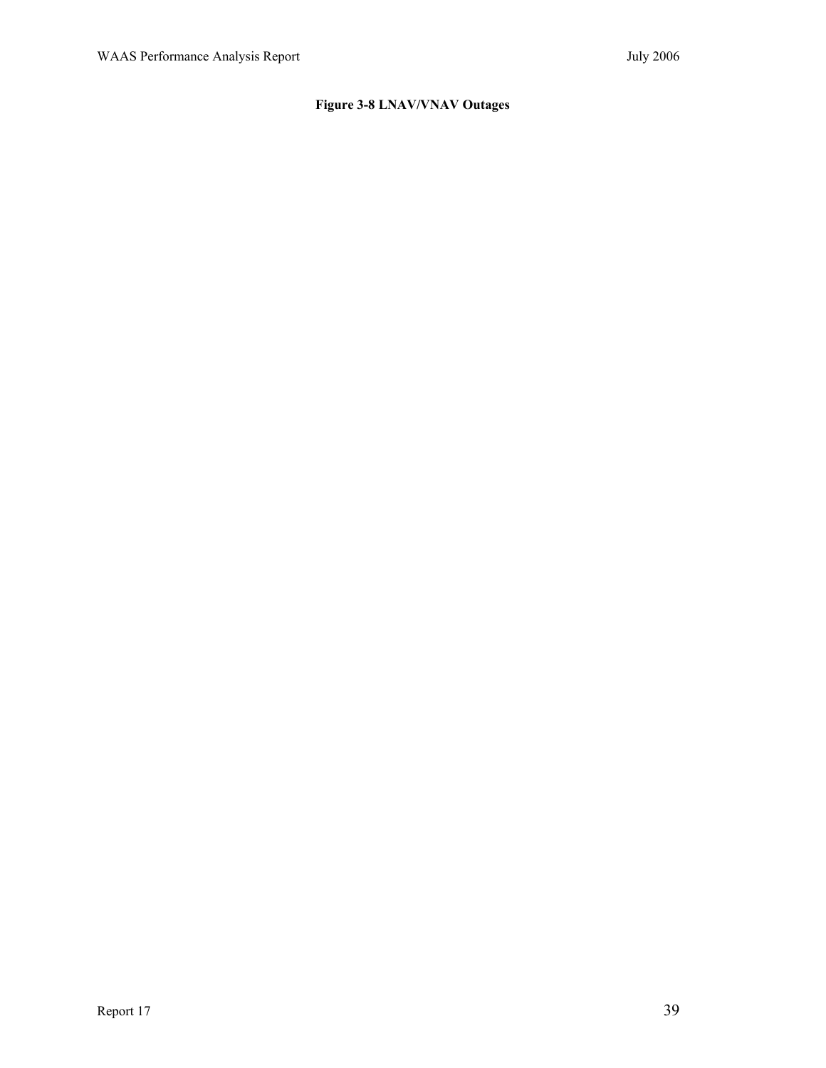**Figure 3-8 LNAV/VNAV Outages**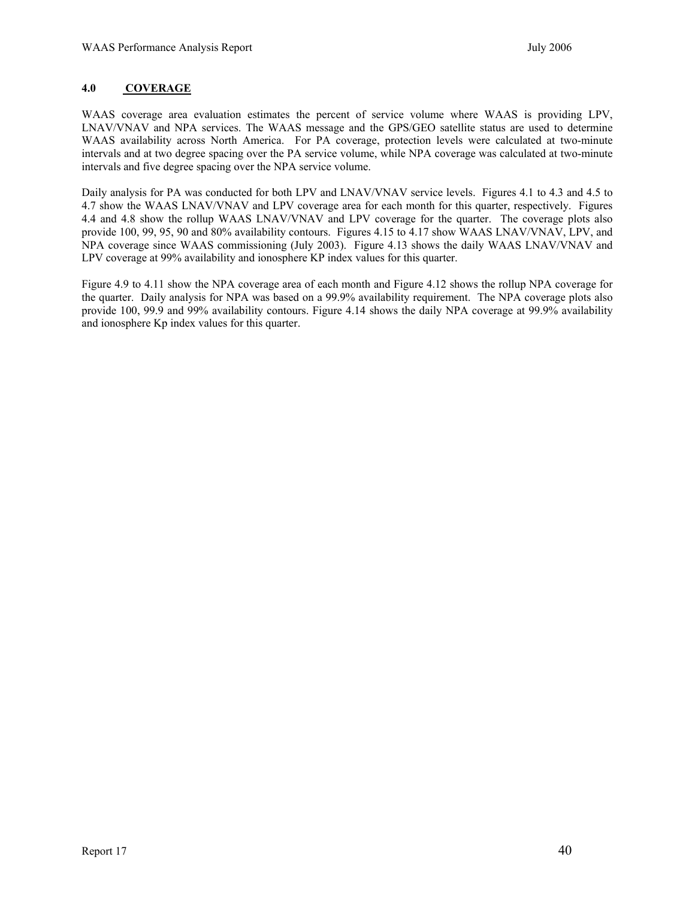## 4.0 COVERAGE

WAAS coverage area evaluation estimates the percent of service volume where WAAS is providing LPV, LNAV/VNAV and NPA services. The WAAS message and the GPS/GEO satellite status are used to determine WAAS availability across North America. For PA coverage, protection levels were calculated at two-minute intervals and at two degree spacing over the PA service volume, while NPA coverage was calculated at two-minute intervals and five degree spacing over the NPA service volume.

Daily analysis for PA was conducted for both LPV and LNAV/VNAV service levels. Figures 4.1 to 4.3 and 4.5 to 4.7 show the WAAS LNAV/VNAV and LPV coverage area for each month for this quarter, respectively. Figures 4.4 and 4.8 show the rollup WAAS LNAV/VNAV and LPV coverage for the quarter. The coverage plots also provide 100, 99, 95, 90 and 80% availability contours. Figures 4.15 to 4.17 show WAAS LNAV/VNAV, LPV, and NPA coverage since WAAS commissioning (July 2003). Figure 4.13 shows the daily WAAS LNAV/VNAV and LPV coverage at 99% availability and ionosphere KP index values for this quarter.

Figure 4.9 to 4.11 show the NPA coverage area of each month and Figure 4.12 shows the rollup NPA coverage for the quarter. Daily analysis for NPA was based on a 99.9% availability requirement. The NPA coverage plots also provide 100, 99.9 and 99% availability contours. Figure 4.14 shows the daily NPA coverage at 99.9% availability and ionosphere Kp index values for this quarter.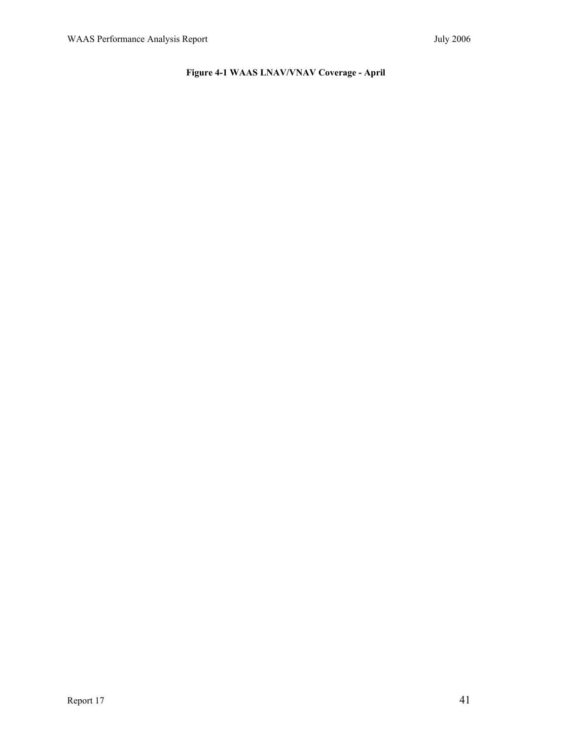**Figure 4-1 WAAS LNAV/VNAV Coverage - April**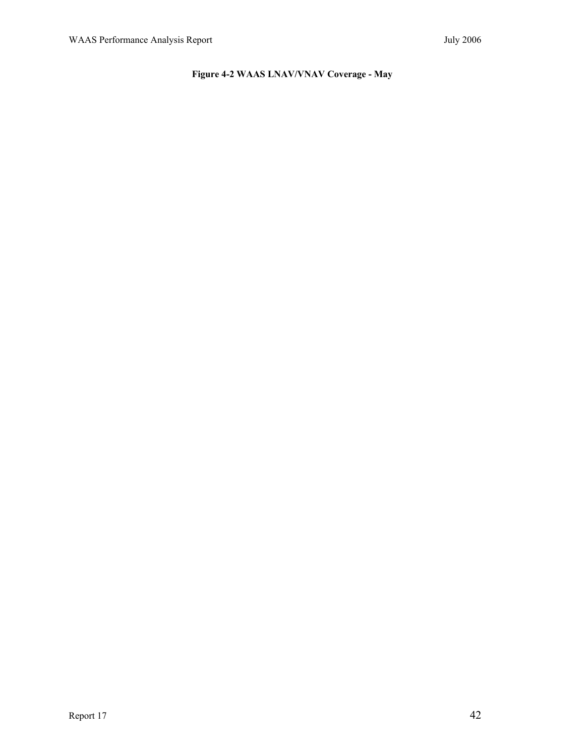**Figure 4-2 WAAS LNAV/VNAV Coverage - May**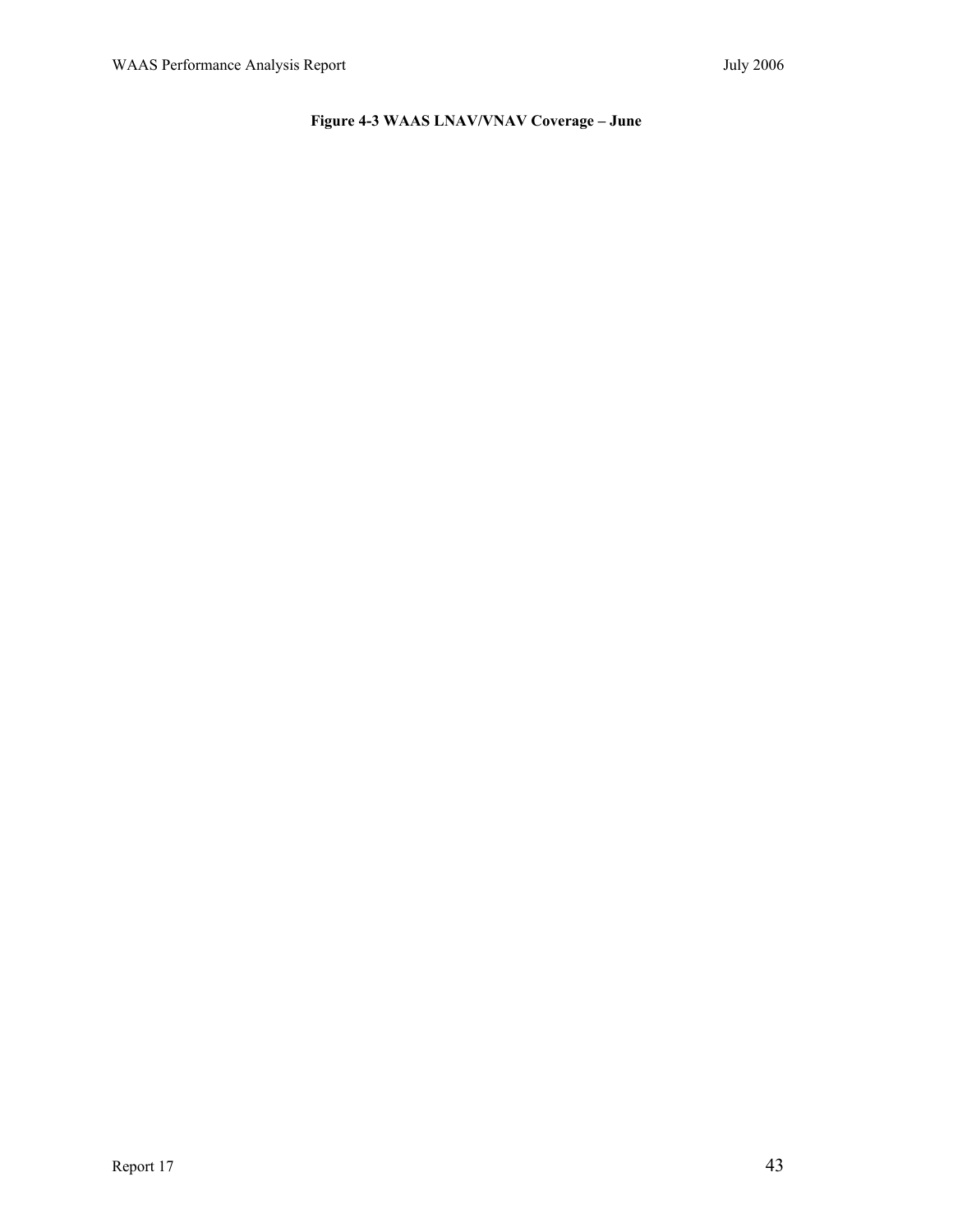**Figure 4-3 WAAS LNAV/VNAV Coverage – June**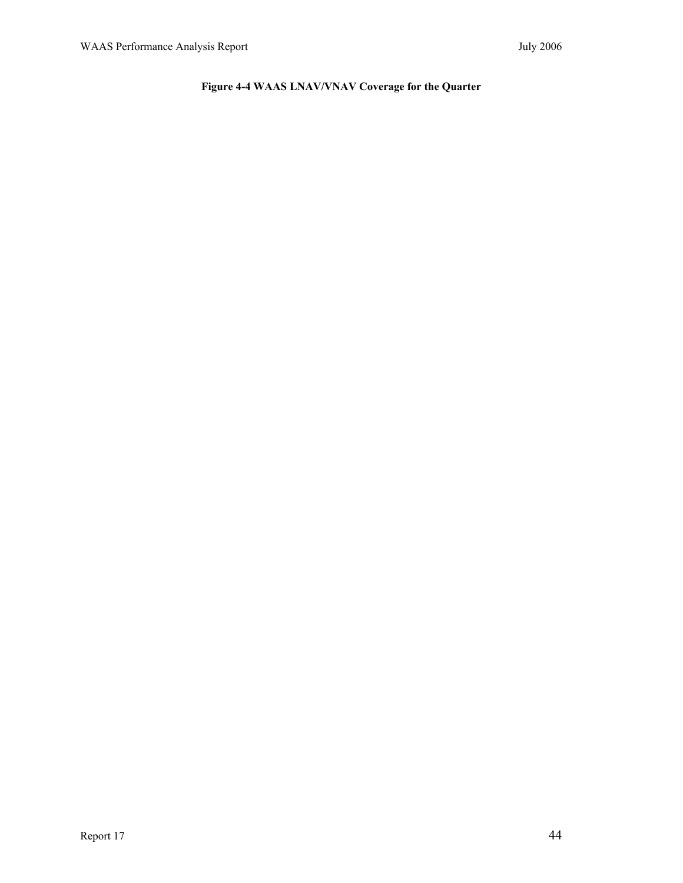**Figure 4-4 WAAS LNAV/VNAV Coverage for the Quarter**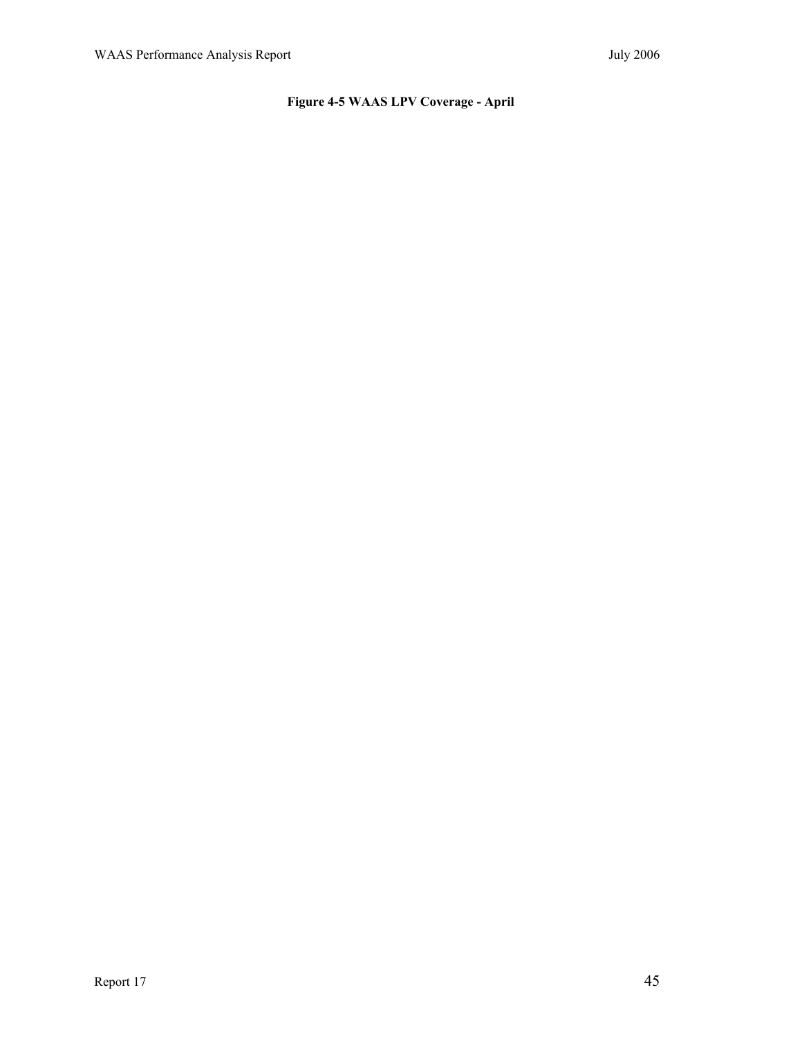**Figure 4-5 WAAS LPV Coverage - April**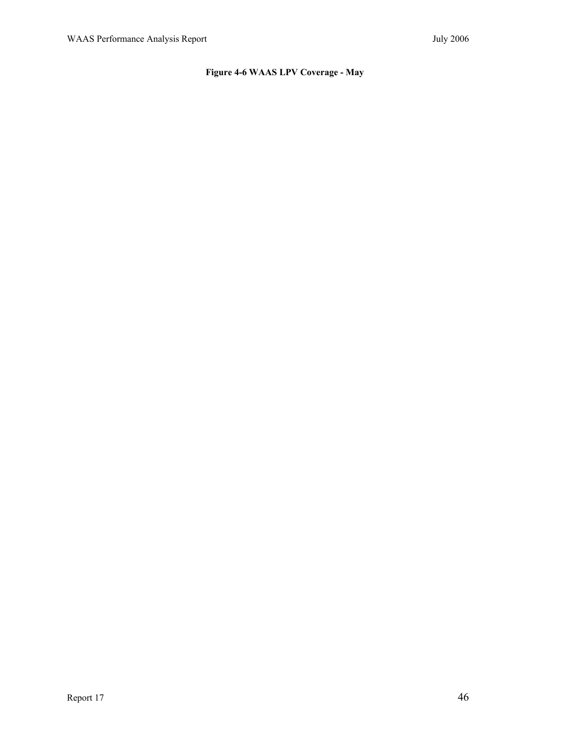**Figure 4-6 WAAS LPV Coverage - May**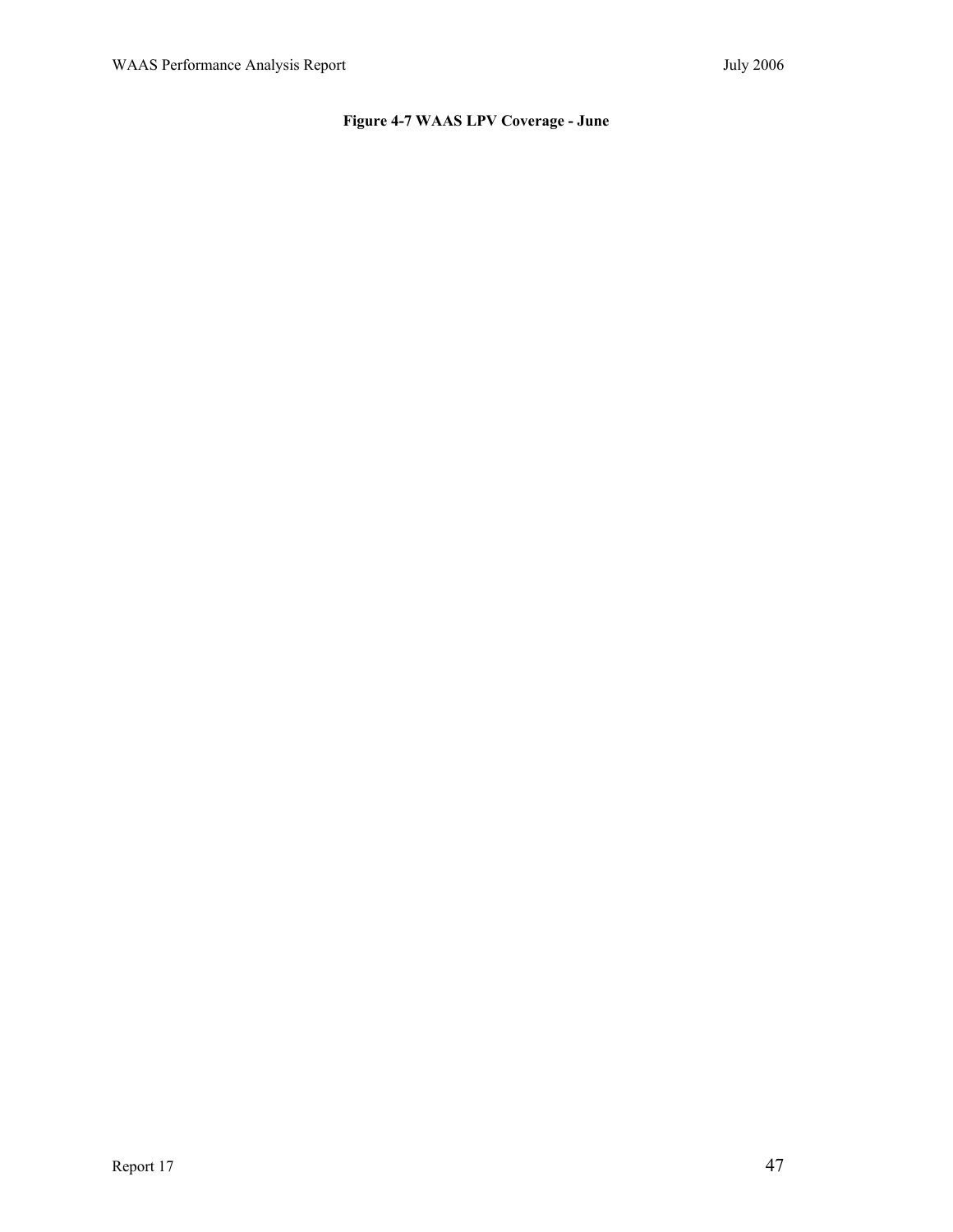**Figure 4-7 WAAS LPV Coverage - June**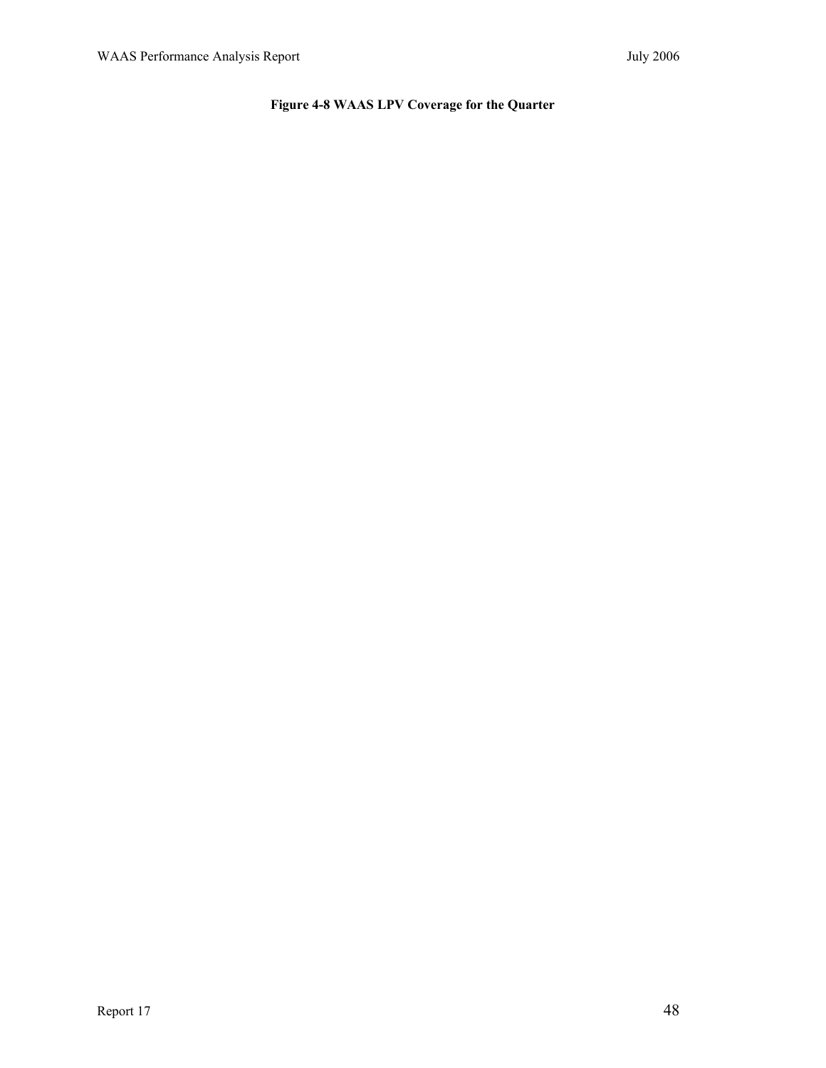**Figure 4-8 WAAS LPV Coverage for the Quarter**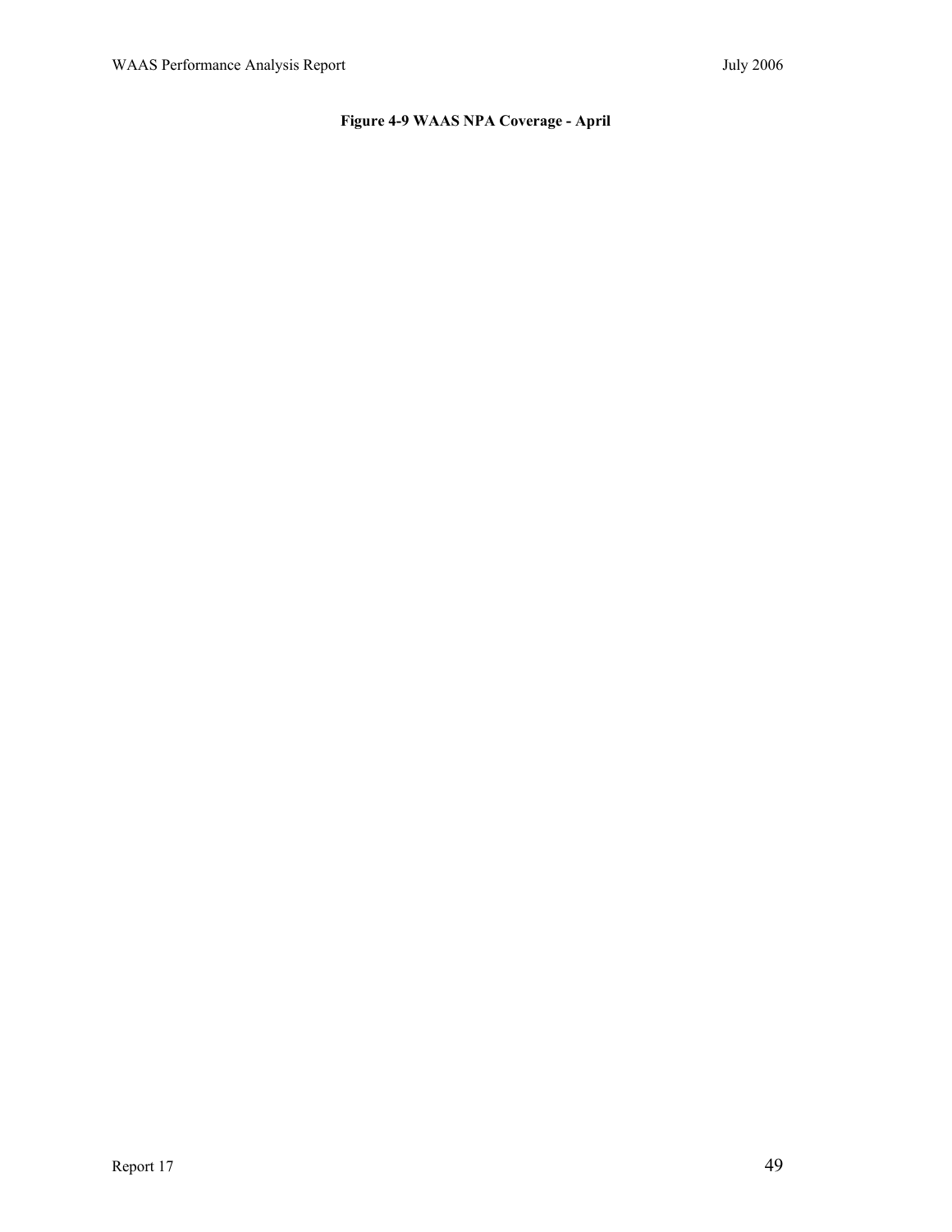**Figure 4-9 WAAS NPA Coverage - April**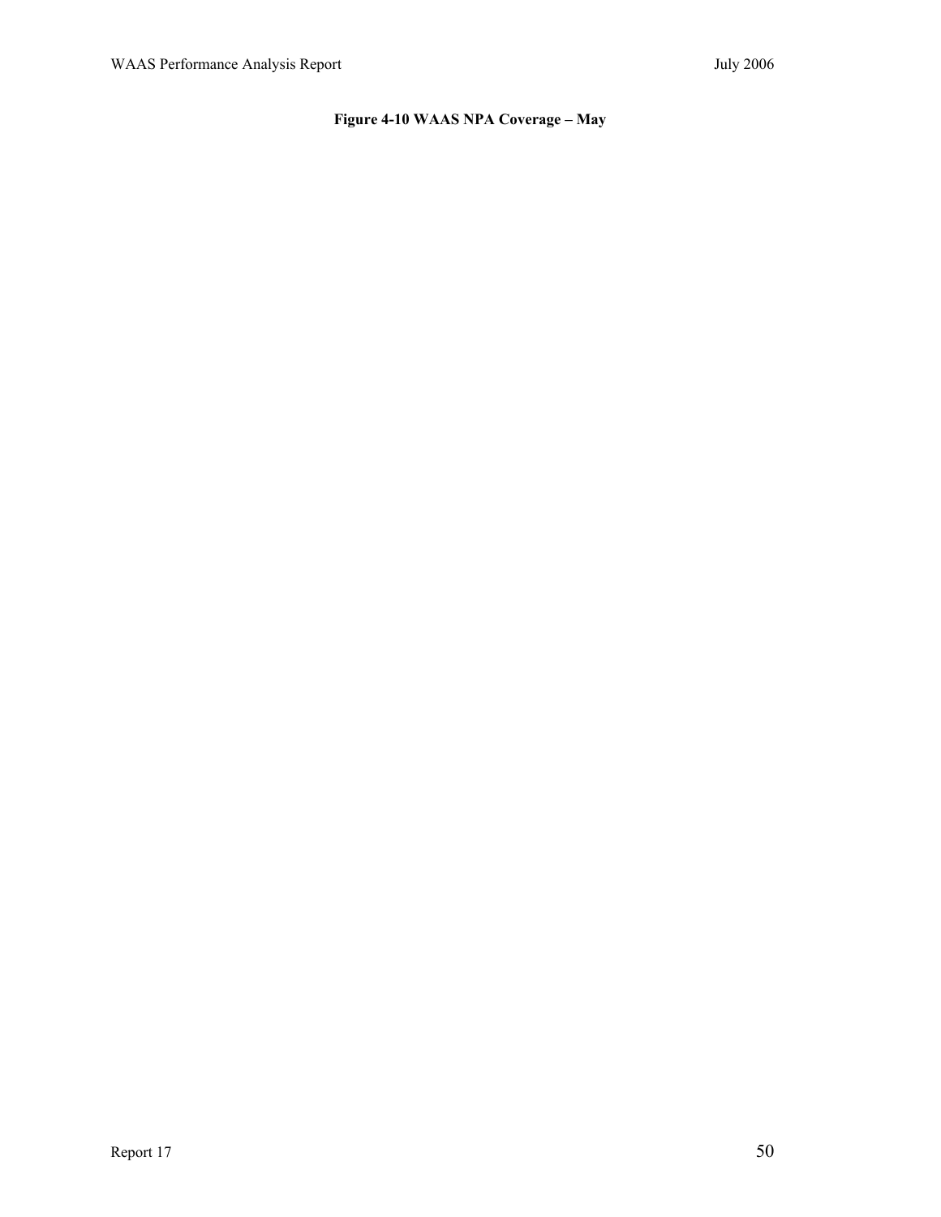**Figure 4-10 WAAS NPA Coverage – May**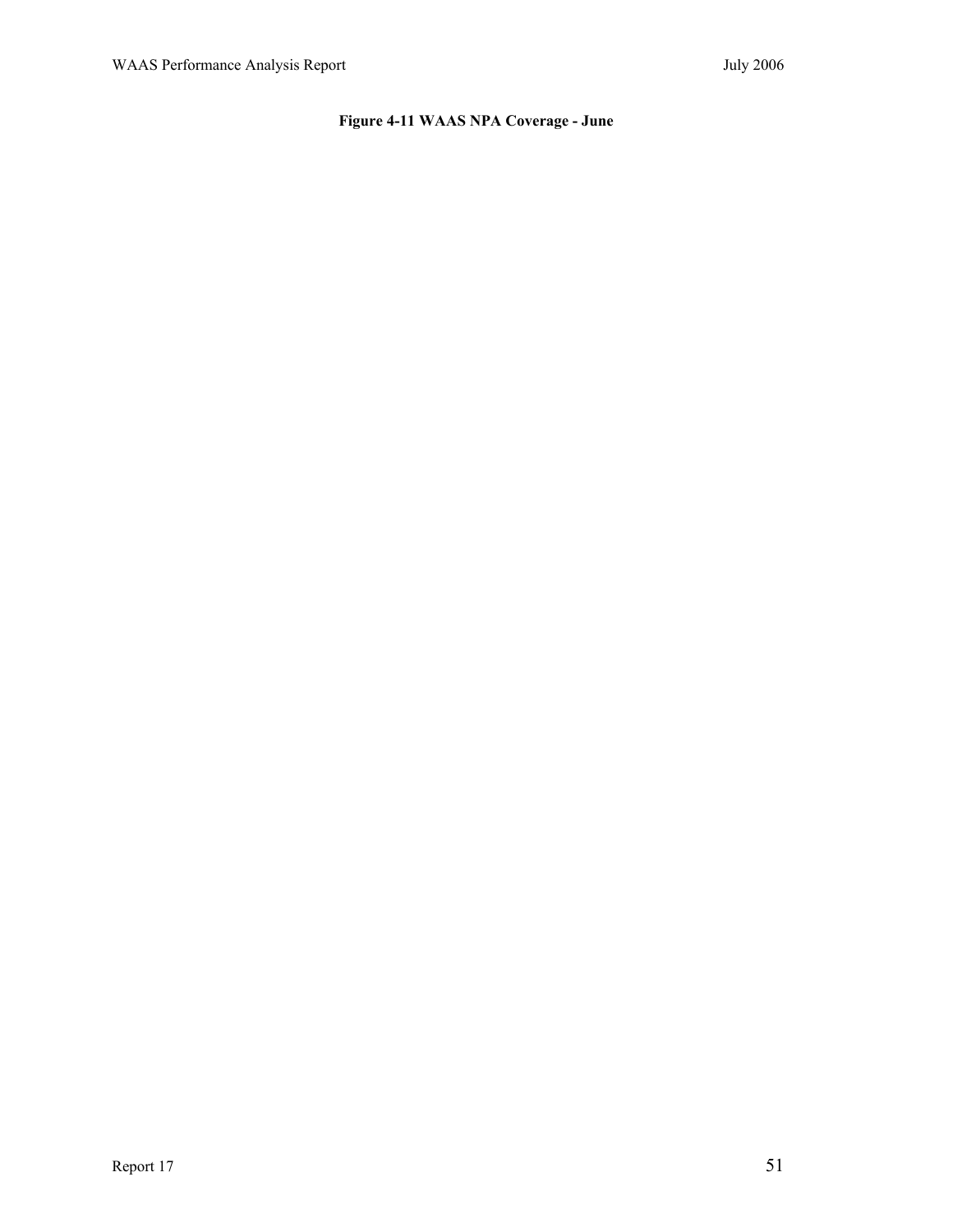**Figure 4-11 WAAS NPA Coverage - June**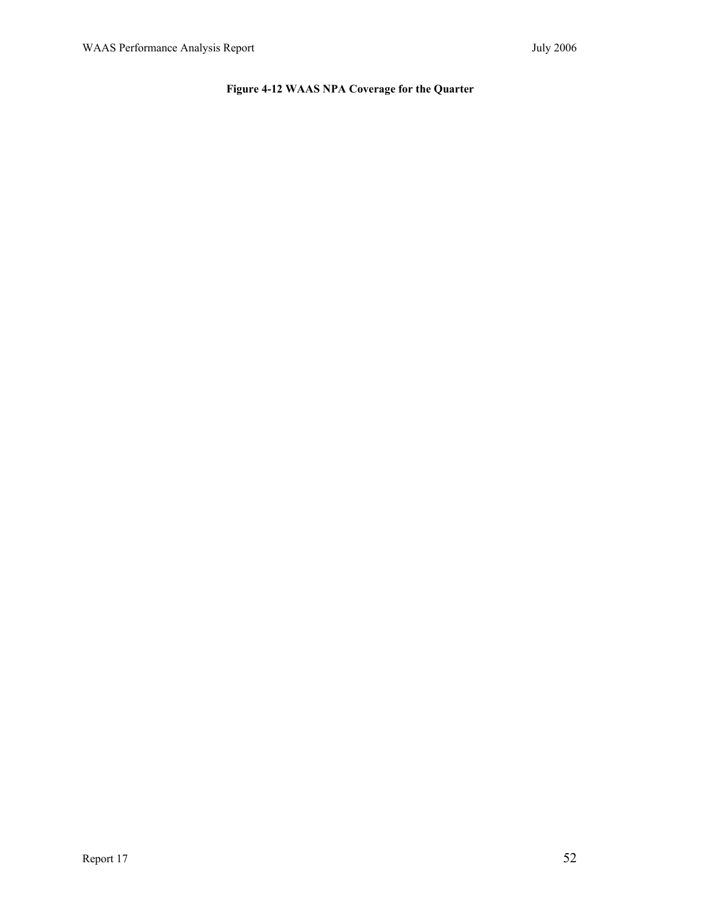**Figure 4-12 WAAS NPA Coverage for the Quarter**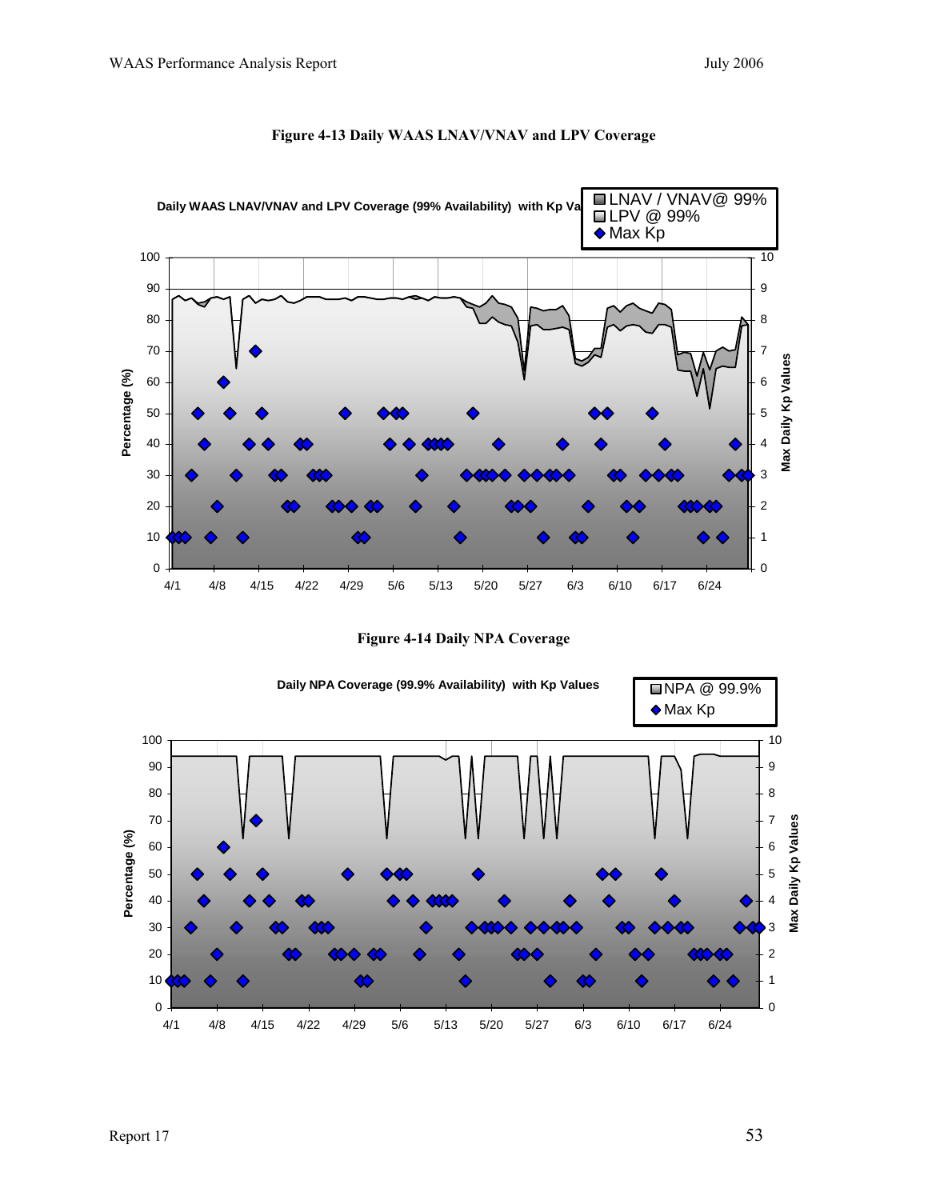**Figure 4-13 Daily WAAS LNAV/VNAV and LPV Coverage**

**Figure 4-14 Daily NPA Coverage**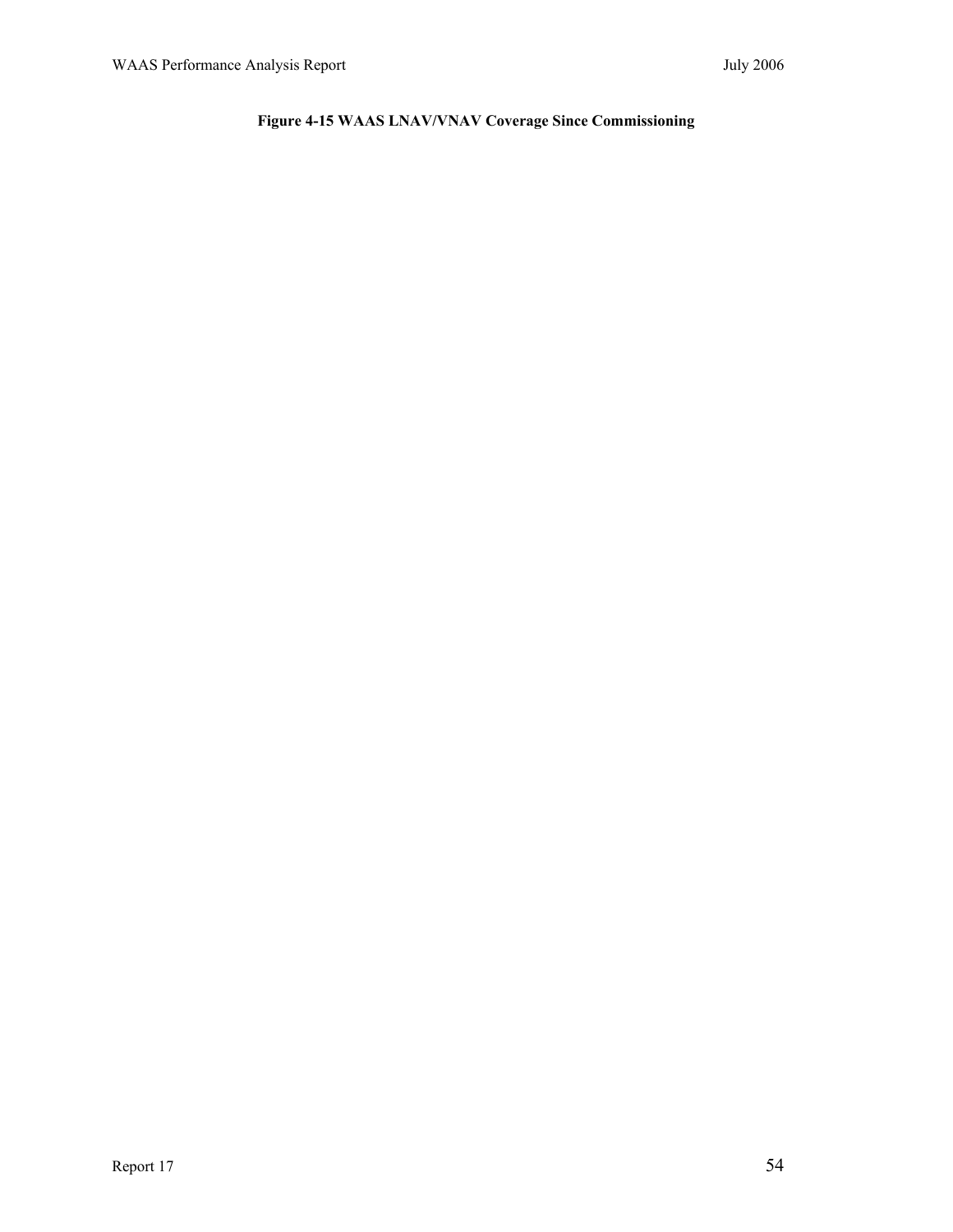**Figure 4-15 WAAS LNAV/VNAV Coverage Since Commissioning**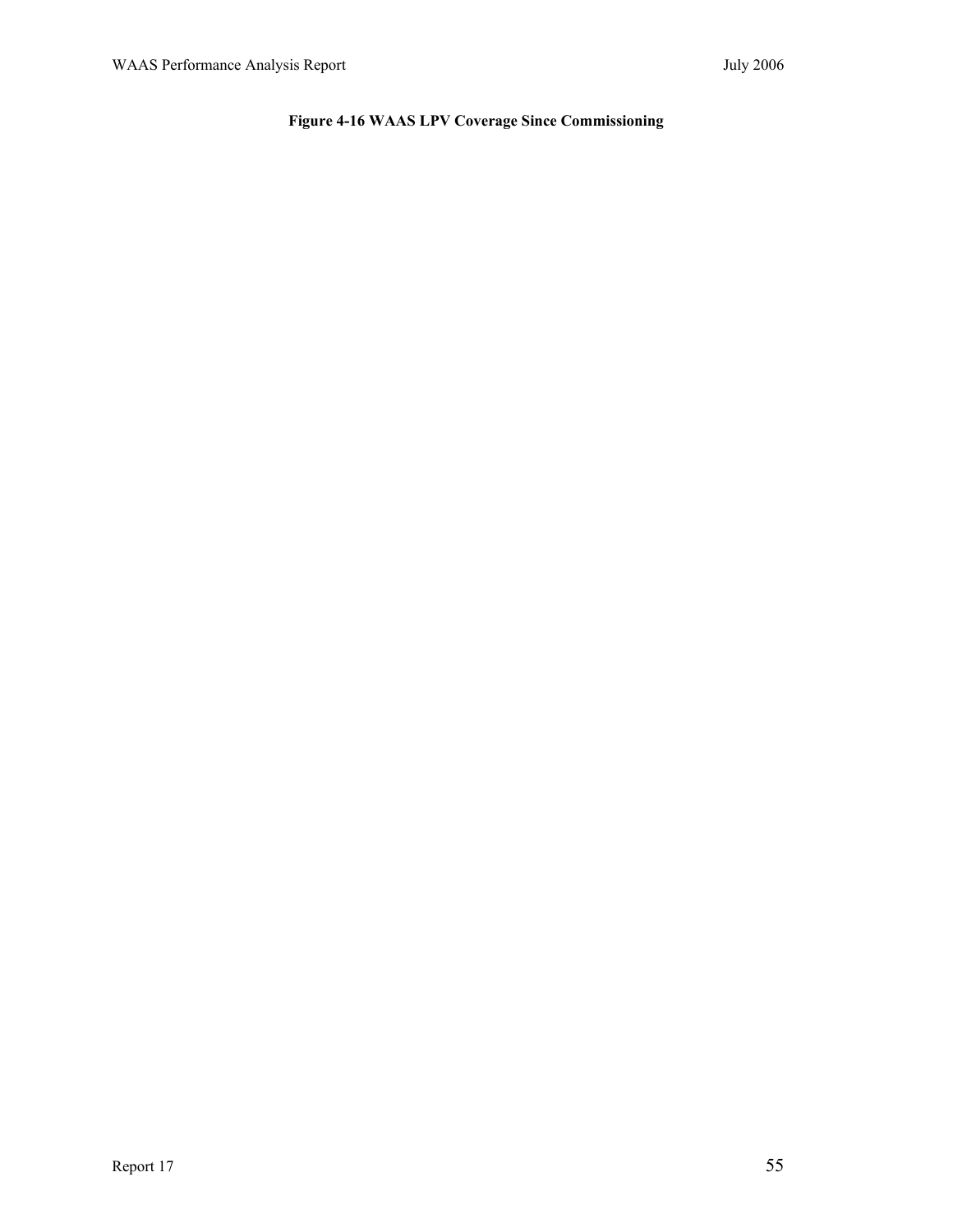**Figure 4-16 WAAS LPV Coverage Since Commissioning**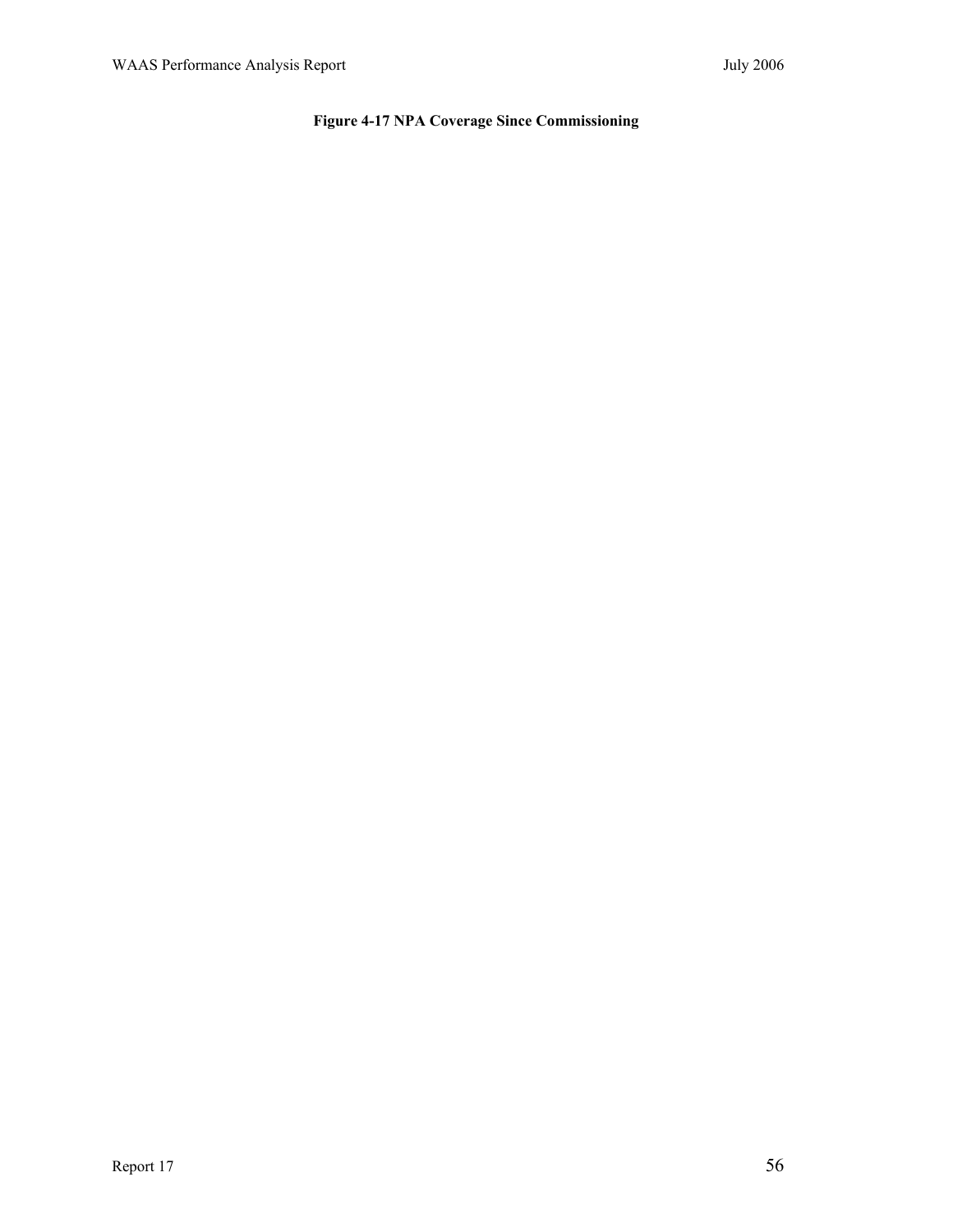**Figure 4-17 NPA Coverage Since Commissioning**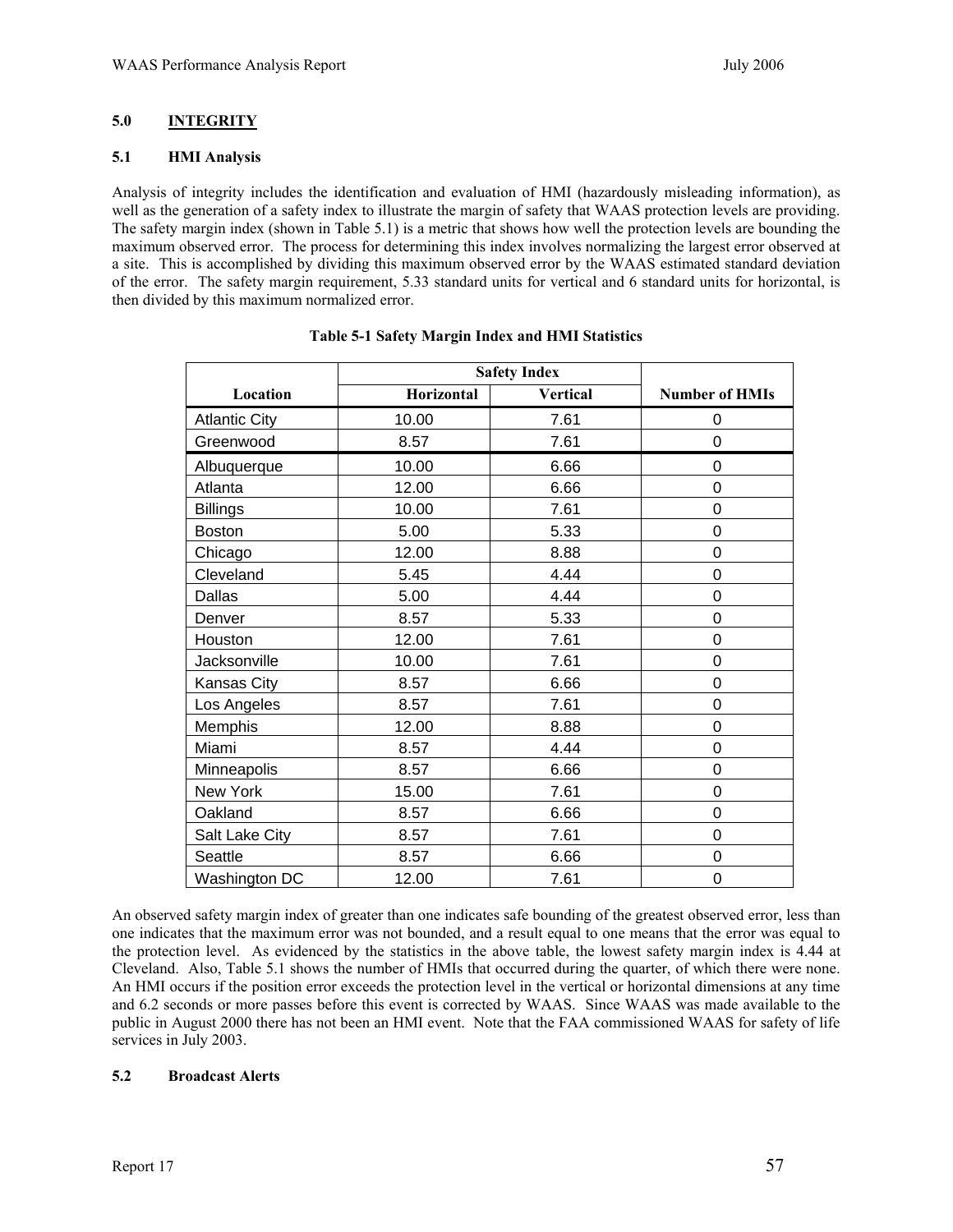## 5.0 INTEGRITY

### 5.1 HMI Analysis

Analysis of integrity includes the identification and evaluation of HMI (hazardously misleading information), as well as the generation of a safety index to illustrate the margin of safety that WAAS protection levels are providing. The safety margin index (shown in Table 5.1) is a metric that shows how well the protection levels are bounding the maximum observed error. The process for determining this index involves normalizing the largest error observed at a site. This is accomplished by dividing this maximum observed error by the WAAS estimated standard deviation of the error. The safety margin requirement, 5.33 standard units for vertical and 6 standard units for horizontal, is then divided by this maximum normalized error.

**Table 5-1 Safety Margin Index and HMI Statistics**

| | Safety Index | | |
|---|---|---|---|
| **Location** | **Horizontal** | **Vertical** | **Number of HMIs** |
| Atlantic City | 10.00 | 7.61 | 0 |
| Greenwood | 8.57 | 7.61 | 0 |
| Albuquerque | 10.00 | 6.66 | 0 |
| Atlanta | 12.00 | 6.66 | 0 |
| Billings | 10.00 | 7.61 | 0 |
| Boston | 5.00 | 5.33 | 0 |
| Chicago | 12.00 | 8.88 | 0 |
| Cleveland | 5.45 | 4.44 | 0 |
| Dallas | 5.00 | 4.44 | 0 |
| Denver | 8.57 | 5.33 | 0 |
| Houston | 12.00 | 7.61 | 0 |
| Jacksonville | 10.00 | 7.61 | 0 |
| Kansas City | 8.57 | 6.66 | 0 |
| Los Angeles | 8.57 | 7.61 | 0 |
| Memphis | 12.00 | 8.88 | 0 |
| Miami | 8.57 | 4.44 | 0 |
| Minneapolis | 8.57 | 6.66 | 0 |
| New York | 15.00 | 7.61 | 0 |
| Oakland | 8.57 | 6.66 | 0 |
| Salt Lake City | 8.57 | 7.61 | 0 |
| Seattle | 8.57 | 6.66 | 0 |
| Washington DC | 12.00 | 7.61 | 0 |

An observed safety margin index of greater than one indicates safe bounding of the greatest observed error, less than one indicates that the maximum error was not bounded, and a result equal to one means that the error was equal to the protection level. As evidenced by the statistics in the above table, the lowest safety margin index is 4.44 at Cleveland. Also, Table 5.1 shows the number of HMIs that occurred during the quarter, of which there were none. An HMI occurs if the position error exceeds the protection level in the vertical or horizontal dimensions at any time and 6.2 seconds or more passes before this event is corrected by WAAS. Since WAAS was made available to the public in August 2000 there has not been an HMI event. Note that the FAA commissioned WAAS for safety of life services in July 2003.

### 5.2 Broadcast Alerts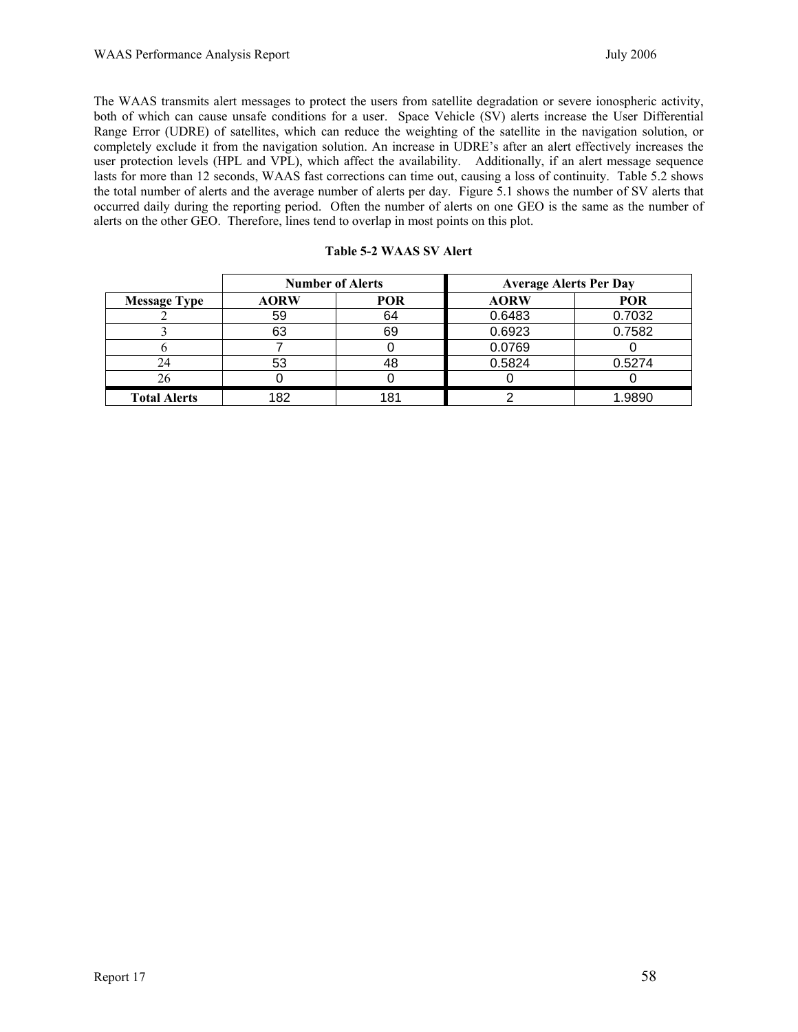The WAAS transmits alert messages to protect the users from satellite degradation or severe ionospheric activity, both of which can cause unsafe conditions for a user. Space Vehicle (SV) alerts increase the User Differential Range Error (UDRE) of satellites, which can reduce the weighting of the satellite in the navigation solution, or completely exclude it from the navigation solution. An increase in UDRE's after an alert effectively increases the user protection levels (HPL and VPL), which affect the availability. Additionally, if an alert message sequence lasts for more than 12 seconds, WAAS fast corrections can time out, causing a loss of continuity. Table 5.2 shows the total number of alerts and the average number of alerts per day. Figure 5.1 shows the number of SV alerts that occurred daily during the reporting period. Often the number of alerts on one GEO is the same as the number of alerts on the other GEO. Therefore, lines tend to overlap in most points on this plot.

**Table 5-2 WAAS SV Alert**

| | Number of Alerts | | Average Alerts Per Day | |
|---|---|---|---|---|
| **Message Type** | **AORW** | **POR** | **AORW** | **POR** |
| 2 | 59 | 64 | 0.6483 | 0.7032 |
| 3 | 63 | 69 | 0.6923 | 0.7582 |
| 6 | 7 | 0 | 0.0769 | 0 |
| 24 | 53 | 48 | 0.5824 | 0.5274 |
| 26 | 0 | 0 | 0 | 0 |
| **Total Alerts** | 182 | 181 | 2 | 1.9890 |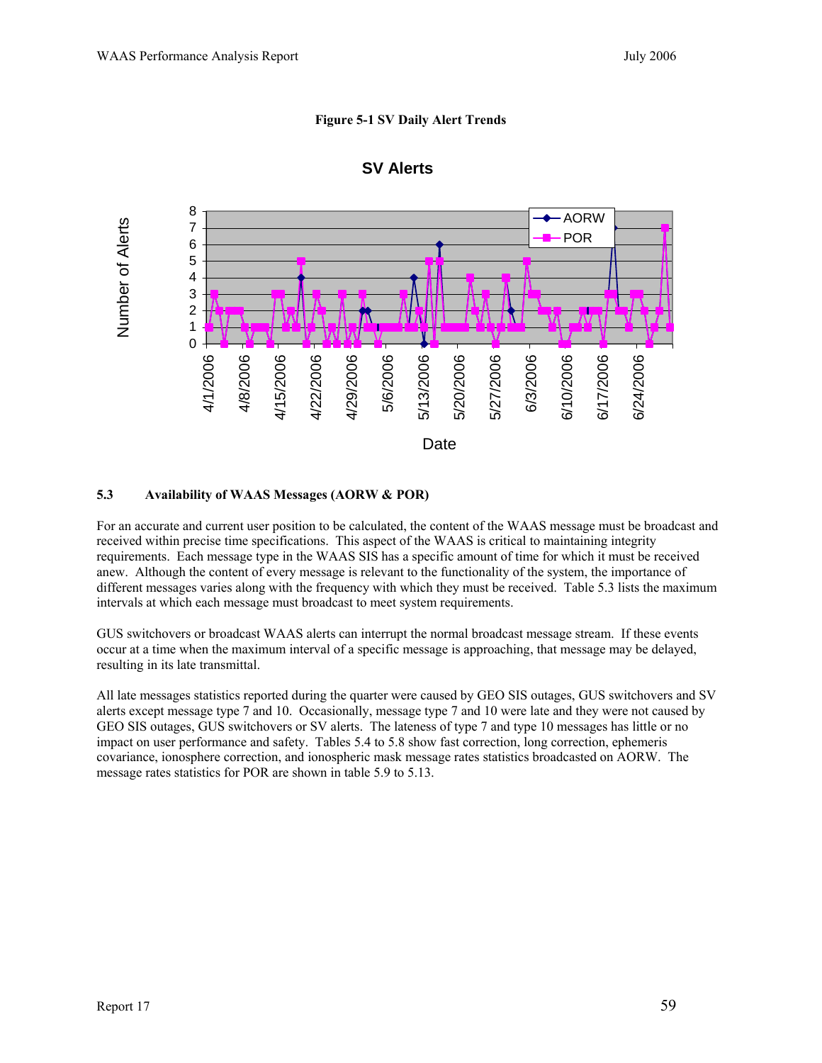**Figure 5-1 SV Daily Alert Trends**

### 5.3 Availability of WAAS Messages (AORW & POR)

For an accurate and current user position to be calculated, the content of the WAAS message must be broadcast and received within precise time specifications. This aspect of the WAAS is critical to maintaining integrity requirements. Each message type in the WAAS SIS has a specific amount of time for which it must be received anew. Although the content of every message is relevant to the functionality of the system, the importance of different messages varies along with the frequency with which they must be received. Table 5.3 lists the maximum intervals at which each message must broadcast to meet system requirements.

GUS switchovers or broadcast WAAS alerts can interrupt the normal broadcast message stream. If these events occur at a time when the maximum interval of a specific message is approaching, that message may be delayed, resulting in its late transmittal.

All late messages statistics reported during the quarter were caused by GEO SIS outages, GUS switchovers and SV alerts except message type 7 and 10. Occasionally, message type 7 and 10 were late and they were not caused by GEO SIS outages, GUS switchovers or SV alerts. The lateness of type 7 and type 10 messages has little or no impact on user performance and safety. Tables 5.4 to 5.8 show fast correction, long correction, ephemeris covariance, ionosphere correction, and ionospheric mask message rates statistics broadcasted on AORW. The message rates statistics for POR are shown in table 5.9 to 5.13.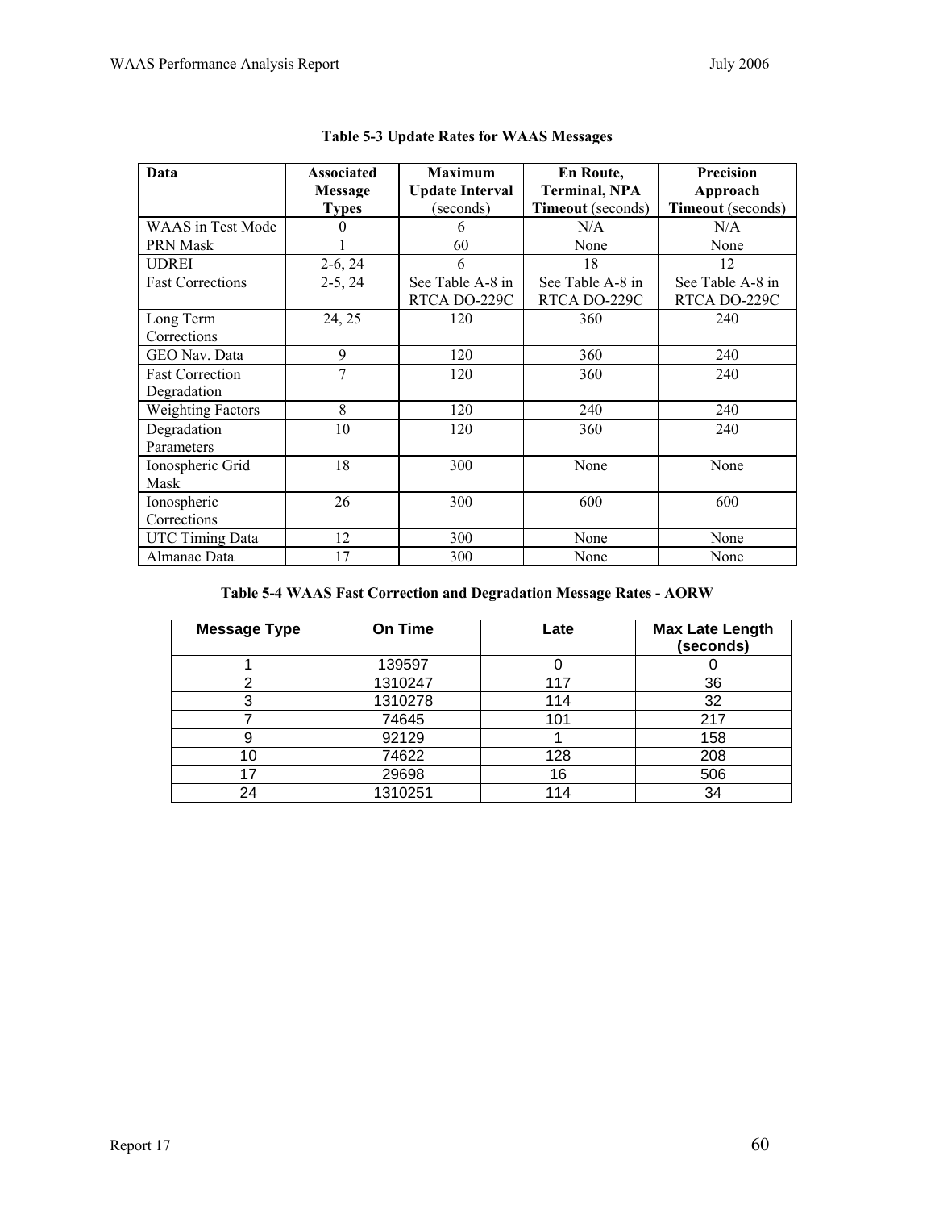**Table 5-3 Update Rates for WAAS Messages**

| Data | Associated Message Types | Maximum Update Interval (seconds) | En Route, Terminal, NPA Timeout (seconds) | Precision Approach Timeout (seconds) |
|---|---|---|---|---|
| WAAS in Test Mode | 0 | 6 | N/A | N/A |
| PRN Mask | 1 | 60 | None | None |
| UDREI | 2-6, 24 | 6 | 18 | 12 |
| Fast Corrections | 2-5, 24 | See Table A-8 in RTCA DO-229C | See Table A-8 in RTCA DO-229C | See Table A-8 in RTCA DO-229C |
| Long Term Corrections | 24, 25 | 120 | 360 | 240 |
| GEO Nav. Data | 9 | 120 | 360 | 240 |
| Fast Correction Degradation | 7 | 120 | 360 | 240 |
| Weighting Factors | 8 | 120 | 240 | 240 |
| Degradation Parameters | 10 | 120 | 360 | 240 |
| Ionospheric Grid Mask | 18 | 300 | None | None |
| Ionospheric Corrections | 26 | 300 | 600 | 600 |
| UTC Timing Data | 12 | 300 | None | None |
| Almanac Data | 17 | 300 | None | None |

**Table 5-4 WAAS Fast Correction and Degradation Message Rates - AORW**

| Message Type | On Time | Late | Max Late Length (seconds) |
|---|---|---|---|
| 1 | 139597 | 0 | 0 |
| 2 | 1310247 | 117 | 36 |
| 3 | 1310278 | 114 | 32 |
| 7 | 74645 | 101 | 217 |
| 9 | 92129 | 1 | 158 |
| 10 | 74622 | 128 | 208 |
| 17 | 29698 | 16 | 506 |
| 24 | 1310251 | 114 | 34 |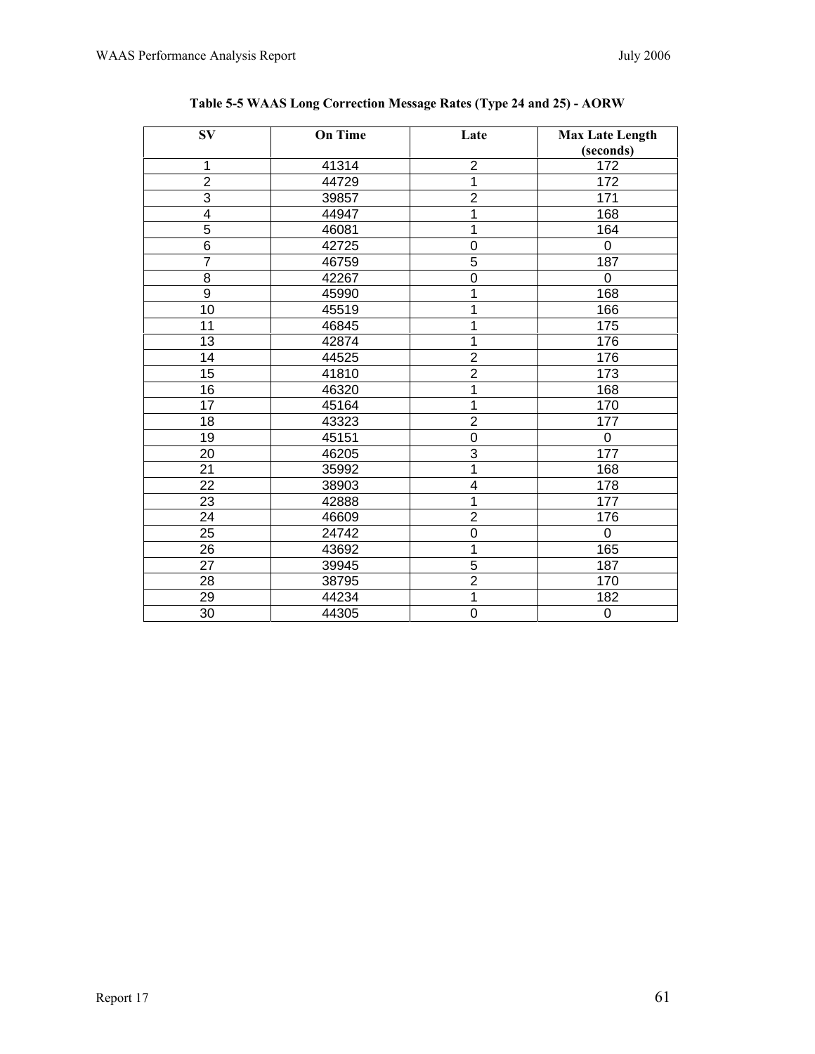**Table 5-5 WAAS Long Correction Message Rates (Type 24 and 25) - AORW**

| SV | On Time | Late | Max Late Length (seconds) |
|---|---|---|---|
| 1 | 41314 | 2 | 172 |
| 2 | 44729 | 1 | 172 |
| 3 | 39857 | 2 | 171 |
| 4 | 44947 | 1 | 168 |
| 5 | 46081 | 1 | 164 |
| 6 | 42725 | 0 | 0 |
| 7 | 46759 | 5 | 187 |
| 8 | 42267 | 0 | 0 |
| 9 | 45990 | 1 | 168 |
| 10 | 45519 | 1 | 166 |
| 11 | 46845 | 1 | 175 |
| 13 | 42874 | 1 | 176 |
| 14 | 44525 | 2 | 176 |
| 15 | 41810 | 2 | 173 |
| 16 | 46320 | 1 | 168 |
| 17 | 45164 | 1 | 170 |
| 18 | 43323 | 2 | 177 |
| 19 | 45151 | 0 | 0 |
| 20 | 46205 | 3 | 177 |
| 21 | 35992 | 1 | 168 |
| 22 | 38903 | 4 | 178 |
| 23 | 42888 | 1 | 177 |
| 24 | 46609 | 2 | 176 |
| 25 | 24742 | 0 | 0 |
| 26 | 43692 | 1 | 165 |
| 27 | 39945 | 5 | 187 |
| 28 | 38795 | 2 | 170 |
| 29 | 44234 | 1 | 182 |
| 30 | 44305 | 0 | 0 |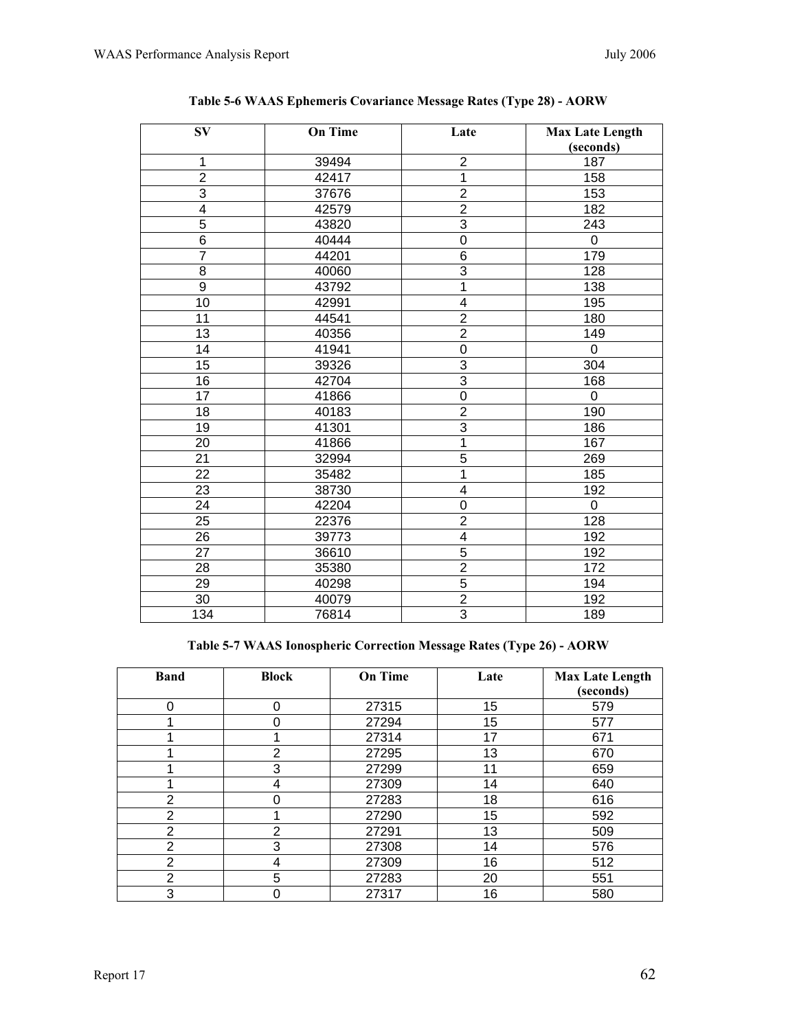**Table 5-6 WAAS Ephemeris Covariance Message Rates (Type 28) - AORW**

| SV | On Time | Late | Max Late Length (seconds) |
|---|---|---|---|
| 1 | 39494 | 2 | 187 |
| 2 | 42417 | 1 | 158 |
| 3 | 37676 | 2 | 153 |
| 4 | 42579 | 2 | 182 |
| 5 | 43820 | 3 | 243 |
| 6 | 40444 | 0 | 0 |
| 7 | 44201 | 6 | 179 |
| 8 | 40060 | 3 | 128 |
| 9 | 43792 | 1 | 138 |
| 10 | 42991 | 4 | 195 |
| 11 | 44541 | 2 | 180 |
| 13 | 40356 | 2 | 149 |
| 14 | 41941 | 0 | 0 |
| 15 | 39326 | 3 | 304 |
| 16 | 42704 | 3 | 168 |
| 17 | 41866 | 0 | 0 |
| 18 | 40183 | 2 | 190 |
| 19 | 41301 | 3 | 186 |
| 20 | 41866 | 1 | 167 |
| 21 | 32994 | 5 | 269 |
| 22 | 35482 | 1 | 185 |
| 23 | 38730 | 4 | 192 |
| 24 | 42204 | 0 | 0 |
| 25 | 22376 | 2 | 128 |
| 26 | 39773 | 4 | 192 |
| 27 | 36610 | 5 | 192 |
| 28 | 35380 | 2 | 172 |
| 29 | 40298 | 5 | 194 |
| 30 | 40079 | 2 | 192 |
| 134 | 76814 | 3 | 189 |

**Table 5-7 WAAS Ionospheric Correction Message Rates (Type 26) - AORW**

| Band | Block | On Time | Late | Max Late Length (seconds) |
|---|---|---|---|---|
| 0 | 0 | 27315 | 15 | 579 |
| 1 | 0 | 27294 | 15 | 577 |
| 1 | 1 | 27314 | 17 | 671 |
| 1 | 2 | 27295 | 13 | 670 |
| 1 | 3 | 27299 | 11 | 659 |
| 1 | 4 | 27309 | 14 | 640 |
| 2 | 0 | 27283 | 18 | 616 |
| 2 | 1 | 27290 | 15 | 592 |
| 2 | 2 | 27291 | 13 | 509 |
| 2 | 3 | 27308 | 14 | 576 |
| 2 | 4 | 27309 | 16 | 512 |
| 2 | 5 | 27283 | 20 | 551 |
| 3 | 0 | 27317 | 16 | 580 |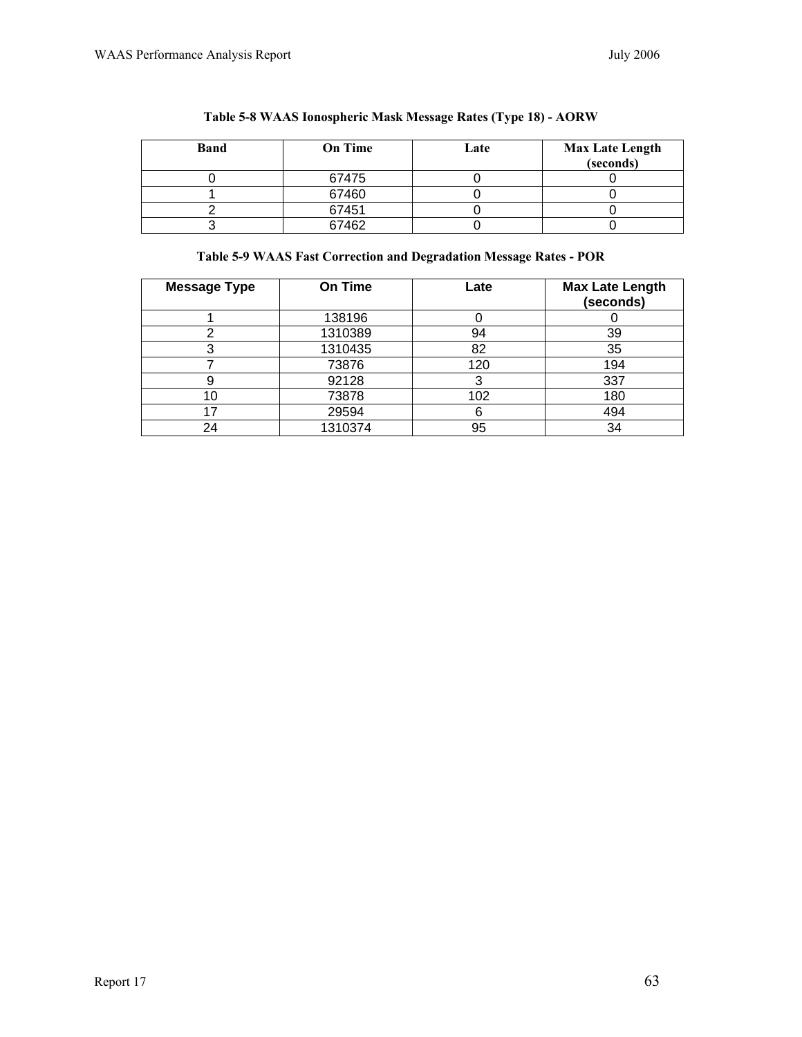**Table 5-8 WAAS Ionospheric Mask Message Rates (Type 18) - AORW**

| Band | On Time | Late | Max Late Length (seconds) |
|---|---|---|---|
| 0 | 67475 | 0 | 0 |
| 1 | 67460 | 0 | 0 |
| 2 | 67451 | 0 | 0 |
| 3 | 67462 | 0 | 0 |

**Table 5-9 WAAS Fast Correction and Degradation Message Rates - POR**

| Message Type | On Time | Late | Max Late Length (seconds) |
|---|---|---|---|
| 1 | 138196 | 0 | 0 |
| 2 | 1310389 | 94 | 39 |
| 3 | 1310435 | 82 | 35 |
| 7 | 73876 | 120 | 194 |
| 9 | 92128 | 3 | 337 |
| 10 | 73878 | 102 | 180 |
| 17 | 29594 | 6 | 494 |
| 24 | 1310374 | 95 | 34 |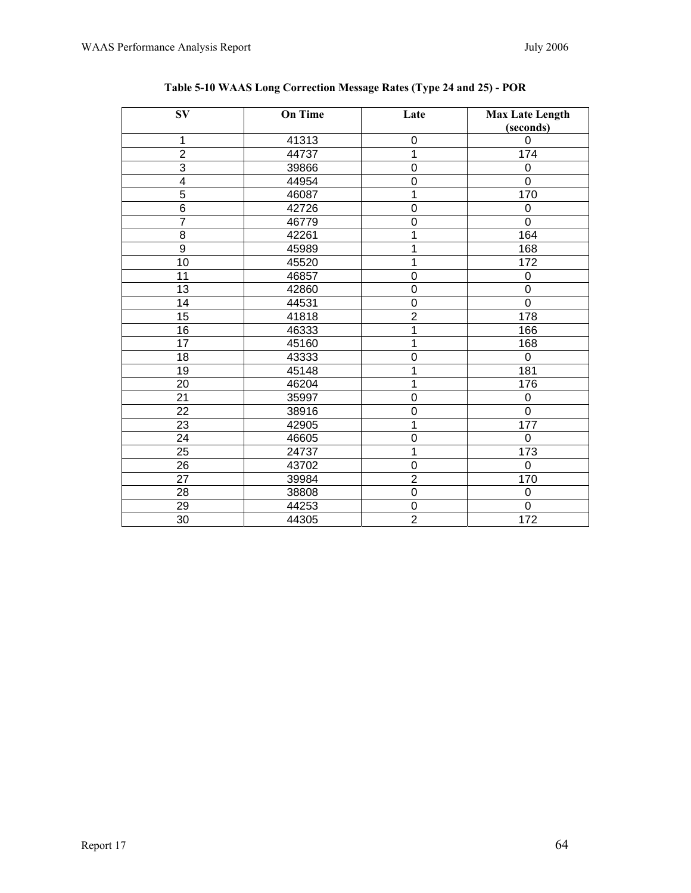**Table 5-10 WAAS Long Correction Message Rates (Type 24 and 25) - POR**

| SV | On Time | Late | Max Late Length (seconds) |
|---|---|---|---|
| 1 | 41313 | 0 | 0 |
| 2 | 44737 | 1 | 174 |
| 3 | 39866 | 0 | 0 |
| 4 | 44954 | 0 | 0 |
| 5 | 46087 | 1 | 170 |
| 6 | 42726 | 0 | 0 |
| 7 | 46779 | 0 | 0 |
| 8 | 42261 | 1 | 164 |
| 9 | 45989 | 1 | 168 |
| 10 | 45520 | 1 | 172 |
| 11 | 46857 | 0 | 0 |
| 13 | 42860 | 0 | 0 |
| 14 | 44531 | 0 | 0 |
| 15 | 41818 | 2 | 178 |
| 16 | 46333 | 1 | 166 |
| 17 | 45160 | 1 | 168 |
| 18 | 43333 | 0 | 0 |
| 19 | 45148 | 1 | 181 |
| 20 | 46204 | 1 | 176 |
| 21 | 35997 | 0 | 0 |
| 22 | 38916 | 0 | 0 |
| 23 | 42905 | 1 | 177 |
| 24 | 46605 | 0 | 0 |
| 25 | 24737 | 1 | 173 |
| 26 | 43702 | 0 | 0 |
| 27 | 39984 | 2 | 170 |
| 28 | 38808 | 0 | 0 |
| 29 | 44253 | 0 | 0 |
| 30 | 44305 | 2 | 172 |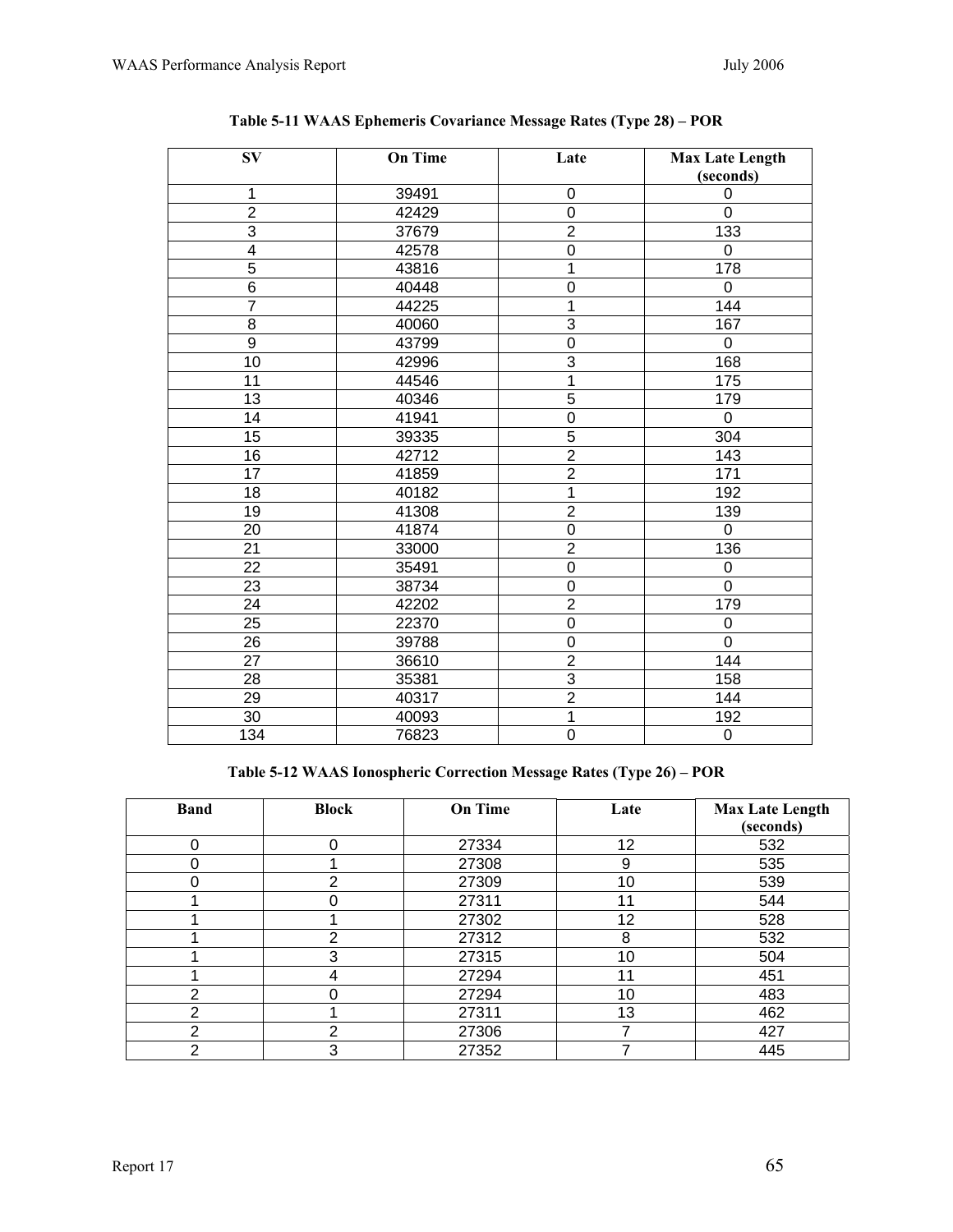**Table 5-11 WAAS Ephemeris Covariance Message Rates (Type 28) – POR**

| SV | On Time | Late | Max Late Length (seconds) |
|---|---|---|---|
| 1 | 39491 | 0 | 0 |
| 2 | 42429 | 0 | 0 |
| 3 | 37679 | 2 | 133 |
| 4 | 42578 | 0 | 0 |
| 5 | 43816 | 1 | 178 |
| 6 | 40448 | 0 | 0 |
| 7 | 44225 | 1 | 144 |
| 8 | 40060 | 3 | 167 |
| 9 | 43799 | 0 | 0 |
| 10 | 42996 | 3 | 168 |
| 11 | 44546 | 1 | 175 |
| 13 | 40346 | 5 | 179 |
| 14 | 41941 | 0 | 0 |
| 15 | 39335 | 5 | 304 |
| 16 | 42712 | 2 | 143 |
| 17 | 41859 | 2 | 171 |
| 18 | 40182 | 1 | 192 |
| 19 | 41308 | 2 | 139 |
| 20 | 41874 | 0 | 0 |
| 21 | 33000 | 2 | 136 |
| 22 | 35491 | 0 | 0 |
| 23 | 38734 | 0 | 0 |
| 24 | 42202 | 2 | 179 |
| 25 | 22370 | 0 | 0 |
| 26 | 39788 | 0 | 0 |
| 27 | 36610 | 2 | 144 |
| 28 | 35381 | 3 | 158 |
| 29 | 40317 | 2 | 144 |
| 30 | 40093 | 1 | 192 |
| 134 | 76823 | 0 | 0 |

**Table 5-12 WAAS Ionospheric Correction Message Rates (Type 26) – POR**

| Band | Block | On Time | Late | Max Late Length (seconds) |
|---|---|---|---|---|
| 0 | 0 | 27334 | 12 | 532 |
| 0 | 1 | 27308 | 9 | 535 |
| 0 | 2 | 27309 | 10 | 539 |
| 1 | 0 | 27311 | 11 | 544 |
| 1 | 1 | 27302 | 12 | 528 |
| 1 | 2 | 27312 | 8 | 532 |
| 1 | 3 | 27315 | 10 | 504 |
| 1 | 4 | 27294 | 11 | 451 |
| 2 | 0 | 27294 | 10 | 483 |
| 2 | 1 | 27311 | 13 | 462 |
| 2 | 2 | 27306 | 7 | 427 |
| 2 | 3 | 27352 | 7 | 445 |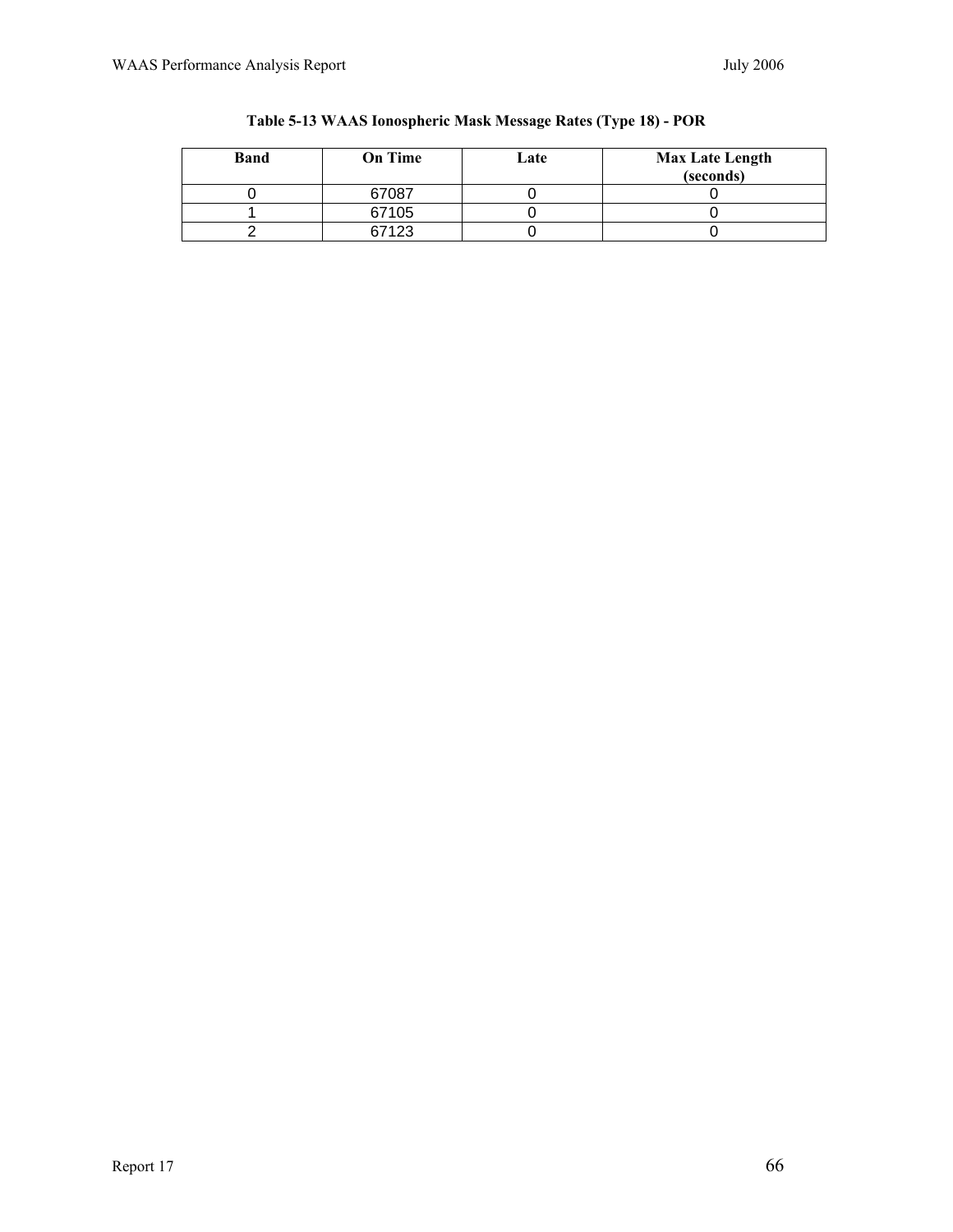**Table 5-13 WAAS Ionospheric Mask Message Rates (Type 18) - POR**

| Band | On Time | Late | Max Late Length (seconds) |
|---|---|---|---|
| 0 | 67087 | 0 | 0 |
| 1 | 67105 | 0 | 0 |
| 2 | 67123 | 0 | 0 |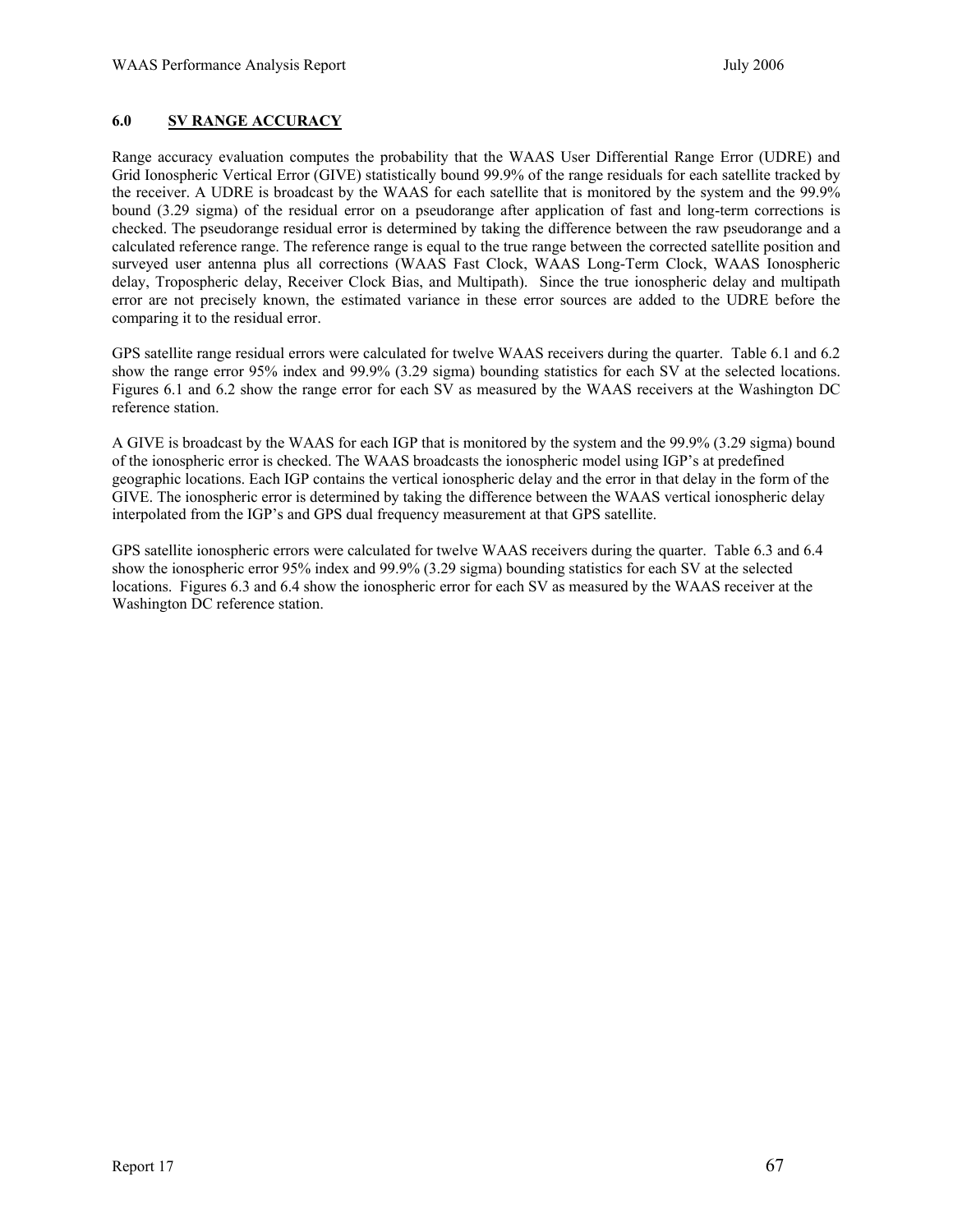## 6.0 SV RANGE ACCURACY

Range accuracy evaluation computes the probability that the WAAS User Differential Range Error (UDRE) and Grid Ionospheric Vertical Error (GIVE) statistically bound 99.9% of the range residuals for each satellite tracked by the receiver. A UDRE is broadcast by the WAAS for each satellite that is monitored by the system and the 99.9% bound (3.29 sigma) of the residual error on a pseudorange after application of fast and long-term corrections is checked. The pseudorange residual error is determined by taking the difference between the raw pseudorange and a calculated reference range. The reference range is equal to the true range between the corrected satellite position and surveyed user antenna plus all corrections (WAAS Fast Clock, WAAS Long-Term Clock, WAAS Ionospheric delay, Tropospheric delay, Receiver Clock Bias, and Multipath). Since the true ionospheric delay and multipath error are not precisely known, the estimated variance in these error sources are added to the UDRE before the comparing it to the residual error.

GPS satellite range residual errors were calculated for twelve WAAS receivers during the quarter. Table 6.1 and 6.2 show the range error 95% index and 99.9% (3.29 sigma) bounding statistics for each SV at the selected locations. Figures 6.1 and 6.2 show the range error for each SV as measured by the WAAS receivers at the Washington DC reference station.

A GIVE is broadcast by the WAAS for each IGP that is monitored by the system and the 99.9% (3.29 sigma) bound of the ionospheric error is checked. The WAAS broadcasts the ionospheric model using IGP's at predefined geographic locations. Each IGP contains the vertical ionospheric delay and the error in that delay in the form of the GIVE. The ionospheric error is determined by taking the difference between the WAAS vertical ionospheric delay interpolated from the IGP's and GPS dual frequency measurement at that GPS satellite.

GPS satellite ionospheric errors were calculated for twelve WAAS receivers during the quarter. Table 6.3 and 6.4 show the ionospheric error 95% index and 99.9% (3.29 sigma) bounding statistics for each SV at the selected locations. Figures 6.3 and 6.4 show the ionospheric error for each SV as measured by the WAAS receiver at the Washington DC reference station.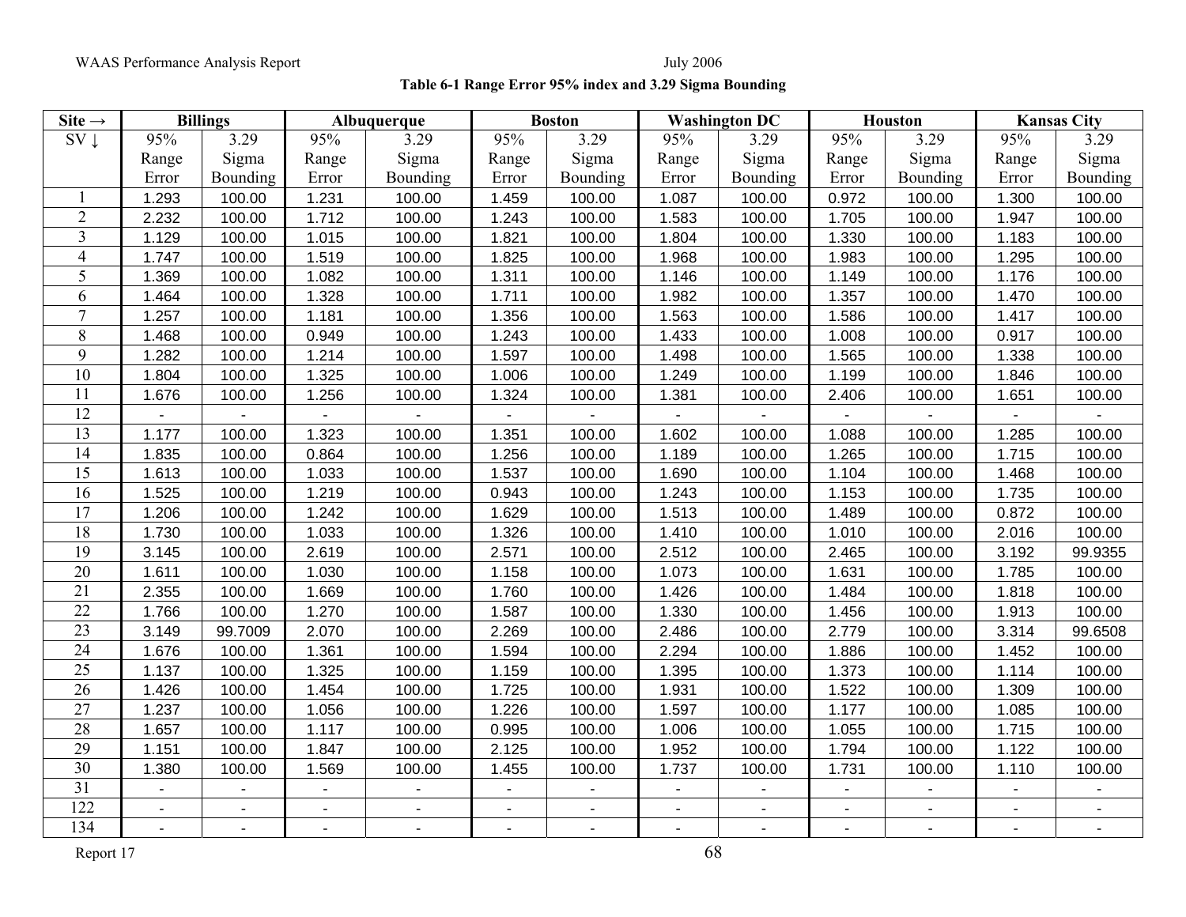**Table 6-1 Range Error 95% index and 3.29 Sigma Bounding**

| Site → | Billings | | Albuquerque | | Boston | | Washington DC | | Houston | | Kansas City | |
|---|---|---|---|---|---|---|---|---|---|---|---|---|
| SV ↓ | 95% Range Error | 3.29 Sigma Bounding | 95% Range Error | 3.29 Sigma Bounding | 95% Range Error | 3.29 Sigma Bounding | 95% Range Error | 3.29 Sigma Bounding | 95% Range Error | 3.29 Sigma Bounding | 95% Range Error | 3.29 Sigma Bounding |
| 1 | 1.293 | 100.00 | 1.231 | 100.00 | 1.459 | 100.00 | 1.087 | 100.00 | 0.972 | 100.00 | 1.300 | 100.00 |
| 2 | 2.232 | 100.00 | 1.712 | 100.00 | 1.243 | 100.00 | 1.583 | 100.00 | 1.705 | 100.00 | 1.947 | 100.00 |
| 3 | 1.129 | 100.00 | 1.015 | 100.00 | 1.821 | 100.00 | 1.804 | 100.00 | 1.330 | 100.00 | 1.183 | 100.00 |
| 4 | 1.747 | 100.00 | 1.519 | 100.00 | 1.825 | 100.00 | 1.968 | 100.00 | 1.983 | 100.00 | 1.295 | 100.00 |
| 5 | 1.369 | 100.00 | 1.082 | 100.00 | 1.311 | 100.00 | 1.146 | 100.00 | 1.149 | 100.00 | 1.176 | 100.00 |
| 6 | 1.464 | 100.00 | 1.328 | 100.00 | 1.711 | 100.00 | 1.982 | 100.00 | 1.357 | 100.00 | 1.470 | 100.00 |
| 7 | 1.257 | 100.00 | 1.181 | 100.00 | 1.356 | 100.00 | 1.563 | 100.00 | 1.586 | 100.00 | 1.417 | 100.00 |
| 8 | 1.468 | 100.00 | 0.949 | 100.00 | 1.243 | 100.00 | 1.433 | 100.00 | 1.008 | 100.00 | 0.917 | 100.00 |
| 9 | 1.282 | 100.00 | 1.214 | 100.00 | 1.597 | 100.00 | 1.498 | 100.00 | 1.565 | 100.00 | 1.338 | 100.00 |
| 10 | 1.804 | 100.00 | 1.325 | 100.00 | 1.006 | 100.00 | 1.249 | 100.00 | 1.199 | 100.00 | 1.846 | 100.00 |
| 11 | 1.676 | 100.00 | 1.256 | 100.00 | 1.324 | 100.00 | 1.381 | 100.00 | 2.406 | 100.00 | 1.651 | 100.00 |
| 12 | - | - | - | - | - | - | - | - | - | - | - | - |
| 13 | 1.177 | 100.00 | 1.323 | 100.00 | 1.351 | 100.00 | 1.602 | 100.00 | 1.088 | 100.00 | 1.285 | 100.00 |
| 14 | 1.835 | 100.00 | 0.864 | 100.00 | 1.256 | 100.00 | 1.189 | 100.00 | 1.265 | 100.00 | 1.715 | 100.00 |
| 15 | 1.613 | 100.00 | 1.033 | 100.00 | 1.537 | 100.00 | 1.690 | 100.00 | 1.104 | 100.00 | 1.468 | 100.00 |
| 16 | 1.525 | 100.00 | 1.219 | 100.00 | 0.943 | 100.00 | 1.243 | 100.00 | 1.153 | 100.00 | 1.735 | 100.00 |
| 17 | 1.206 | 100.00 | 1.242 | 100.00 | 1.629 | 100.00 | 1.513 | 100.00 | 1.489 | 100.00 | 0.872 | 100.00 |
| 18 | 1.730 | 100.00 | 1.033 | 100.00 | 1.326 | 100.00 | 1.410 | 100.00 | 1.010 | 100.00 | 2.016 | 100.00 |
| 19 | 3.145 | 100.00 | 2.619 | 100.00 | 2.571 | 100.00 | 2.512 | 100.00 | 2.465 | 100.00 | 3.192 | 99.9355 |
| 20 | 1.611 | 100.00 | 1.030 | 100.00 | 1.158 | 100.00 | 1.073 | 100.00 | 1.631 | 100.00 | 1.785 | 100.00 |
| 21 | 2.355 | 100.00 | 1.669 | 100.00 | 1.760 | 100.00 | 1.426 | 100.00 | 1.484 | 100.00 | 1.818 | 100.00 |
| 22 | 1.766 | 100.00 | 1.270 | 100.00 | 1.587 | 100.00 | 1.330 | 100.00 | 1.456 | 100.00 | 1.913 | 100.00 |
| 23 | 3.149 | 99.7009 | 2.070 | 100.00 | 2.269 | 100.00 | 2.486 | 100.00 | 2.779 | 100.00 | 3.314 | 99.6508 |
| 24 | 1.676 | 100.00 | 1.361 | 100.00 | 1.594 | 100.00 | 2.294 | 100.00 | 1.886 | 100.00 | 1.452 | 100.00 |
| 25 | 1.137 | 100.00 | 1.325 | 100.00 | 1.159 | 100.00 | 1.395 | 100.00 | 1.373 | 100.00 | 1.114 | 100.00 |
| 26 | 1.426 | 100.00 | 1.454 | 100.00 | 1.725 | 100.00 | 1.931 | 100.00 | 1.522 | 100.00 | 1.309 | 100.00 |
| 27 | 1.237 | 100.00 | 1.056 | 100.00 | 1.226 | 100.00 | 1.597 | 100.00 | 1.177 | 100.00 | 1.085 | 100.00 |
| 28 | 1.657 | 100.00 | 1.117 | 100.00 | 0.995 | 100.00 | 1.006 | 100.00 | 1.055 | 100.00 | 1.715 | 100.00 |
| 29 | 1.151 | 100.00 | 1.847 | 100.00 | 2.125 | 100.00 | 1.952 | 100.00 | 1.794 | 100.00 | 1.122 | 100.00 |
| 30 | 1.380 | 100.00 | 1.569 | 100.00 | 1.455 | 100.00 | 1.737 | 100.00 | 1.731 | 100.00 | 1.110 | 100.00 |
| 31 | - | - | - | - | - | - | - | - | - | - | - | - |
| 122 | - | - | - | - | - | - | - | - | - | - | - | - |
| 134 | - | - | - | - | - | - | - | - | - | - | - | - |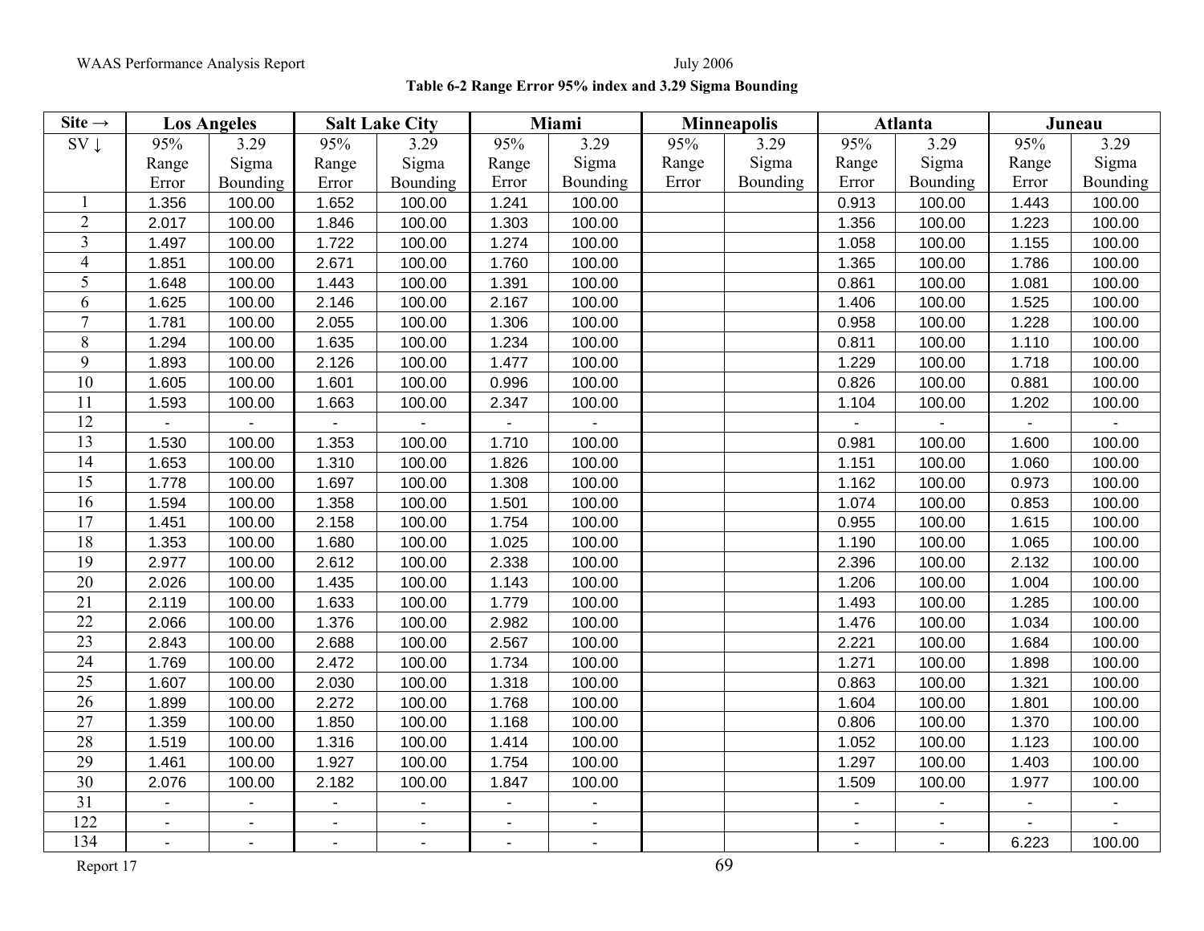**Table 6-2 Range Error 95% index and 3.29 Sigma Bounding**

| Site → | Los Angeles | | Salt Lake City | | Miami | | Minneapolis | | Atlanta | | Juneau | |
|---|---|---|---|---|---|---|---|---|---|---|---|---|
| SV ↓ | 95% Range Error | 3.29 Sigma Bounding | 95% Range Error | 3.29 Sigma Bounding | 95% Range Error | 3.29 Sigma Bounding | 95% Range Error | 3.29 Sigma Bounding | 95% Range Error | 3.29 Sigma Bounding | 95% Range Error | 3.29 Sigma Bounding |
| 1 | 1.356 | 100.00 | 1.652 | 100.00 | 1.241 | 100.00 | | | 0.913 | 100.00 | 1.443 | 100.00 |
| 2 | 2.017 | 100.00 | 1.846 | 100.00 | 1.303 | 100.00 | | | 1.356 | 100.00 | 1.223 | 100.00 |
| 3 | 1.497 | 100.00 | 1.722 | 100.00 | 1.274 | 100.00 | | | 1.058 | 100.00 | 1.155 | 100.00 |
| 4 | 1.851 | 100.00 | 2.671 | 100.00 | 1.760 | 100.00 | | | 1.365 | 100.00 | 1.786 | 100.00 |
| 5 | 1.648 | 100.00 | 1.443 | 100.00 | 1.391 | 100.00 | | | 0.861 | 100.00 | 1.081 | 100.00 |
| 6 | 1.625 | 100.00 | 2.146 | 100.00 | 2.167 | 100.00 | | | 1.406 | 100.00 | 1.525 | 100.00 |
| 7 | 1.781 | 100.00 | 2.055 | 100.00 | 1.306 | 100.00 | | | 0.958 | 100.00 | 1.228 | 100.00 |
| 8 | 1.294 | 100.00 | 1.635 | 100.00 | 1.234 | 100.00 | | | 0.811 | 100.00 | 1.110 | 100.00 |
| 9 | 1.893 | 100.00 | 2.126 | 100.00 | 1.477 | 100.00 | | | 1.229 | 100.00 | 1.718 | 100.00 |
| 10 | 1.605 | 100.00 | 1.601 | 100.00 | 0.996 | 100.00 | | | 0.826 | 100.00 | 0.881 | 100.00 |
| 11 | 1.593 | 100.00 | 1.663 | 100.00 | 2.347 | 100.00 | | | 1.104 | 100.00 | 1.202 | 100.00 |
| 12 | - | - | - | - | - | - | | | - | - | - | - |
| 13 | 1.530 | 100.00 | 1.353 | 100.00 | 1.710 | 100.00 | | | 0.981 | 100.00 | 1.600 | 100.00 |
| 14 | 1.653 | 100.00 | 1.310 | 100.00 | 1.826 | 100.00 | | | 1.151 | 100.00 | 1.060 | 100.00 |
| 15 | 1.778 | 100.00 | 1.697 | 100.00 | 1.308 | 100.00 | | | 1.162 | 100.00 | 0.973 | 100.00 |
| 16 | 1.594 | 100.00 | 1.358 | 100.00 | 1.501 | 100.00 | | | 1.074 | 100.00 | 0.853 | 100.00 |
| 17 | 1.451 | 100.00 | 2.158 | 100.00 | 1.754 | 100.00 | | | 0.955 | 100.00 | 1.615 | 100.00 |
| 18 | 1.353 | 100.00 | 1.680 | 100.00 | 1.025 | 100.00 | | | 1.190 | 100.00 | 1.065 | 100.00 |
| 19 | 2.977 | 100.00 | 2.612 | 100.00 | 2.338 | 100.00 | | | 2.396 | 100.00 | 2.132 | 100.00 |
| 20 | 2.026 | 100.00 | 1.435 | 100.00 | 1.143 | 100.00 | | | 1.206 | 100.00 | 1.004 | 100.00 |
| 21 | 2.119 | 100.00 | 1.633 | 100.00 | 1.779 | 100.00 | | | 1.493 | 100.00 | 1.285 | 100.00 |
| 22 | 2.066 | 100.00 | 1.376 | 100.00 | 2.982 | 100.00 | | | 1.476 | 100.00 | 1.034 | 100.00 |
| 23 | 2.843 | 100.00 | 2.688 | 100.00 | 2.567 | 100.00 | | | 2.221 | 100.00 | 1.684 | 100.00 |
| 24 | 1.769 | 100.00 | 2.472 | 100.00 | 1.734 | 100.00 | | | 1.271 | 100.00 | 1.898 | 100.00 |
| 25 | 1.607 | 100.00 | 2.030 | 100.00 | 1.318 | 100.00 | | | 0.863 | 100.00 | 1.321 | 100.00 |
| 26 | 1.899 | 100.00 | 2.272 | 100.00 | 1.768 | 100.00 | | | 1.604 | 100.00 | 1.801 | 100.00 |
| 27 | 1.359 | 100.00 | 1.850 | 100.00 | 1.168 | 100.00 | | | 0.806 | 100.00 | 1.370 | 100.00 |
| 28 | 1.519 | 100.00 | 1.316 | 100.00 | 1.414 | 100.00 | | | 1.052 | 100.00 | 1.123 | 100.00 |
| 29 | 1.461 | 100.00 | 1.927 | 100.00 | 1.754 | 100.00 | | | 1.297 | 100.00 | 1.403 | 100.00 |
| 30 | 2.076 | 100.00 | 2.182 | 100.00 | 1.847 | 100.00 | | | 1.509 | 100.00 | 1.977 | 100.00 |
| 31 | - | - | - | - | - | - | | | - | - | - | - |
| 122 | - | - | - | - | - | - | | | - | - | - | - |
| 134 | - | - | - | - | - | - | | | - | - | 6.223 | 100.00 |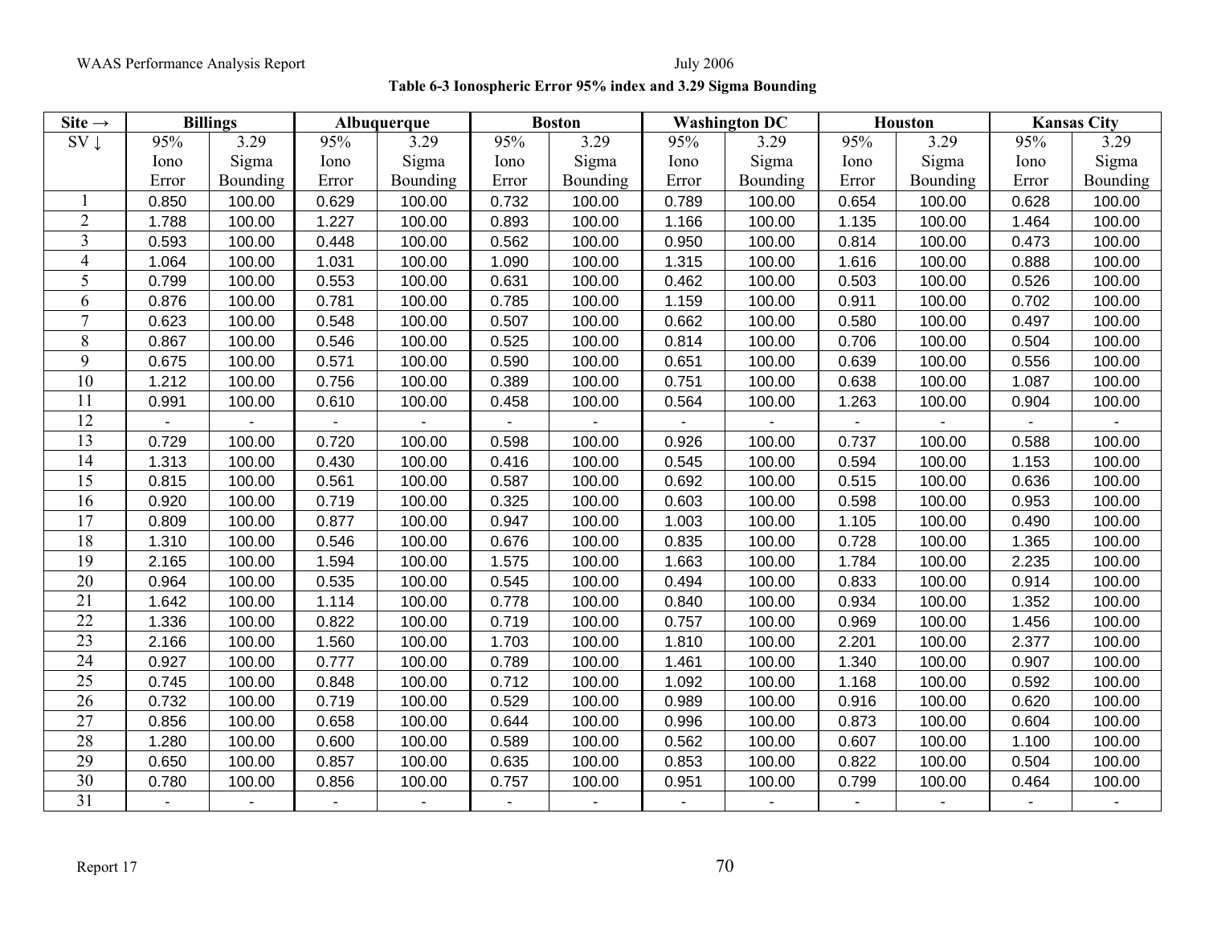**Table 6-3 Ionospheric Error 95% index and 3.29 Sigma Bounding**

| Site → | Billings | | Albuquerque | | Boston | | Washington DC | | Houston | | Kansas City | |
|---|---|---|---|---|---|---|---|---|---|---|---|---|
| SV ↓ | 95% Iono Error | 3.29 Sigma Bounding | 95% Iono Error | 3.29 Sigma Bounding | 95% Iono Error | 3.29 Sigma Bounding | 95% Iono Error | 3.29 Sigma Bounding | 95% Iono Error | 3.29 Sigma Bounding | 95% Iono Error | 3.29 Sigma Bounding |
| 1 | 0.850 | 100.00 | 0.629 | 100.00 | 0.732 | 100.00 | 0.789 | 100.00 | 0.654 | 100.00 | 0.628 | 100.00 |
| 2 | 1.788 | 100.00 | 1.227 | 100.00 | 0.893 | 100.00 | 1.166 | 100.00 | 1.135 | 100.00 | 1.464 | 100.00 |
| 3 | 0.593 | 100.00 | 0.448 | 100.00 | 0.562 | 100.00 | 0.950 | 100.00 | 0.814 | 100.00 | 0.473 | 100.00 |
| 4 | 1.064 | 100.00 | 1.031 | 100.00 | 1.090 | 100.00 | 1.315 | 100.00 | 1.616 | 100.00 | 0.888 | 100.00 |
| 5 | 0.799 | 100.00 | 0.553 | 100.00 | 0.631 | 100.00 | 0.462 | 100.00 | 0.503 | 100.00 | 0.526 | 100.00 |
| 6 | 0.876 | 100.00 | 0.781 | 100.00 | 0.785 | 100.00 | 1.159 | 100.00 | 0.911 | 100.00 | 0.702 | 100.00 |
| 7 | 0.623 | 100.00 | 0.548 | 100.00 | 0.507 | 100.00 | 0.662 | 100.00 | 0.580 | 100.00 | 0.497 | 100.00 |
| 8 | 0.867 | 100.00 | 0.546 | 100.00 | 0.525 | 100.00 | 0.814 | 100.00 | 0.706 | 100.00 | 0.504 | 100.00 |
| 9 | 0.675 | 100.00 | 0.571 | 100.00 | 0.590 | 100.00 | 0.651 | 100.00 | 0.639 | 100.00 | 0.556 | 100.00 |
| 10 | 1.212 | 100.00 | 0.756 | 100.00 | 0.389 | 100.00 | 0.751 | 100.00 | 0.638 | 100.00 | 1.087 | 100.00 |
| 11 | 0.991 | 100.00 | 0.610 | 100.00 | 0.458 | 100.00 | 0.564 | 100.00 | 1.263 | 100.00 | 0.904 | 100.00 |
| 12 | - | - | - | - | - | - | - | - | - | - | - | - |
| 13 | 0.729 | 100.00 | 0.720 | 100.00 | 0.598 | 100.00 | 0.926 | 100.00 | 0.737 | 100.00 | 0.588 | 100.00 |
| 14 | 1.313 | 100.00 | 0.430 | 100.00 | 0.416 | 100.00 | 0.545 | 100.00 | 0.594 | 100.00 | 1.153 | 100.00 |
| 15 | 0.815 | 100.00 | 0.561 | 100.00 | 0.587 | 100.00 | 0.692 | 100.00 | 0.515 | 100.00 | 0.636 | 100.00 |
| 16 | 0.920 | 100.00 | 0.719 | 100.00 | 0.325 | 100.00 | 0.603 | 100.00 | 0.598 | 100.00 | 0.953 | 100.00 |
| 17 | 0.809 | 100.00 | 0.877 | 100.00 | 0.947 | 100.00 | 1.003 | 100.00 | 1.105 | 100.00 | 0.490 | 100.00 |
| 18 | 1.310 | 100.00 | 0.546 | 100.00 | 0.676 | 100.00 | 0.835 | 100.00 | 0.728 | 100.00 | 1.365 | 100.00 |
| 19 | 2.165 | 100.00 | 1.594 | 100.00 | 1.575 | 100.00 | 1.663 | 100.00 | 1.784 | 100.00 | 2.235 | 100.00 |
| 20 | 0.964 | 100.00 | 0.535 | 100.00 | 0.545 | 100.00 | 0.494 | 100.00 | 0.833 | 100.00 | 0.914 | 100.00 |
| 21 | 1.642 | 100.00 | 1.114 | 100.00 | 0.778 | 100.00 | 0.840 | 100.00 | 0.934 | 100.00 | 1.352 | 100.00 |
| 22 | 1.336 | 100.00 | 0.822 | 100.00 | 0.719 | 100.00 | 0.757 | 100.00 | 0.969 | 100.00 | 1.456 | 100.00 |
| 23 | 2.166 | 100.00 | 1.560 | 100.00 | 1.703 | 100.00 | 1.810 | 100.00 | 2.201 | 100.00 | 2.377 | 100.00 |
| 24 | 0.927 | 100.00 | 0.777 | 100.00 | 0.789 | 100.00 | 1.461 | 100.00 | 1.340 | 100.00 | 0.907 | 100.00 |
| 25 | 0.745 | 100.00 | 0.848 | 100.00 | 0.712 | 100.00 | 1.092 | 100.00 | 1.168 | 100.00 | 0.592 | 100.00 |
| 26 | 0.732 | 100.00 | 0.719 | 100.00 | 0.529 | 100.00 | 0.989 | 100.00 | 0.916 | 100.00 | 0.620 | 100.00 |
| 27 | 0.856 | 100.00 | 0.658 | 100.00 | 0.644 | 100.00 | 0.996 | 100.00 | 0.873 | 100.00 | 0.604 | 100.00 |
| 28 | 1.280 | 100.00 | 0.600 | 100.00 | 0.589 | 100.00 | 0.562 | 100.00 | 0.607 | 100.00 | 1.100 | 100.00 |
| 29 | 0.650 | 100.00 | 0.857 | 100.00 | 0.635 | 100.00 | 0.853 | 100.00 | 0.822 | 100.00 | 0.504 | 100.00 |
| 30 | 0.780 | 100.00 | 0.856 | 100.00 | 0.757 | 100.00 | 0.951 | 100.00 | 0.799 | 100.00 | 0.464 | 100.00 |
| 31 | - | - | - | - | - | - | - | - | - | - | - | - |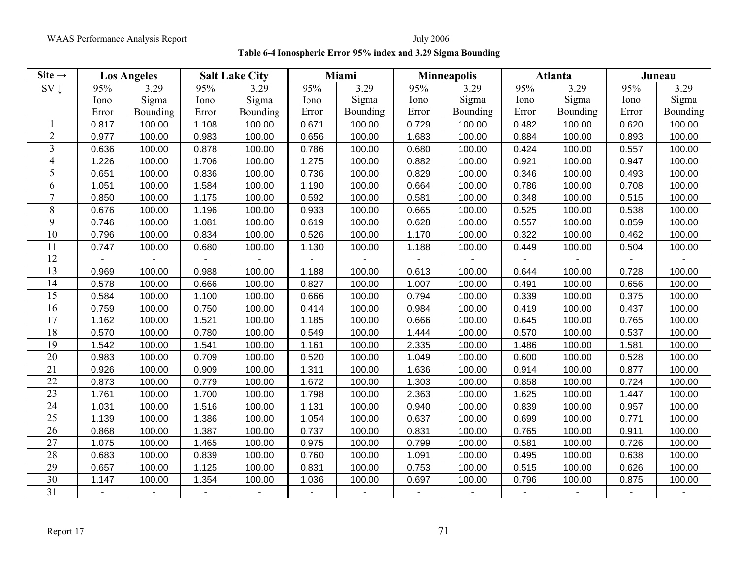**Table 6-4 Ionospheric Error 95% index and 3.29 Sigma Bounding**

| Site → | Los Angeles | | Salt Lake City | | Miami | | Minneapolis | | Atlanta | | Juneau | |
|---|---|---|---|---|---|---|---|---|---|---|---|---|
| SV ↓ | 95% Iono Error | 3.29 Sigma Bounding | 95% Iono Error | 3.29 Sigma Bounding | 95% Iono Error | 3.29 Sigma Bounding | 95% Iono Error | 3.29 Sigma Bounding | 95% Iono Error | 3.29 Sigma Bounding | 95% Iono Error | 3.29 Sigma Bounding |
| 1 | 0.817 | 100.00 | 1.108 | 100.00 | 0.671 | 100.00 | 0.729 | 100.00 | 0.482 | 100.00 | 0.620 | 100.00 |
| 2 | 0.977 | 100.00 | 0.983 | 100.00 | 0.656 | 100.00 | 1.683 | 100.00 | 0.884 | 100.00 | 0.893 | 100.00 |
| 3 | 0.636 | 100.00 | 0.878 | 100.00 | 0.786 | 100.00 | 0.680 | 100.00 | 0.424 | 100.00 | 0.557 | 100.00 |
| 4 | 1.226 | 100.00 | 1.706 | 100.00 | 1.275 | 100.00 | 0.882 | 100.00 | 0.921 | 100.00 | 0.947 | 100.00 |
| 5 | 0.651 | 100.00 | 0.836 | 100.00 | 0.736 | 100.00 | 0.829 | 100.00 | 0.346 | 100.00 | 0.493 | 100.00 |
| 6 | 1.051 | 100.00 | 1.584 | 100.00 | 1.190 | 100.00 | 0.664 | 100.00 | 0.786 | 100.00 | 0.708 | 100.00 |
| 7 | 0.850 | 100.00 | 1.175 | 100.00 | 0.592 | 100.00 | 0.581 | 100.00 | 0.348 | 100.00 | 0.515 | 100.00 |
| 8 | 0.676 | 100.00 | 1.196 | 100.00 | 0.933 | 100.00 | 0.665 | 100.00 | 0.525 | 100.00 | 0.538 | 100.00 |
| 9 | 0.746 | 100.00 | 1.081 | 100.00 | 0.619 | 100.00 | 0.628 | 100.00 | 0.557 | 100.00 | 0.859 | 100.00 |
| 10 | 0.796 | 100.00 | 0.834 | 100.00 | 0.526 | 100.00 | 1.170 | 100.00 | 0.322 | 100.00 | 0.462 | 100.00 |
| 11 | 0.747 | 100.00 | 0.680 | 100.00 | 1.130 | 100.00 | 1.188 | 100.00 | 0.449 | 100.00 | 0.504 | 100.00 |
| 12 | - | - | - | - | - | - | - | - | - | - | - | - |
| 13 | 0.969 | 100.00 | 0.988 | 100.00 | 1.188 | 100.00 | 0.613 | 100.00 | 0.644 | 100.00 | 0.728 | 100.00 |
| 14 | 0.578 | 100.00 | 0.666 | 100.00 | 0.827 | 100.00 | 1.007 | 100.00 | 0.491 | 100.00 | 0.656 | 100.00 |
| 15 | 0.584 | 100.00 | 1.100 | 100.00 | 0.666 | 100.00 | 0.794 | 100.00 | 0.339 | 100.00 | 0.375 | 100.00 |
| 16 | 0.759 | 100.00 | 0.750 | 100.00 | 0.414 | 100.00 | 0.984 | 100.00 | 0.419 | 100.00 | 0.437 | 100.00 |
| 17 | 1.162 | 100.00 | 1.521 | 100.00 | 1.185 | 100.00 | 0.666 | 100.00 | 0.645 | 100.00 | 0.765 | 100.00 |
| 18 | 0.570 | 100.00 | 0.780 | 100.00 | 0.549 | 100.00 | 1.444 | 100.00 | 0.570 | 100.00 | 0.537 | 100.00 |
| 19 | 1.542 | 100.00 | 1.541 | 100.00 | 1.161 | 100.00 | 2.335 | 100.00 | 1.486 | 100.00 | 1.581 | 100.00 |
| 20 | 0.983 | 100.00 | 0.709 | 100.00 | 0.520 | 100.00 | 1.049 | 100.00 | 0.600 | 100.00 | 0.528 | 100.00 |
| 21 | 0.926 | 100.00 | 0.909 | 100.00 | 1.311 | 100.00 | 1.636 | 100.00 | 0.914 | 100.00 | 0.877 | 100.00 |
| 22 | 0.873 | 100.00 | 0.779 | 100.00 | 1.672 | 100.00 | 1.303 | 100.00 | 0.858 | 100.00 | 0.724 | 100.00 |
| 23 | 1.761 | 100.00 | 1.700 | 100.00 | 1.798 | 100.00 | 2.363 | 100.00 | 1.625 | 100.00 | 1.447 | 100.00 |
| 24 | 1.031 | 100.00 | 1.516 | 100.00 | 1.131 | 100.00 | 0.940 | 100.00 | 0.839 | 100.00 | 0.957 | 100.00 |
| 25 | 1.139 | 100.00 | 1.386 | 100.00 | 1.054 | 100.00 | 0.637 | 100.00 | 0.699 | 100.00 | 0.771 | 100.00 |
| 26 | 0.868 | 100.00 | 1.387 | 100.00 | 0.737 | 100.00 | 0.831 | 100.00 | 0.765 | 100.00 | 0.911 | 100.00 |
| 27 | 1.075 | 100.00 | 1.465 | 100.00 | 0.975 | 100.00 | 0.799 | 100.00 | 0.581 | 100.00 | 0.726 | 100.00 |
| 28 | 0.683 | 100.00 | 0.839 | 100.00 | 0.760 | 100.00 | 1.091 | 100.00 | 0.495 | 100.00 | 0.638 | 100.00 |
| 29 | 0.657 | 100.00 | 1.125 | 100.00 | 0.831 | 100.00 | 0.753 | 100.00 | 0.515 | 100.00 | 0.626 | 100.00 |
| 30 | 1.147 | 100.00 | 1.354 | 100.00 | 1.036 | 100.00 | 0.697 | 100.00 | 0.796 | 100.00 | 0.875 | 100.00 |
| 31 | - | - | - | - | - | - | - | - | - | - | - | - |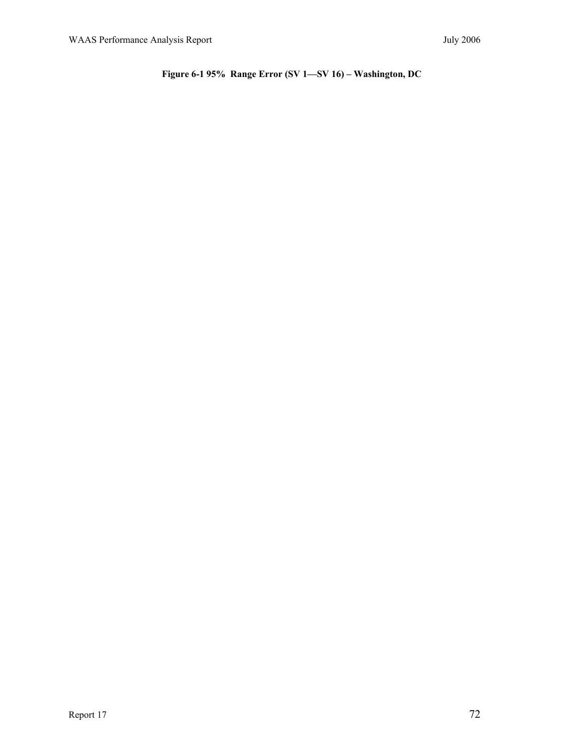**Figure 6-1 95%  Range Error (SV 1—SV 16) – Washington, DC**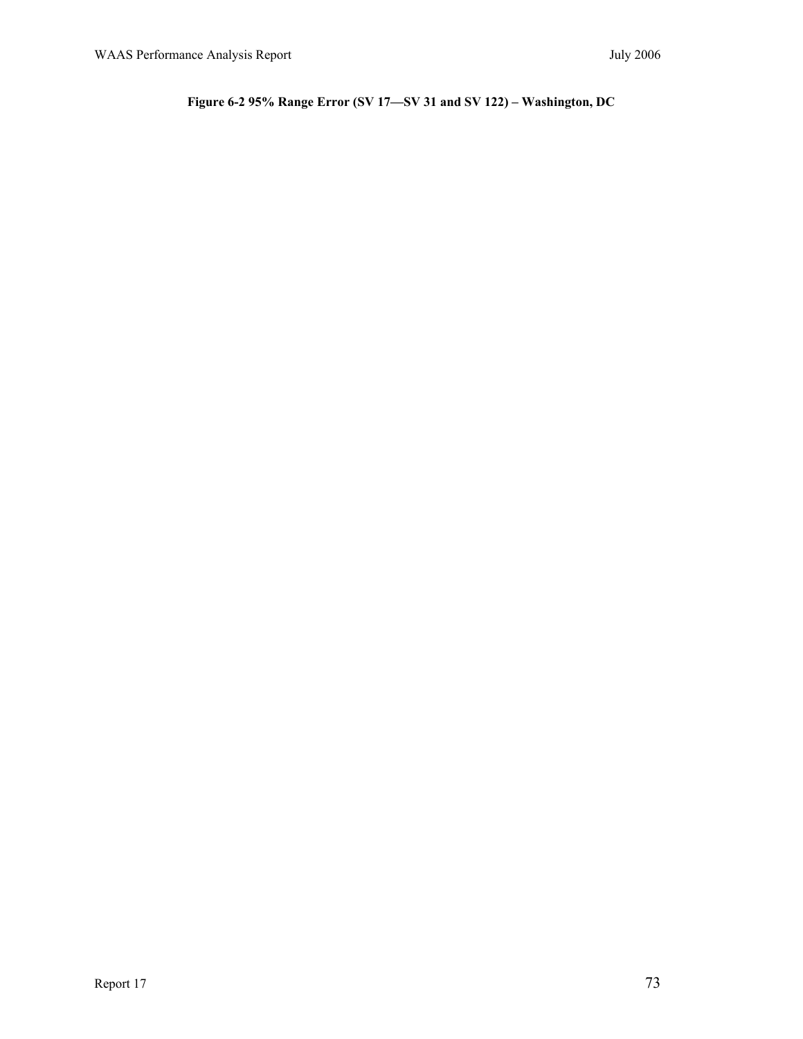**Figure 6-2 95% Range Error (SV 17—SV 31 and SV 122) – Washington, DC**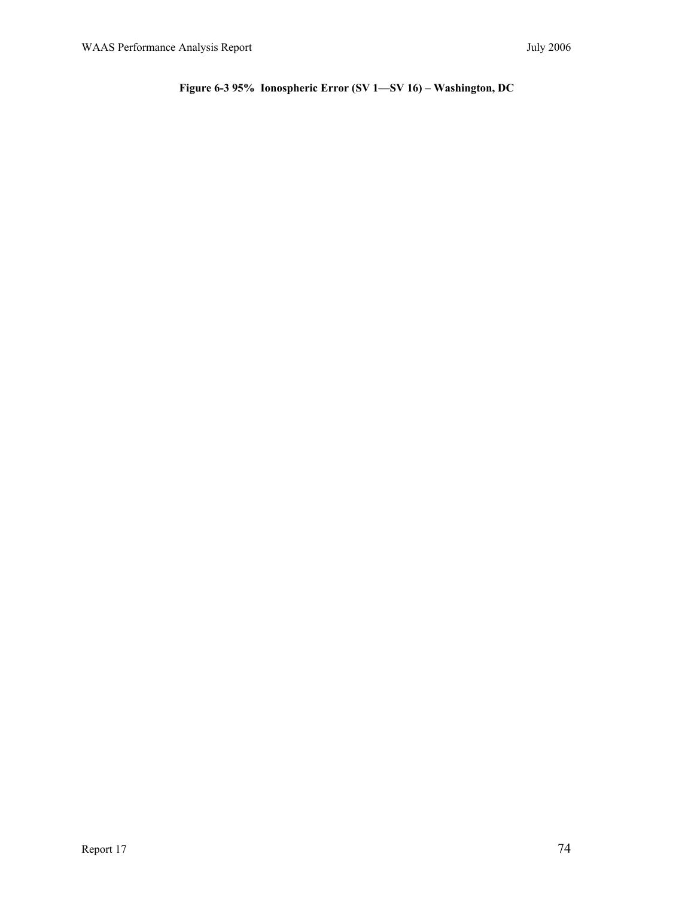**Figure 6-3 95% Ionospheric Error (SV 1—SV 16) – Washington, DC**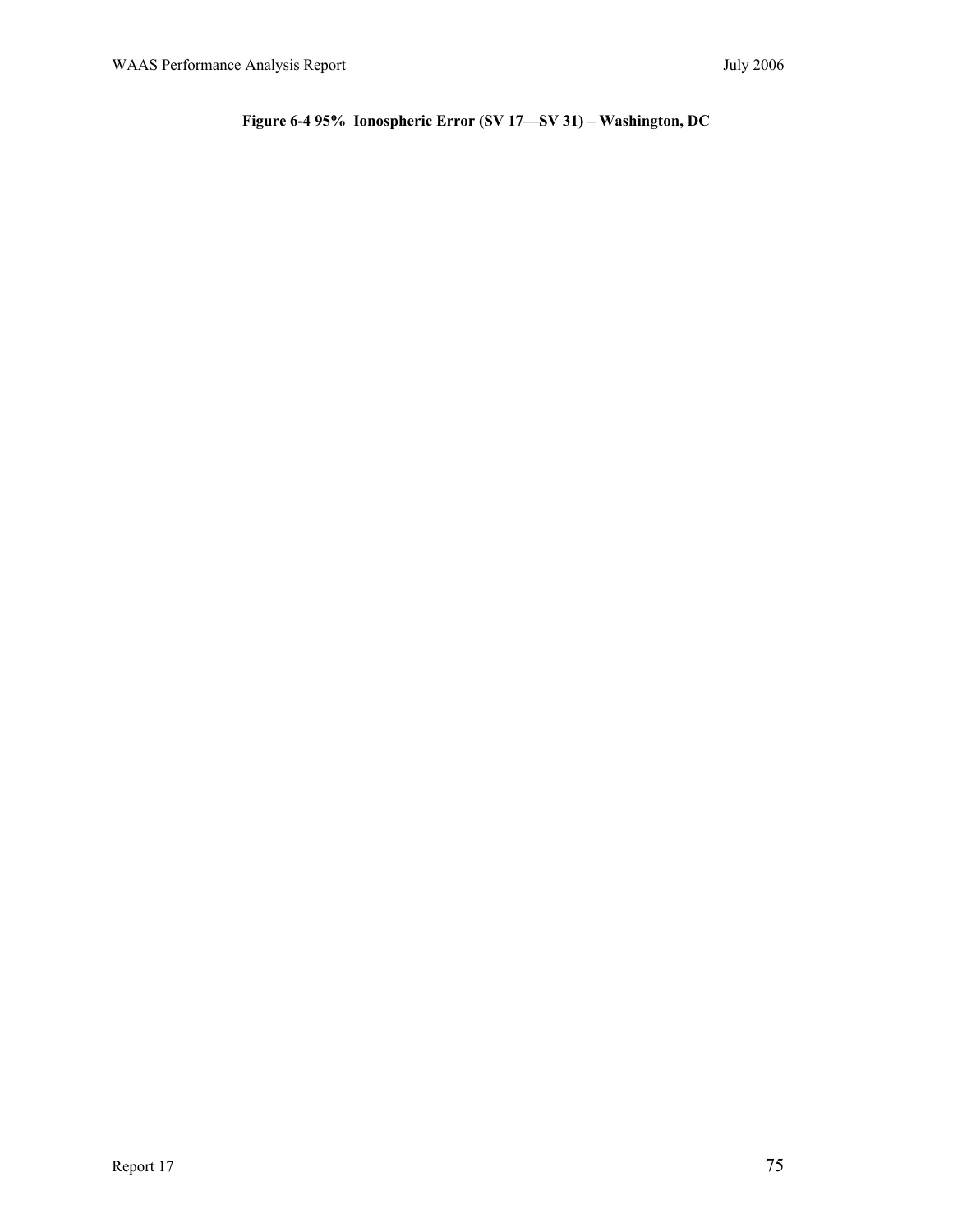**Figure 6-4 95% Ionospheric Error (SV 17—SV 31) – Washington, DC**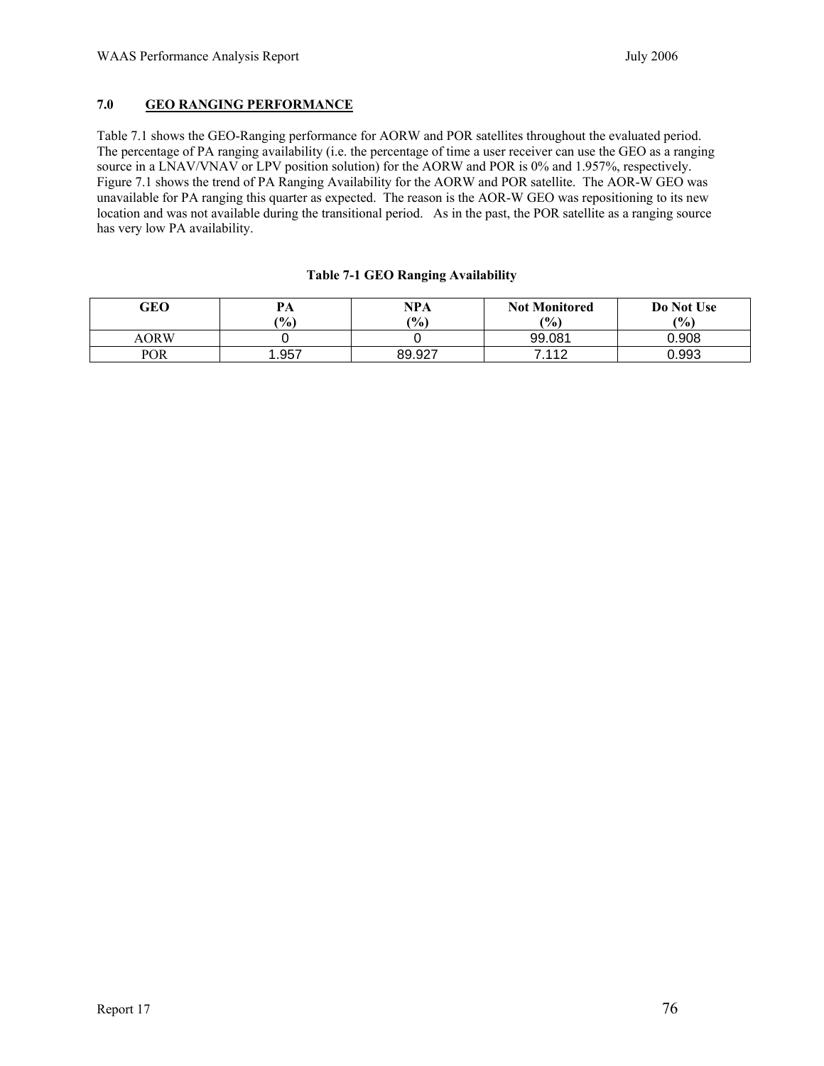## 7.0 GEO RANGING PERFORMANCE

Table 7.1 shows the GEO-Ranging performance for AORW and POR satellites throughout the evaluated period. The percentage of PA ranging availability (i.e. the percentage of time a user receiver can use the GEO as a ranging source in a LNAV/VNAV or LPV position solution) for the AORW and POR is 0% and 1.957%, respectively. Figure 7.1 shows the trend of PA Ranging Availability for the AORW and POR satellite. The AOR-W GEO was unavailable for PA ranging this quarter as expected. The reason is the AOR-W GEO was repositioning to its new location and was not available during the transitional period. As in the past, the POR satellite as a ranging source has very low PA availability.

**Table 7-1 GEO Ranging Availability**

| GEO | PA (%) | NPA (%) | Not Monitored (%) | Do Not Use (%) |
|---|---|---|---|---|
| AORW | 0 | 0 | 99.081 | 0.908 |
| POR | 1.957 | 89.927 | 7.112 | 0.993 |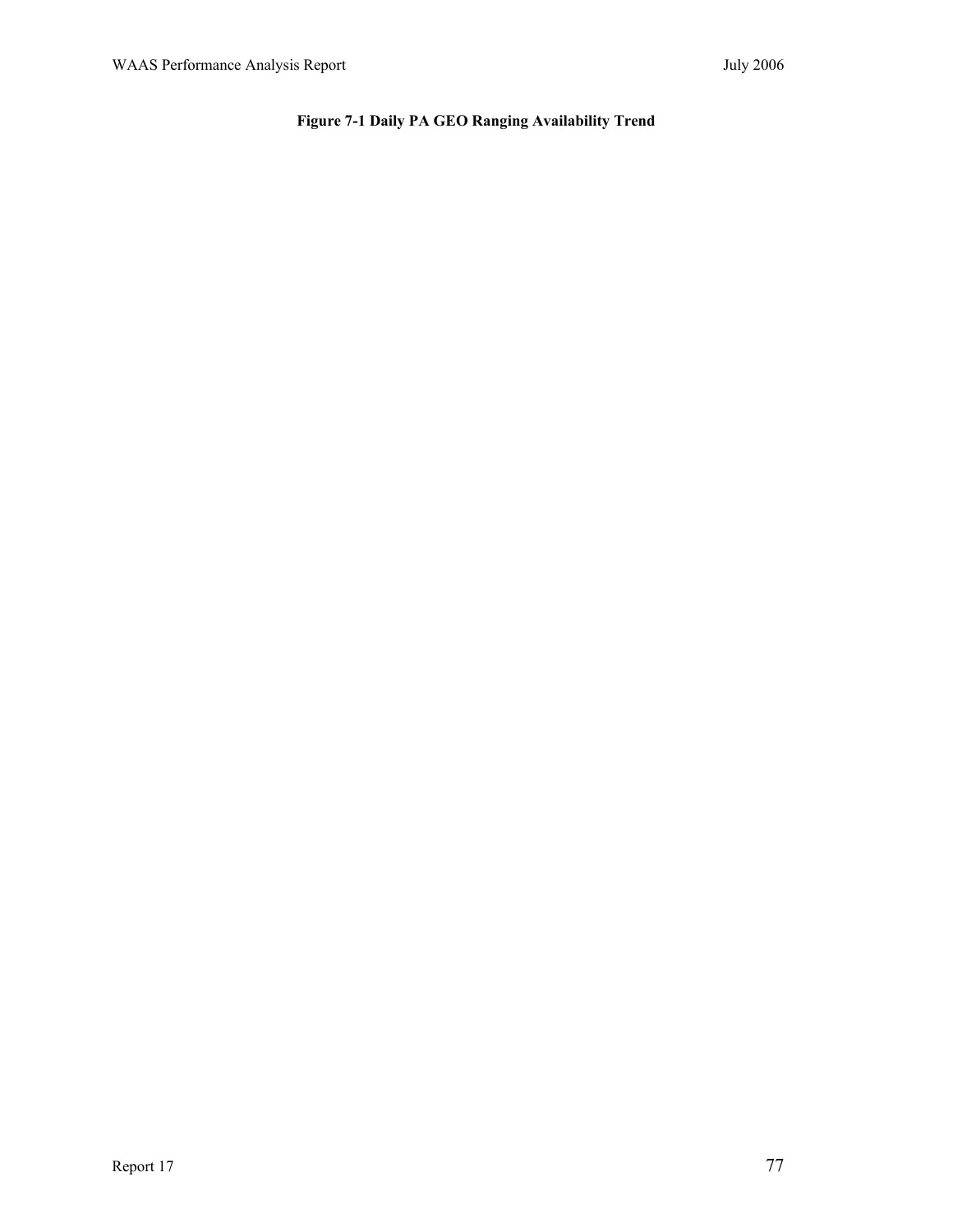**Figure 7-1 Daily PA GEO Ranging Availability Trend**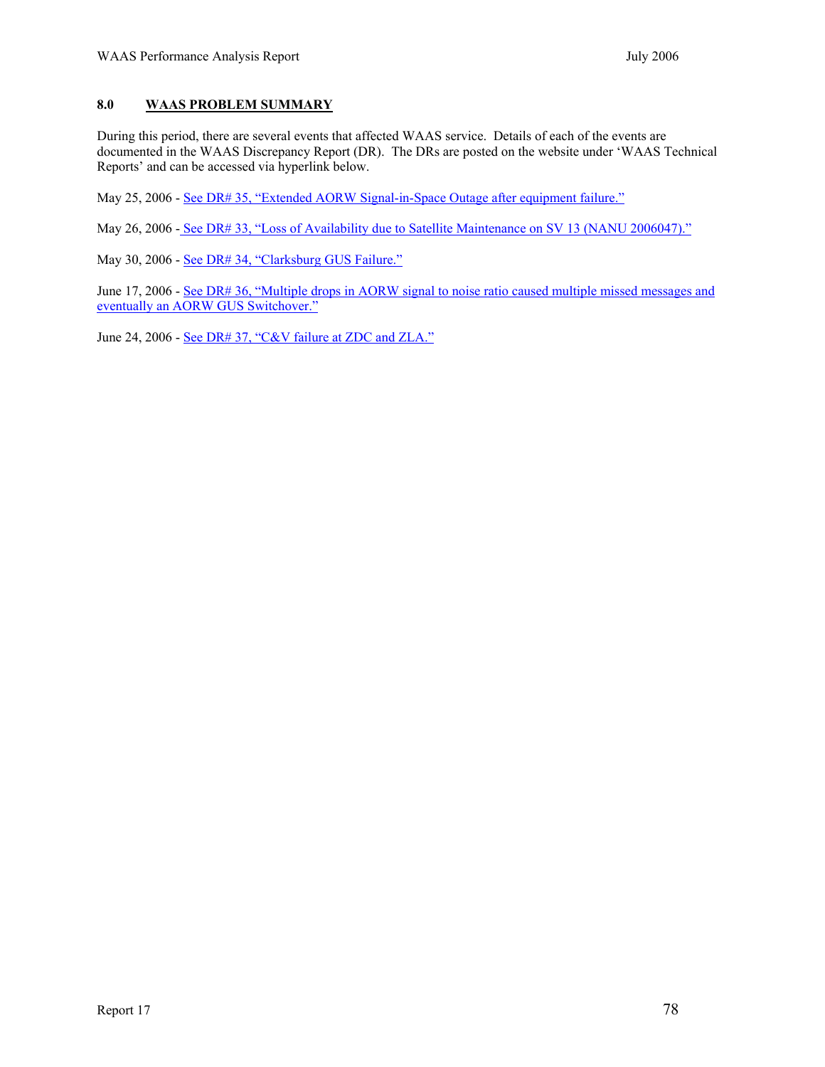## 8.0 WAAS PROBLEM SUMMARY

During this period, there are several events that affected WAAS service. Details of each of the events are documented in the WAAS Discrepancy Report (DR). The DRs are posted on the website under 'WAAS Technical Reports' and can be accessed via hyperlink below.

May 25, 2006 - See DR# 35, "Extended AORW Signal-in-Space Outage after equipment failure."

May 26, 2006 - See DR# 33, "Loss of Availability due to Satellite Maintenance on SV 13 (NANU 2006047)."

May 30, 2006 - See DR# 34, "Clarksburg GUS Failure."

June 17, 2006 - See DR# 36, "Multiple drops in AORW signal to noise ratio caused multiple missed messages and eventually an AORW GUS Switchover."

June 24, 2006 - See DR# 37, "C&V failure at ZDC and ZLA."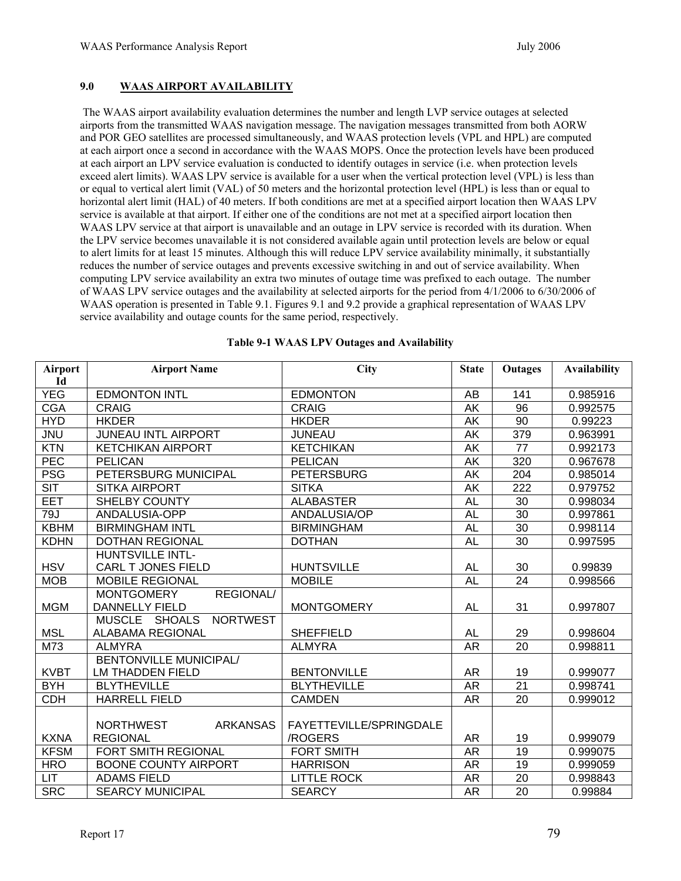## 9.0 WAAS AIRPORT AVAILABILITY

The WAAS airport availability evaluation determines the number and length LVP service outages at selected airports from the transmitted WAAS navigation message. The navigation messages transmitted from both AORW and POR GEO satellites are processed simultaneously, and WAAS protection levels (VPL and HPL) are computed at each airport once a second in accordance with the WAAS MOPS. Once the protection levels have been produced at each airport an LPV service evaluation is conducted to identify outages in service (i.e. when protection levels exceed alert limits). WAAS LPV service is available for a user when the vertical protection level (VPL) is less than or equal to vertical alert limit (VAL) of 50 meters and the horizontal protection level (HPL) is less than or equal to horizontal alert limit (HAL) of 40 meters. If both conditions are met at a specified airport location then WAAS LPV service is available at that airport. If either one of the conditions are not met at a specified airport location then WAAS LPV service at that airport is unavailable and an outage in LPV service is recorded with its duration. When the LPV service becomes unavailable it is not considered available again until protection levels are below or equal to alert limits for at least 15 minutes. Although this will reduce LPV service availability minimally, it substantially reduces the number of service outages and prevents excessive switching in and out of service availability. When computing LPV service availability an extra two minutes of outage time was prefixed to each outage. The number of WAAS LPV service outages and the availability at selected airports for the period from 4/1/2006 to 6/30/2006 of WAAS operation is presented in Table 9.1. Figures 9.1 and 9.2 provide a graphical representation of WAAS LPV service availability and outage counts for the same period, respectively.

**Table 9-1 WAAS LPV Outages and Availability**

| Airport Id | Airport Name | City | State | Outages | Availability |
|---|---|---|---|---|---|
| YEG | EDMONTON INTL | EDMONTON | AB | 141 | 0.985916 |
| CGA | CRAIG | CRAIG | AK | 96 | 0.992575 |
| HYD | HKDER | HKDER | AK | 90 | 0.99223 |
| JNU | JUNEAU INTL AIRPORT | JUNEAU | AK | 379 | 0.963991 |
| KTN | KETCHIKAN AIRPORT | KETCHIKAN | AK | 77 | 0.992173 |
| PEC | PELICAN | PELICAN | AK | 320 | 0.967678 |
| PSG | PETERSBURG MUNICIPAL | PETERSBURG | AK | 204 | 0.985014 |
| SIT | SITKA AIRPORT | SITKA | AK | 222 | 0.979752 |
| EET | SHELBY COUNTY | ALABASTER | AL | 30 | 0.998034 |
| 79J | ANDALUSIA-OPP | ANDALUSIA/OP | AL | 30 | 0.997861 |
| KBHM | BIRMINGHAM INTL | BIRMINGHAM | AL | 30 | 0.998114 |
| KDHN | DOTHAN REGIONAL | DOTHAN | AL | 30 | 0.997595 |
| HSV | HUNTSVILLE INTL-CARL T JONES FIELD | HUNTSVILLE | AL | 30 | 0.99839 |
| MOB | MOBILE REGIONAL | MOBILE | AL | 24 | 0.998566 |
| MGM | MONTGOMERY REGIONAL/ DANNELLY FIELD | MONTGOMERY | AL | 31 | 0.997807 |
| MSL | MUSCLE SHOALS NORTWEST ALABAMA REGIONAL | SHEFFIELD | AL | 29 | 0.998604 |
| M73 | ALMYRA | ALMYRA | AR | 20 | 0.998811 |
| KVBT | BENTONVILLE MUNICIPAL/ LM THADDEN FIELD | BENTONVILLE | AR | 19 | 0.999077 |
| BYH | BLYTHEVILLE | BLYTHEVILLE | AR | 21 | 0.998741 |
| CDH | HARRELL FIELD | CAMDEN | AR | 20 | 0.999012 |
| KXNA | NORTHWEST ARKANSAS REGIONAL | FAYETTEVILLE/SPRINGDALE/ROGERS | AR | 19 | 0.999079 |
| KFSM | FORT SMITH REGIONAL | FORT SMITH | AR | 19 | 0.999075 |
| HRO | BOONE COUNTY AIRPORT | HARRISON | AR | 19 | 0.999059 |
| LIT | ADAMS FIELD | LITTLE ROCK | AR | 20 | 0.998843 |
| SRC | SEARCY MUNICIPAL | SEARCY | AR | 20 | 0.99884 |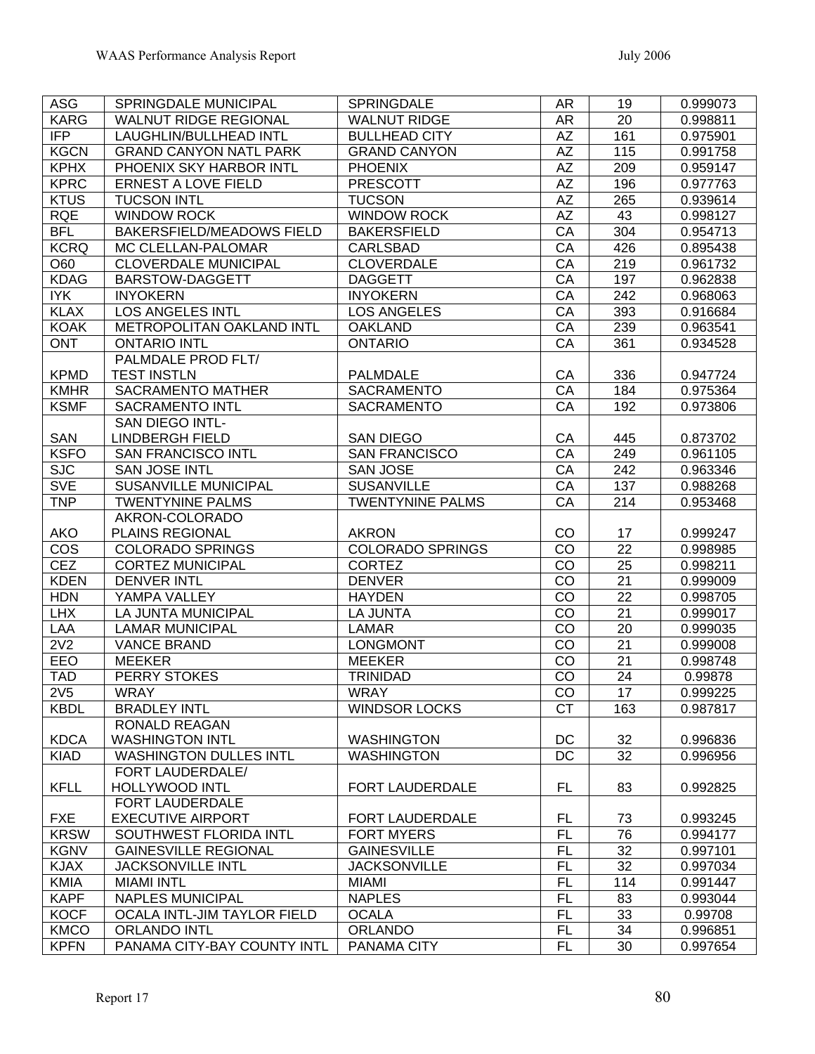| ASG | SPRINGDALE MUNICIPAL | SPRINGDALE | AR | 19 | 0.999073 |
|---|---|---|---|---|---|
| KARG | WALNUT RIDGE REGIONAL | WALNUT RIDGE | AR | 20 | 0.998811 |
| IFP | LAUGHLIN/BULLHEAD INTL | BULLHEAD CITY | AZ | 161 | 0.975901 |
| KGCN | GRAND CANYON NATL PARK | GRAND CANYON | AZ | 115 | 0.991758 |
| KPHX | PHOENIX SKY HARBOR INTL | PHOENIX | AZ | 209 | 0.959147 |
| KPRC | ERNEST A LOVE FIELD | PRESCOTT | AZ | 196 | 0.977763 |
| KTUS | TUCSON INTL | TUCSON | AZ | 265 | 0.939614 |
| RQE | WINDOW ROCK | WINDOW ROCK | AZ | 43 | 0.998127 |
| BFL | BAKERSFIELD/MEADOWS FIELD | BAKERSFIELD | CA | 304 | 0.954713 |
| KCRQ | MC CLELLAN-PALOMAR | CARLSBAD | CA | 426 | 0.895438 |
| O60 | CLOVERDALE MUNICIPAL | CLOVERDALE | CA | 219 | 0.961732 |
| KDAG | BARSTOW-DAGGETT | DAGGETT | CA | 197 | 0.962838 |
| IYK | INYOKERN | INYOKERN | CA | 242 | 0.968063 |
| KLAX | LOS ANGELES INTL | LOS ANGELES | CA | 393 | 0.916684 |
| KOAK | METROPOLITAN OAKLAND INTL | OAKLAND | CA | 239 | 0.963541 |
| ONT | ONTARIO INTL | ONTARIO | CA | 361 | 0.934528 |
| KPMD | PALMDALE PROD FLT/ TEST INSTLN | PALMDALE | CA | 336 | 0.947724 |
| KMHR | SACRAMENTO MATHER | SACRAMENTO | CA | 184 | 0.975364 |
| KSMF | SACRAMENTO INTL | SACRAMENTO | CA | 192 | 0.973806 |
| SAN | SAN DIEGO INTL-LINDBERGH FIELD | SAN DIEGO | CA | 445 | 0.873702 |
| KSFO | SAN FRANCISCO INTL | SAN FRANCISCO | CA | 249 | 0.961105 |
| SJC | SAN JOSE INTL | SAN JOSE | CA | 242 | 0.963346 |
| SVE | SUSANVILLE MUNICIPAL | SUSANVILLE | CA | 137 | 0.988268 |
| TNP | TWENTYNINE PALMS | TWENTYNINE PALMS | CA | 214 | 0.953468 |
| AKO | AKRON-COLORADO PLAINS REGIONAL | AKRON | CO | 17 | 0.999247 |
| COS | COLORADO SPRINGS | COLORADO SPRINGS | CO | 22 | 0.998985 |
| CEZ | CORTEZ MUNICIPAL | CORTEZ | CO | 25 | 0.998211 |
| KDEN | DENVER INTL | DENVER | CO | 21 | 0.999009 |
| HDN | YAMPA VALLEY | HAYDEN | CO | 22 | 0.998705 |
| LHX | LA JUNTA MUNICIPAL | LA JUNTA | CO | 21 | 0.999017 |
| LAA | LAMAR MUNICIPAL | LAMAR | CO | 20 | 0.999035 |
| 2V2 | VANCE BRAND | LONGMONT | CO | 21 | 0.999008 |
| EEO | MEEKER | MEEKER | CO | 21 | 0.998748 |
| TAD | PERRY STOKES | TRINIDAD | CO | 24 | 0.99878 |
| 2V5 | WRAY | WRAY | CO | 17 | 0.999225 |
| KBDL | BRADLEY INTL | WINDSOR LOCKS | CT | 163 | 0.987817 |
| KDCA | RONALD REAGAN WASHINGTON INTL | WASHINGTON | DC | 32 | 0.996836 |
| KIAD | WASHINGTON DULLES INTL | WASHINGTON | DC | 32 | 0.996956 |
| KFLL | FORT LAUDERDALE/ HOLLYWOOD INTL | FORT LAUDERDALE | FL | 83 | 0.992825 |
| FXE | FORT LAUDERDALE EXECUTIVE AIRPORT | FORT LAUDERDALE | FL | 73 | 0.993245 |
| KRSW | SOUTHWEST FLORIDA INTL | FORT MYERS | FL | 76 | 0.994177 |
| KGNV | GAINESVILLE REGIONAL | GAINESVILLE | FL | 32 | 0.997101 |
| KJAX | JACKSONVILLE INTL | JACKSONVILLE | FL | 32 | 0.997034 |
| KMIA | MIAMI INTL | MIAMI | FL | 114 | 0.991447 |
| KAPF | NAPLES MUNICIPAL | NAPLES | FL | 83 | 0.993044 |
| KOCF | OCALA INTL-JIM TAYLOR FIELD | OCALA | FL | 33 | 0.99708 |
| KMCO | ORLANDO INTL | ORLANDO | FL | 34 | 0.996851 |
| KPFN | PANAMA CITY-BAY COUNTY INTL | PANAMA CITY | FL | 30 | 0.997654 |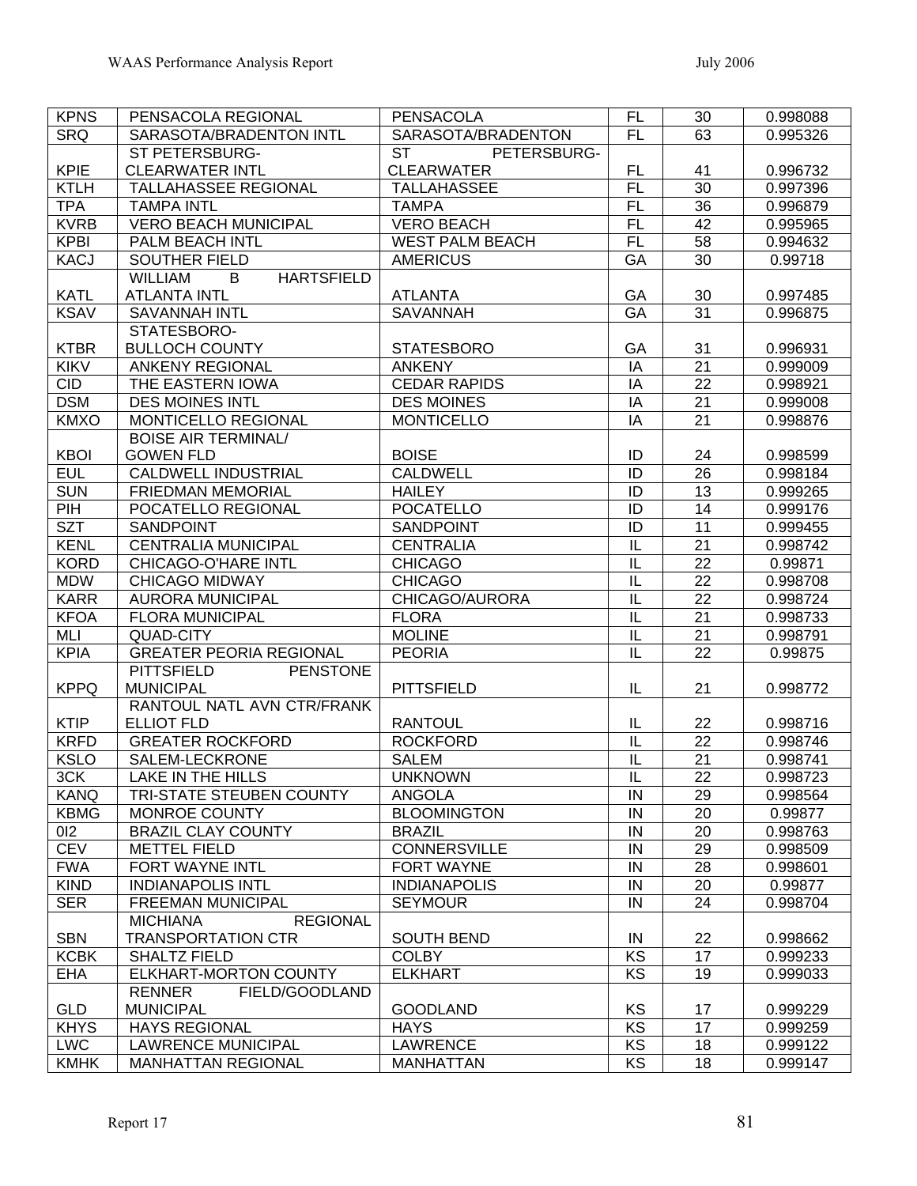| KPNS | PENSACOLA REGIONAL | PENSACOLA | FL | 30 | 0.998088 |
|---|---|---|---|---|---|
| SRQ | SARASOTA/BRADENTON INTL | SARASOTA/BRADENTON | FL | 63 | 0.995326 |
| KPIE | ST PETERSBURG-CLEARWATER INTL | ST PETERSBURG-CLEARWATER | FL | 41 | 0.996732 |
| KTLH | TALLAHASSEE REGIONAL | TALLAHASSEE | FL | 30 | 0.997396 |
| TPA | TAMPA INTL | TAMPA | FL | 36 | 0.996879 |
| KVRB | VERO BEACH MUNICIPAL | VERO BEACH | FL | 42 | 0.995965 |
| KPBI | PALM BEACH INTL | WEST PALM BEACH | FL | 58 | 0.994632 |
| KACJ | SOUTHER FIELD | AMERICUS | GA | 30 | 0.99718 |
| KATL | WILLIAM B HARTSFIELD ATLANTA INTL | ATLANTA | GA | 30 | 0.997485 |
| KSAV | SAVANNAH INTL | SAVANNAH | GA | 31 | 0.996875 |
| KTBR | STATESBORO-BULLOCH COUNTY | STATESBORO | GA | 31 | 0.996931 |
| KIKV | ANKENY REGIONAL | ANKENY | IA | 21 | 0.999009 |
| CID | THE EASTERN IOWA | CEDAR RAPIDS | IA | 22 | 0.998921 |
| DSM | DES MOINES INTL | DES MOINES | IA | 21 | 0.999008 |
| KMXO | MONTICELLO REGIONAL | MONTICELLO | IA | 21 | 0.998876 |
| KBOI | BOISE AIR TERMINAL/ GOWEN FLD | BOISE | ID | 24 | 0.998599 |
| EUL | CALDWELL INDUSTRIAL | CALDWELL | ID | 26 | 0.998184 |
| SUN | FRIEDMAN MEMORIAL | HAILEY | ID | 13 | 0.999265 |
| PIH | POCATELLO REGIONAL | POCATELLO | ID | 14 | 0.999176 |
| SZT | SANDPOINT | SANDPOINT | ID | 11 | 0.999455 |
| KENL | CENTRALIA MUNICIPAL | CENTRALIA | IL | 21 | 0.998742 |
| KORD | CHICAGO-O'HARE INTL | CHICAGO | IL | 22 | 0.99871 |
| MDW | CHICAGO MIDWAY | CHICAGO | IL | 22 | 0.998708 |
| KARR | AURORA MUNICIPAL | CHICAGO/AURORA | IL | 22 | 0.998724 |
| KFOA | FLORA MUNICIPAL | FLORA | IL | 21 | 0.998733 |
| MLI | QUAD-CITY | MOLINE | IL | 21 | 0.998791 |
| KPIA | GREATER PEORIA REGIONAL | PEORIA | IL | 22 | 0.99875 |
| KPPQ | PITTSFIELD PENSTONE MUNICIPAL | PITTSFIELD | IL | 21 | 0.998772 |
| KTIP | RANTOUL NATL AVN CTR/FRANK ELLIOT FLD | RANTOUL | IL | 22 | 0.998716 |
| KRFD | GREATER ROCKFORD | ROCKFORD | IL | 22 | 0.998746 |
| KSLO | SALEM-LECKRONE | SALEM | IL | 21 | 0.998741 |
| 3CK | LAKE IN THE HILLS | UNKNOWN | IL | 22 | 0.998723 |
| KANQ | TRI-STATE STEUBEN COUNTY | ANGOLA | IN | 29 | 0.998564 |
| KBMG | MONROE COUNTY | BLOOMINGTON | IN | 20 | 0.99877 |
| 0I2 | BRAZIL CLAY COUNTY | BRAZIL | IN | 20 | 0.998763 |
| CEV | METTEL FIELD | CONNERSVILLE | IN | 29 | 0.998509 |
| FWA | FORT WAYNE INTL | FORT WAYNE | IN | 28 | 0.998601 |
| KIND | INDIANAPOLIS INTL | INDIANAPOLIS | IN | 20 | 0.99877 |
| SER | FREEMAN MUNICIPAL | SEYMOUR | IN | 24 | 0.998704 |
| SBN | MICHIANA REGIONAL TRANSPORTATION CTR | SOUTH BEND | IN | 22 | 0.998662 |
| KCBK | SHALTZ FIELD | COLBY | KS | 17 | 0.999233 |
| EHA | ELKHART-MORTON COUNTY | ELKHART | KS | 19 | 0.999033 |
| GLD | RENNER FIELD/GOODLAND MUNICIPAL | GOODLAND | KS | 17 | 0.999229 |
| KHYS | HAYS REGIONAL | HAYS | KS | 17 | 0.999259 |
| LWC | LAWRENCE MUNICIPAL | LAWRENCE | KS | 18 | 0.999122 |
| KMHK | MANHATTAN REGIONAL | MANHATTAN | KS | 18 | 0.999147 |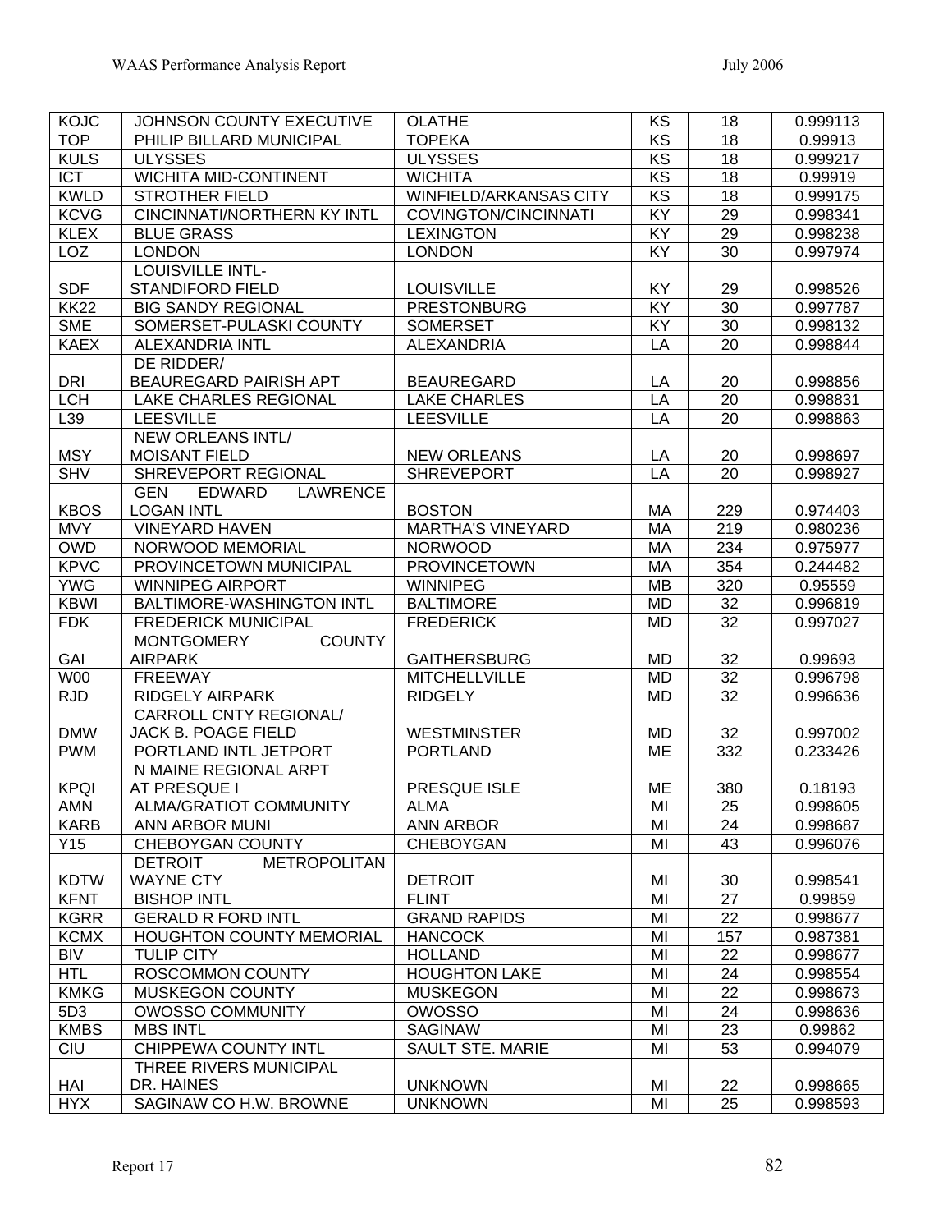| KOJC | JOHNSON COUNTY EXECUTIVE | OLATHE | KS | 18 | 0.999113 |
|---|---|---|---|---|---|
| TOP | PHILIP BILLARD MUNICIPAL | TOPEKA | KS | 18 | 0.99913 |
| KULS | ULYSSES | ULYSSES | KS | 18 | 0.999217 |
| ICT | WICHITA MID-CONTINENT | WICHITA | KS | 18 | 0.99919 |
| KWLD | STROTHER FIELD | WINFIELD/ARKANSAS CITY | KS | 18 | 0.999175 |
| KCVG | CINCINNATI/NORTHERN KY INTL | COVINGTON/CINCINNATI | KY | 29 | 0.998341 |
| KLEX | BLUE GRASS | LEXINGTON | KY | 29 | 0.998238 |
| LOZ | LONDON | LONDON | KY | 30 | 0.997974 |
| SDF | LOUISVILLE INTL-STANDIFORD FIELD | LOUISVILLE | KY | 29 | 0.998526 |
| KK22 | BIG SANDY REGIONAL | PRESTONBURG | KY | 30 | 0.997787 |
| SME | SOMERSET-PULASKI COUNTY | SOMERSET | KY | 30 | 0.998132 |
| KAEX | ALEXANDRIA INTL | ALEXANDRIA | LA | 20 | 0.998844 |
| DRI | DE RIDDER/ BEAUREGARD PAIRISH APT | BEAUREGARD | LA | 20 | 0.998856 |
| LCH | LAKE CHARLES REGIONAL | LAKE CHARLES | LA | 20 | 0.998831 |
| L39 | LEESVILLE | LEESVILLE | LA | 20 | 0.998863 |
| MSY | NEW ORLEANS INTL/ MOISANT FIELD | NEW ORLEANS | LA | 20 | 0.998697 |
| SHV | SHREVEPORT REGIONAL | SHREVEPORT | LA | 20 | 0.998927 |
| KBOS | GEN EDWARD LAWRENCE LOGAN INTL | BOSTON | MA | 229 | 0.974403 |
| MVY | VINEYARD HAVEN | MARTHA'S VINEYARD | MA | 219 | 0.980236 |
| OWD | NORWOOD MEMORIAL | NORWOOD | MA | 234 | 0.975977 |
| KPVC | PROVINCETOWN MUNICIPAL | PROVINCETOWN | MA | 354 | 0.244482 |
| YWG | WINNIPEG AIRPORT | WINNIPEG | MB | 320 | 0.95559 |
| KBWI | BALTIMORE-WASHINGTON INTL | BALTIMORE | MD | 32 | 0.996819 |
| FDK | FREDERICK MUNICIPAL | FREDERICK | MD | 32 | 0.997027 |
| GAI | MONTGOMERY COUNTY AIRPARK | GAITHERSBURG | MD | 32 | 0.99693 |
| W00 | FREEWAY | MITCHELLVILLE | MD | 32 | 0.996798 |
| RJD | RIDGELY AIRPARK | RIDGELY | MD | 32 | 0.996636 |
| DMW | CARROLL CNTY REGIONAL/ JACK B. POAGE FIELD | WESTMINSTER | MD | 32 | 0.997002 |
| PWM | PORTLAND INTL JETPORT | PORTLAND | ME | 332 | 0.233426 |
| KPQI | N MAINE REGIONAL ARPT AT PRESQUE I | PRESQUE ISLE | ME | 380 | 0.18193 |
| AMN | ALMA/GRATIOT COMMUNITY | ALMA | MI | 25 | 0.998605 |
| KARB | ANN ARBOR MUNI | ANN ARBOR | MI | 24 | 0.998687 |
| Y15 | CHEBOYGAN COUNTY | CHEBOYGAN | MI | 43 | 0.996076 |
| KDTW | DETROIT METROPOLITAN WAYNE CTY | DETROIT | MI | 30 | 0.998541 |
| KFNT | BISHOP INTL | FLINT | MI | 27 | 0.99859 |
| KGRR | GERALD R FORD INTL | GRAND RAPIDS | MI | 22 | 0.998677 |
| KCMX | HOUGHTON COUNTY MEMORIAL | HANCOCK | MI | 157 | 0.987381 |
| BIV | TULIP CITY | HOLLAND | MI | 22 | 0.998677 |
| HTL | ROSCOMMON COUNTY | HOUGHTON LAKE | MI | 24 | 0.998554 |
| KMKG | MUSKEGON COUNTY | MUSKEGON | MI | 22 | 0.998673 |
| 5D3 | OWOSSO COMMUNITY | OWOSSO | MI | 24 | 0.998636 |
| KMBS | MBS INTL | SAGINAW | MI | 23 | 0.99862 |
| CIU | CHIPPEWA COUNTY INTL | SAULT STE. MARIE | MI | 53 | 0.994079 |
| HAI | THREE RIVERS MUNICIPAL DR. HAINES | UNKNOWN | MI | 22 | 0.998665 |
| HYX | SAGINAW CO H.W. BROWNE | UNKNOWN | MI | 25 | 0.998593 |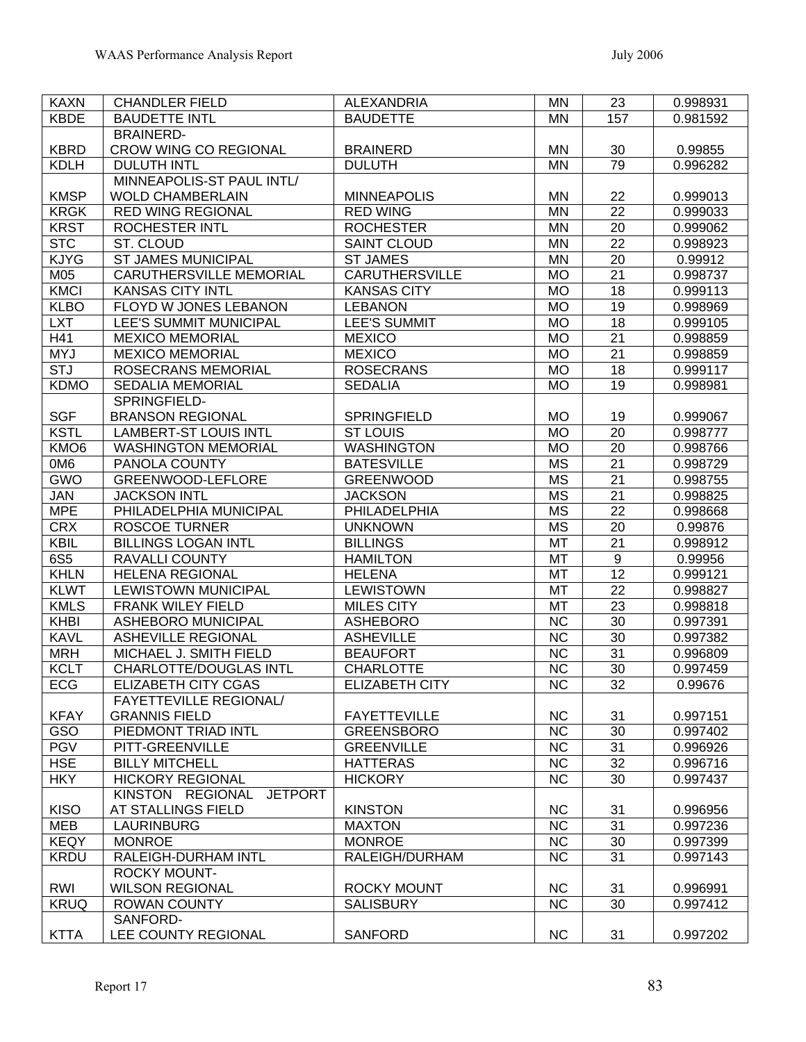| KAXN | CHANDLER FIELD | ALEXANDRIA | MN | 23 | 0.998931 |
|---|---|---|---|---|---|
| KBDE | BAUDETTE INTL | BAUDETTE | MN | 157 | 0.981592 |
| KBRD | BRAINERD-CROW WING CO REGIONAL | BRAINERD | MN | 30 | 0.99855 |
| KDLH | DULUTH INTL | DULUTH | MN | 79 | 0.996282 |
| KMSP | MINNEAPOLIS-ST PAUL INTL/ WOLD CHAMBERLAIN | MINNEAPOLIS | MN | 22 | 0.999013 |
| KRGK | RED WING REGIONAL | RED WING | MN | 22 | 0.999033 |
| KRST | ROCHESTER INTL | ROCHESTER | MN | 20 | 0.999062 |
| STC | ST. CLOUD | SAINT CLOUD | MN | 22 | 0.998923 |
| KJYG | ST JAMES MUNICIPAL | ST JAMES | MN | 20 | 0.99912 |
| M05 | CARUTHERSVILLE MEMORIAL | CARUTHERSVILLE | MO | 21 | 0.998737 |
| KMCI | KANSAS CITY INTL | KANSAS CITY | MO | 18 | 0.999113 |
| KLBO | FLOYD W JONES LEBANON | LEBANON | MO | 19 | 0.998969 |
| LXT | LEE'S SUMMIT MUNICIPAL | LEE'S SUMMIT | MO | 18 | 0.999105 |
| H41 | MEXICO MEMORIAL | MEXICO | MO | 21 | 0.998859 |
| MYJ | MEXICO MEMORIAL | MEXICO | MO | 21 | 0.998859 |
| STJ | ROSECRANS MEMORIAL | ROSECRANS | MO | 18 | 0.999117 |
| KDMO | SEDALIA MEMORIAL | SEDALIA | MO | 19 | 0.998981 |
| SGF | SPRINGFIELD-BRANSON REGIONAL | SPRINGFIELD | MO | 19 | 0.999067 |
| KSTL | LAMBERT-ST LOUIS INTL | ST LOUIS | MO | 20 | 0.998777 |
| KMO6 | WASHINGTON MEMORIAL | WASHINGTON | MO | 20 | 0.998766 |
| 0M6 | PANOLA COUNTY | BATESVILLE | MS | 21 | 0.998729 |
| GWO | GREENWOOD-LEFLORE | GREENWOOD | MS | 21 | 0.998755 |
| JAN | JACKSON INTL | JACKSON | MS | 21 | 0.998825 |
| MPE | PHILADELPHIA MUNICIPAL | PHILADELPHIA | MS | 22 | 0.998668 |
| CRX | ROSCOE TURNER | UNKNOWN | MS | 20 | 0.99876 |
| KBIL | BILLINGS LOGAN INTL | BILLINGS | MT | 21 | 0.998912 |
| 6S5 | RAVALLI COUNTY | HAMILTON | MT | 9 | 0.99956 |
| KHLN | HELENA REGIONAL | HELENA | MT | 12 | 0.999121 |
| KLWT | LEWISTOWN MUNICIPAL | LEWISTOWN | MT | 22 | 0.998827 |
| KMLS | FRANK WILEY FIELD | MILES CITY | MT | 23 | 0.998818 |
| KHBI | ASHEBORO MUNICIPAL | ASHEBORO | NC | 30 | 0.997391 |
| KAVL | ASHEVILLE REGIONAL | ASHEVILLE | NC | 30 | 0.997382 |
| MRH | MICHAEL J. SMITH FIELD | BEAUFORT | NC | 31 | 0.996809 |
| KCLT | CHARLOTTE/DOUGLAS INTL | CHARLOTTE | NC | 30 | 0.997459 |
| ECG | ELIZABETH CITY CGAS | ELIZABETH CITY | NC | 32 | 0.99676 |
| KFAY | FAYETTEVILLE REGIONAL/ GRANNIS FIELD | FAYETTEVILLE | NC | 31 | 0.997151 |
| GSO | PIEDMONT TRIAD INTL | GREENSBORO | NC | 30 | 0.997402 |
| PGV | PITT-GREENVILLE | GREENVILLE | NC | 31 | 0.996926 |
| HSE | BILLY MITCHELL | HATTERAS | NC | 32 | 0.996716 |
| HKY | HICKORY REGIONAL | HICKORY | NC | 30 | 0.997437 |
| KISO | KINSTON REGIONAL JETPORT AT STALLINGS FIELD | KINSTON | NC | 31 | 0.996956 |
| MEB | LAURINBURG | MAXTON | NC | 31 | 0.997236 |
| KEQY | MONROE | MONROE | NC | 30 | 0.997399 |
| KRDU | RALEIGH-DURHAM INTL | RALEIGH/DURHAM | NC | 31 | 0.997143 |
| RWI | ROCKY MOUNT-WILSON REGIONAL | ROCKY MOUNT | NC | 31 | 0.996991 |
| KRUQ | ROWAN COUNTY | SALISBURY | NC | 30 | 0.997412 |
| KTTA | SANFORD-LEE COUNTY REGIONAL | SANFORD | NC | 31 | 0.997202 |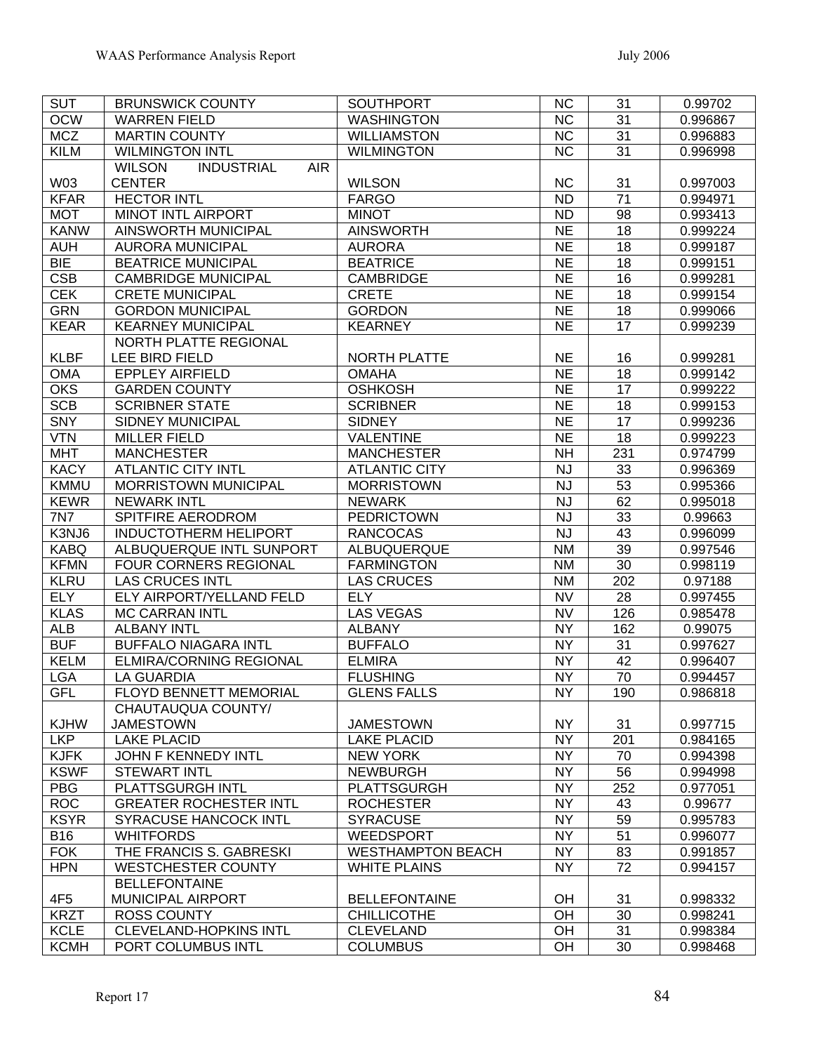| SUT | BRUNSWICK COUNTY | SOUTHPORT | NC | 31 | 0.99702 |
|---|---|---|---|---|---|
| OCW | WARREN FIELD | WASHINGTON | NC | 31 | 0.996867 |
| MCZ | MARTIN COUNTY | WILLIAMSTON | NC | 31 | 0.996883 |
| KILM | WILMINGTON INTL | WILMINGTON | NC | 31 | 0.996998 |
| W03 | WILSON INDUSTRIAL AIR CENTER | WILSON | NC | 31 | 0.997003 |
| KFAR | HECTOR INTL | FARGO | ND | 71 | 0.994971 |
| MOT | MINOT INTL AIRPORT | MINOT | ND | 98 | 0.993413 |
| KANW | AINSWORTH MUNICIPAL | AINSWORTH | NE | 18 | 0.999224 |
| AUH | AURORA MUNICIPAL | AURORA | NE | 18 | 0.999187 |
| BIE | BEATRICE MUNICIPAL | BEATRICE | NE | 18 | 0.999151 |
| CSB | CAMBRIDGE MUNICIPAL | CAMBRIDGE | NE | 16 | 0.999281 |
| CEK | CRETE MUNICIPAL | CRETE | NE | 18 | 0.999154 |
| GRN | GORDON MUNICIPAL | GORDON | NE | 18 | 0.999066 |
| KEAR | KEARNEY MUNICIPAL | KEARNEY | NE | 17 | 0.999239 |
| KLBF | NORTH PLATTE REGIONAL LEE BIRD FIELD | NORTH PLATTE | NE | 16 | 0.999281 |
| OMA | EPPLEY AIRFIELD | OMAHA | NE | 18 | 0.999142 |
| OKS | GARDEN COUNTY | OSHKOSH | NE | 17 | 0.999222 |
| SCB | SCRIBNER STATE | SCRIBNER | NE | 18 | 0.999153 |
| SNY | SIDNEY MUNICIPAL | SIDNEY | NE | 17 | 0.999236 |
| VTN | MILLER FIELD | VALENTINE | NE | 18 | 0.999223 |
| MHT | MANCHESTER | MANCHESTER | NH | 231 | 0.974799 |
| KACY | ATLANTIC CITY INTL | ATLANTIC CITY | NJ | 33 | 0.996369 |
| KMMU | MORRISTOWN MUNICIPAL | MORRISTOWN | NJ | 53 | 0.995366 |
| KEWR | NEWARK INTL | NEWARK | NJ | 62 | 0.995018 |
| 7N7 | SPITFIRE AERODROM | PEDRICTOWN | NJ | 33 | 0.99663 |
| K3NJ6 | INDUCTOTHERM HELIPORT | RANCOCAS | NJ | 43 | 0.996099 |
| KABQ | ALBUQUERQUE INTL SUNPORT | ALBUQUERQUE | NM | 39 | 0.997546 |
| KFMN | FOUR CORNERS REGIONAL | FARMINGTON | NM | 30 | 0.998119 |
| KLRU | LAS CRUCES INTL | LAS CRUCES | NM | 202 | 0.97188 |
| ELY | ELY AIRPORT/YELLAND FELD | ELY | NV | 28 | 0.997455 |
| KLAS | MC CARRAN INTL | LAS VEGAS | NV | 126 | 0.985478 |
| ALB | ALBANY INTL | ALBANY | NY | 162 | 0.99075 |
| BUF | BUFFALO NIAGARA INTL | BUFFALO | NY | 31 | 0.997627 |
| KELM | ELMIRA/CORNING REGIONAL | ELMIRA | NY | 42 | 0.996407 |
| LGA | LA GUARDIA | FLUSHING | NY | 70 | 0.994457 |
| GFL | FLOYD BENNETT MEMORIAL | GLENS FALLS | NY | 190 | 0.986818 |
| KJHW | CHAUTAUQUA COUNTY/ JAMESTOWN | JAMESTOWN | NY | 31 | 0.997715 |
| LKP | LAKE PLACID | LAKE PLACID | NY | 201 | 0.984165 |
| KJFK | JOHN F KENNEDY INTL | NEW YORK | NY | 70 | 0.994398 |
| KSWF | STEWART INTL | NEWBURGH | NY | 56 | 0.994998 |
| PBG | PLATTSGURGH INTL | PLATTSGURGH | NY | 252 | 0.977051 |
| ROC | GREATER ROCHESTER INTL | ROCHESTER | NY | 43 | 0.99677 |
| KSYR | SYRACUSE HANCOCK INTL | SYRACUSE | NY | 59 | 0.995783 |
| B16 | WHITFORDS | WEEDSPORT | NY | 51 | 0.996077 |
| FOK | THE FRANCIS S. GABRESKI | WESTHAMPTON BEACH | NY | 83 | 0.991857 |
| HPN | WESTCHESTER COUNTY | WHITE PLAINS | NY | 72 | 0.994157 |
| 4F5 | BELLEFONTAINE MUNICIPAL AIRPORT | BELLEFONTAINE | OH | 31 | 0.998332 |
| KRZT | ROSS COUNTY | CHILLICOTHE | OH | 30 | 0.998241 |
| KCLE | CLEVELAND-HOPKINS INTL | CLEVELAND | OH | 31 | 0.998384 |
| KCMH | PORT COLUMBUS INTL | COLUMBUS | OH | 30 | 0.998468 |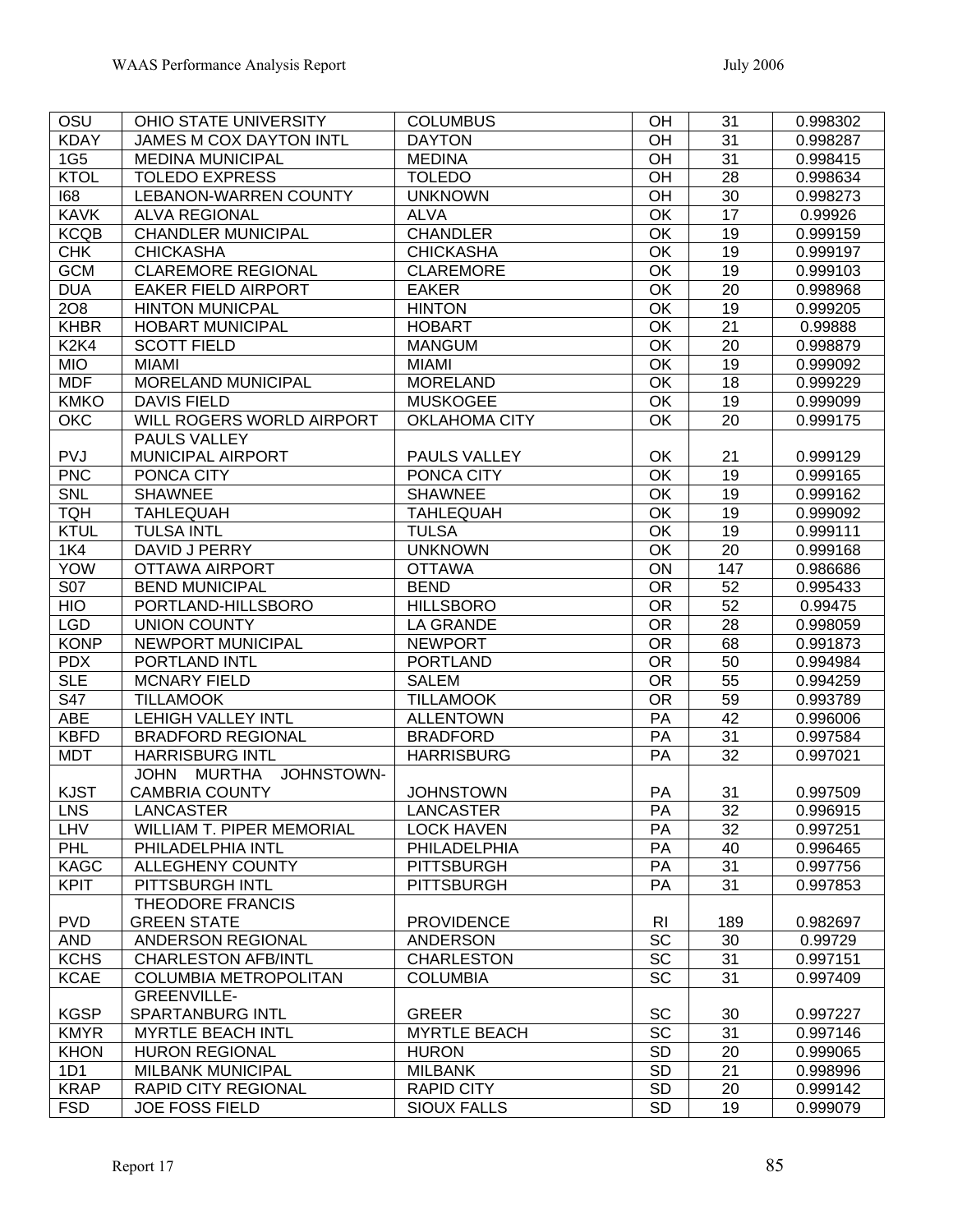| OSU | OHIO STATE UNIVERSITY | COLUMBUS | OH | 31 | 0.998302 |
|---|---|---|---|---|---|
| KDAY | JAMES M COX DAYTON INTL | DAYTON | OH | 31 | 0.998287 |
| 1G5 | MEDINA MUNICIPAL | MEDINA | OH | 31 | 0.998415 |
| KTOL | TOLEDO EXPRESS | TOLEDO | OH | 28 | 0.998634 |
| I68 | LEBANON-WARREN COUNTY | UNKNOWN | OH | 30 | 0.998273 |
| KAVK | ALVA REGIONAL | ALVA | OK | 17 | 0.99926 |
| KCQB | CHANDLER MUNICIPAL | CHANDLER | OK | 19 | 0.999159 |
| CHK | CHICKASHA | CHICKASHA | OK | 19 | 0.999197 |
| GCM | CLAREMORE REGIONAL | CLAREMORE | OK | 19 | 0.999103 |
| DUA | EAKER FIELD AIRPORT | EAKER | OK | 20 | 0.998968 |
| 2O8 | HINTON MUNICPAL | HINTON | OK | 19 | 0.999205 |
| KHBR | HOBART MUNICIPAL | HOBART | OK | 21 | 0.99888 |
| K2K4 | SCOTT FIELD | MANGUM | OK | 20 | 0.998879 |
| MIO | MIAMI | MIAMI | OK | 19 | 0.999092 |
| MDF | MORELAND MUNICIPAL | MORELAND | OK | 18 | 0.999229 |
| KMKO | DAVIS FIELD | MUSKOGEE | OK | 19 | 0.999099 |
| OKC | WILL ROGERS WORLD AIRPORT | OKLAHOMA CITY | OK | 20 | 0.999175 |
| PVJ | PAULS VALLEY MUNICIPAL AIRPORT | PAULS VALLEY | OK | 21 | 0.999129 |
| PNC | PONCA CITY | PONCA CITY | OK | 19 | 0.999165 |
| SNL | SHAWNEE | SHAWNEE | OK | 19 | 0.999162 |
| TQH | TAHLEQUAH | TAHLEQUAH | OK | 19 | 0.999092 |
| KTUL | TULSA INTL | TULSA | OK | 19 | 0.999111 |
| 1K4 | DAVID J PERRY | UNKNOWN | OK | 20 | 0.999168 |
| YOW | OTTAWA AIRPORT | OTTAWA | ON | 147 | 0.986686 |
| S07 | BEND MUNICIPAL | BEND | OR | 52 | 0.995433 |
| HIO | PORTLAND-HILLSBORO | HILLSBORO | OR | 52 | 0.99475 |
| LGD | UNION COUNTY | LA GRANDE | OR | 28 | 0.998059 |
| KONP | NEWPORT MUNICIPAL | NEWPORT | OR | 68 | 0.991873 |
| PDX | PORTLAND INTL | PORTLAND | OR | 50 | 0.994984 |
| SLE | MCNARY FIELD | SALEM | OR | 55 | 0.994259 |
| S47 | TILLAMOOK | TILLAMOOK | OR | 59 | 0.993789 |
| ABE | LEHIGH VALLEY INTL | ALLENTOWN | PA | 42 | 0.996006 |
| KBFD | BRADFORD REGIONAL | BRADFORD | PA | 31 | 0.997584 |
| MDT | HARRISBURG INTL | HARRISBURG | PA | 32 | 0.997021 |
| KJST | JOHN MURTHA JOHNSTOWN-CAMBRIA COUNTY | JOHNSTOWN | PA | 31 | 0.997509 |
| LNS | LANCASTER | LANCASTER | PA | 32 | 0.996915 |
| LHV | WILLIAM T. PIPER MEMORIAL | LOCK HAVEN | PA | 32 | 0.997251 |
| PHL | PHILADELPHIA INTL | PHILADELPHIA | PA | 40 | 0.996465 |
| KAGC | ALLEGHENY COUNTY | PITTSBURGH | PA | 31 | 0.997756 |
| KPIT | PITTSBURGH INTL | PITTSBURGH | PA | 31 | 0.997853 |
| PVD | THEODORE FRANCIS GREEN STATE | PROVIDENCE | RI | 189 | 0.982697 |
| AND | ANDERSON REGIONAL | ANDERSON | SC | 30 | 0.99729 |
| KCHS | CHARLESTON AFB/INTL | CHARLESTON | SC | 31 | 0.997151 |
| KCAE | COLUMBIA METROPOLITAN | COLUMBIA | SC | 31 | 0.997409 |
| KGSP | GREENVILLE-SPARTANBURG INTL | GREER | SC | 30 | 0.997227 |
| KMYR | MYRTLE BEACH INTL | MYRTLE BEACH | SC | 31 | 0.997146 |
| KHON | HURON REGIONAL | HURON | SD | 20 | 0.999065 |
| 1D1 | MILBANK MUNICIPAL | MILBANK | SD | 21 | 0.998996 |
| KRAP | RAPID CITY REGIONAL | RAPID CITY | SD | 20 | 0.999142 |
| FSD | JOE FOSS FIELD | SIOUX FALLS | SD | 19 | 0.999079 |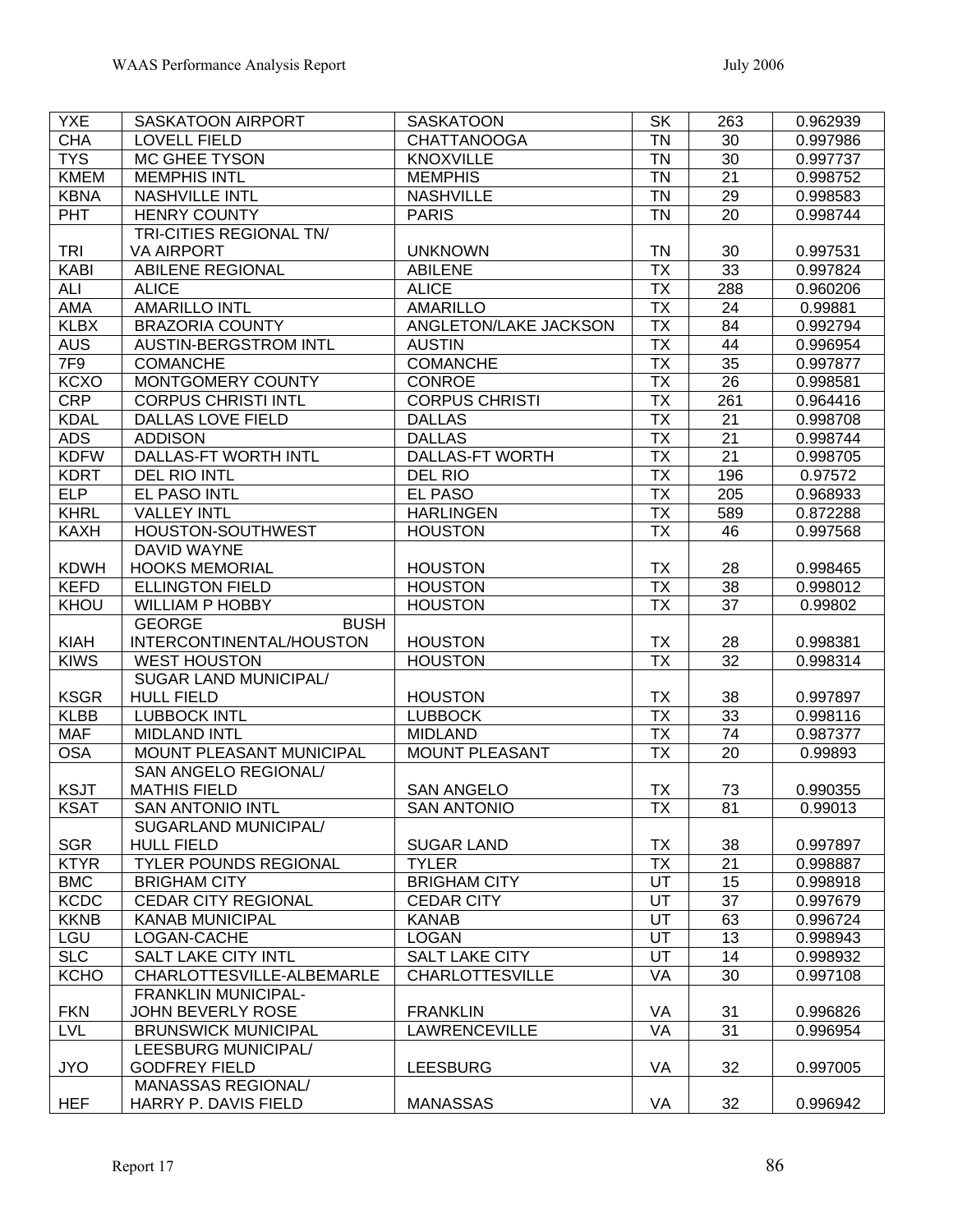| YXE | SASKATOON AIRPORT | SASKATOON | SK | 263 | 0.962939 |
|---|---|---|---|---|---|
| CHA | LOVELL FIELD | CHATTANOOGA | TN | 30 | 0.997986 |
| TYS | MC GHEE TYSON | KNOXVILLE | TN | 30 | 0.997737 |
| KMEM | MEMPHIS INTL | MEMPHIS | TN | 21 | 0.998752 |
| KBNA | NASHVILLE INTL | NASHVILLE | TN | 29 | 0.998583 |
| PHT | HENRY COUNTY | PARIS | TN | 20 | 0.998744 |
| TRI | TRI-CITIES REGIONAL TN/ VA AIRPORT | UNKNOWN | TN | 30 | 0.997531 |
| KABI | ABILENE REGIONAL | ABILENE | TX | 33 | 0.997824 |
| ALI | ALICE | ALICE | TX | 288 | 0.960206 |
| AMA | AMARILLO INTL | AMARILLO | TX | 24 | 0.99881 |
| KLBX | BRAZORIA COUNTY | ANGLETON/LAKE JACKSON | TX | 84 | 0.992794 |
| AUS | AUSTIN-BERGSTROM INTL | AUSTIN | TX | 44 | 0.996954 |
| 7F9 | COMANCHE | COMANCHE | TX | 35 | 0.997877 |
| KCXO | MONTGOMERY COUNTY | CONROE | TX | 26 | 0.998581 |
| CRP | CORPUS CHRISTI INTL | CORPUS CHRISTI | TX | 261 | 0.964416 |
| KDAL | DALLAS LOVE FIELD | DALLAS | TX | 21 | 0.998708 |
| ADS | ADDISON | DALLAS | TX | 21 | 0.998744 |
| KDFW | DALLAS-FT WORTH INTL | DALLAS-FT WORTH | TX | 21 | 0.998705 |
| KDRT | DEL RIO INTL | DEL RIO | TX | 196 | 0.97572 |
| ELP | EL PASO INTL | EL PASO | TX | 205 | 0.968933 |
| KHRL | VALLEY INTL | HARLINGEN | TX | 589 | 0.872288 |
| KAXH | HOUSTON-SOUTHWEST | HOUSTON | TX | 46 | 0.997568 |
| KDWH | DAVID WAYNE HOOKS MEMORIAL | HOUSTON | TX | 28 | 0.998465 |
| KEFD | ELLINGTON FIELD | HOUSTON | TX | 38 | 0.998012 |
| KHOU | WILLIAM P HOBBY | HOUSTON | TX | 37 | 0.99802 |
| KIAH | GEORGE BUSH INTERCONTINENTAL/HOUSTON | HOUSTON | TX | 28 | 0.998381 |
| KIWS | WEST HOUSTON | HOUSTON | TX | 32 | 0.998314 |
| KSGR | SUGAR LAND MUNICIPAL/ HULL FIELD | HOUSTON | TX | 38 | 0.997897 |
| KLBB | LUBBOCK INTL | LUBBOCK | TX | 33 | 0.998116 |
| MAF | MIDLAND INTL | MIDLAND | TX | 74 | 0.987377 |
| OSA | MOUNT PLEASANT MUNICIPAL | MOUNT PLEASANT | TX | 20 | 0.99893 |
| KSJT | SAN ANGELO REGIONAL/ MATHIS FIELD | SAN ANGELO | TX | 73 | 0.990355 |
| KSAT | SAN ANTONIO INTL | SAN ANTONIO | TX | 81 | 0.99013 |
| SGR | SUGARLAND MUNICIPAL/ HULL FIELD | SUGAR LAND | TX | 38 | 0.997897 |
| KTYR | TYLER POUNDS REGIONAL | TYLER | TX | 21 | 0.998887 |
| BMC | BRIGHAM CITY | BRIGHAM CITY | UT | 15 | 0.998918 |
| KCDC | CEDAR CITY REGIONAL | CEDAR CITY | UT | 37 | 0.997679 |
| KKNB | KANAB MUNICIPAL | KANAB | UT | 63 | 0.996724 |
| LGU | LOGAN-CACHE | LOGAN | UT | 13 | 0.998943 |
| SLC | SALT LAKE CITY INTL | SALT LAKE CITY | UT | 14 | 0.998932 |
| KCHO | CHARLOTTESVILLE-ALBEMARLE | CHARLOTTESVILLE | VA | 30 | 0.997108 |
| FKN | FRANKLIN MUNICIPAL- JOHN BEVERLY ROSE | FRANKLIN | VA | 31 | 0.996826 |
| LVL | BRUNSWICK MUNICIPAL | LAWRENCEVILLE | VA | 31 | 0.996954 |
| JYO | LEESBURG MUNICIPAL/ GODFREY FIELD | LEESBURG | VA | 32 | 0.997005 |
| HEF | MANASSAS REGIONAL/ HARRY P. DAVIS FIELD | MANASSAS | VA | 32 | 0.996942 |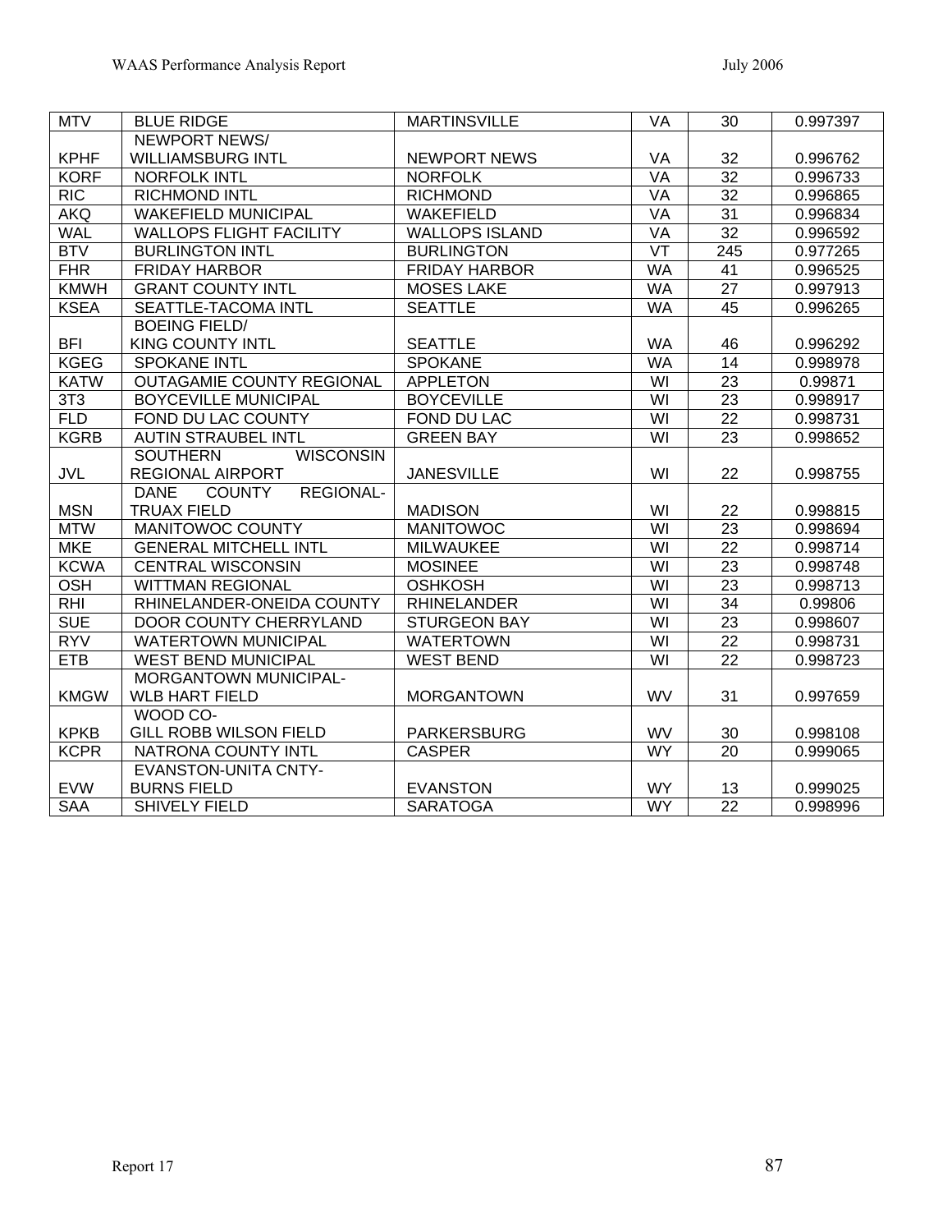| MTV | BLUE RIDGE | MARTINSVILLE | VA | 30 | 0.997397 |
|---|---|---|---|---|---|
| KPHF | NEWPORT NEWS/ WILLIAMSBURG INTL | NEWPORT NEWS | VA | 32 | 0.996762 |
| KORF | NORFOLK INTL | NORFOLK | VA | 32 | 0.996733 |
| RIC | RICHMOND INTL | RICHMOND | VA | 32 | 0.996865 |
| AKQ | WAKEFIELD MUNICIPAL | WAKEFIELD | VA | 31 | 0.996834 |
| WAL | WALLOPS FLIGHT FACILITY | WALLOPS ISLAND | VA | 32 | 0.996592 |
| BTV | BURLINGTON INTL | BURLINGTON | VT | 245 | 0.977265 |
| FHR | FRIDAY HARBOR | FRIDAY HARBOR | WA | 41 | 0.996525 |
| KMWH | GRANT COUNTY INTL | MOSES LAKE | WA | 27 | 0.997913 |
| KSEA | SEATTLE-TACOMA INTL | SEATTLE | WA | 45 | 0.996265 |
| BFI | BOEING FIELD/ KING COUNTY INTL | SEATTLE | WA | 46 | 0.996292 |
| KGEG | SPOKANE INTL | SPOKANE | WA | 14 | 0.998978 |
| KATW | OUTAGAMIE COUNTY REGIONAL | APPLETON | WI | 23 | 0.99871 |
| 3T3 | BOYCEVILLE MUNICIPAL | BOYCEVILLE | WI | 23 | 0.998917 |
| FLD | FOND DU LAC COUNTY | FOND DU LAC | WI | 22 | 0.998731 |
| KGRB | AUTIN STRAUBEL INTL | GREEN BAY | WI | 23 | 0.998652 |
| JVL | SOUTHERN WISCONSIN REGIONAL AIRPORT | JANESVILLE | WI | 22 | 0.998755 |
| MSN | DANE COUNTY REGIONAL-TRUAX FIELD | MADISON | WI | 22 | 0.998815 |
| MTW | MANITOWOC COUNTY | MANITOWOC | WI | 23 | 0.998694 |
| MKE | GENERAL MITCHELL INTL | MILWAUKEE | WI | 22 | 0.998714 |
| KCWA | CENTRAL WISCONSIN | MOSINEE | WI | 23 | 0.998748 |
| OSH | WITTMAN REGIONAL | OSHKOSH | WI | 23 | 0.998713 |
| RHI | RHINELANDER-ONEIDA COUNTY | RHINELANDER | WI | 34 | 0.99806 |
| SUE | DOOR COUNTY CHERRYLAND | STURGEON BAY | WI | 23 | 0.998607 |
| RYV | WATERTOWN MUNICIPAL | WATERTOWN | WI | 22 | 0.998731 |
| ETB | WEST BEND MUNICIPAL | WEST BEND | WI | 22 | 0.998723 |
| KMGW | MORGANTOWN MUNICIPAL-WLB HART FIELD | MORGANTOWN | WV | 31 | 0.997659 |
| KPKB | WOOD CO-GILL ROBB WILSON FIELD | PARKERSBURG | WV | 30 | 0.998108 |
| KCPR | NATRONA COUNTY INTL | CASPER | WY | 20 | 0.999065 |
| EVW | EVANSTON-UNITA CNTY-BURNS FIELD | EVANSTON | WY | 13 | 0.999025 |
| SAA | SHIVELY FIELD | SARATOGA | WY | 22 | 0.998996 |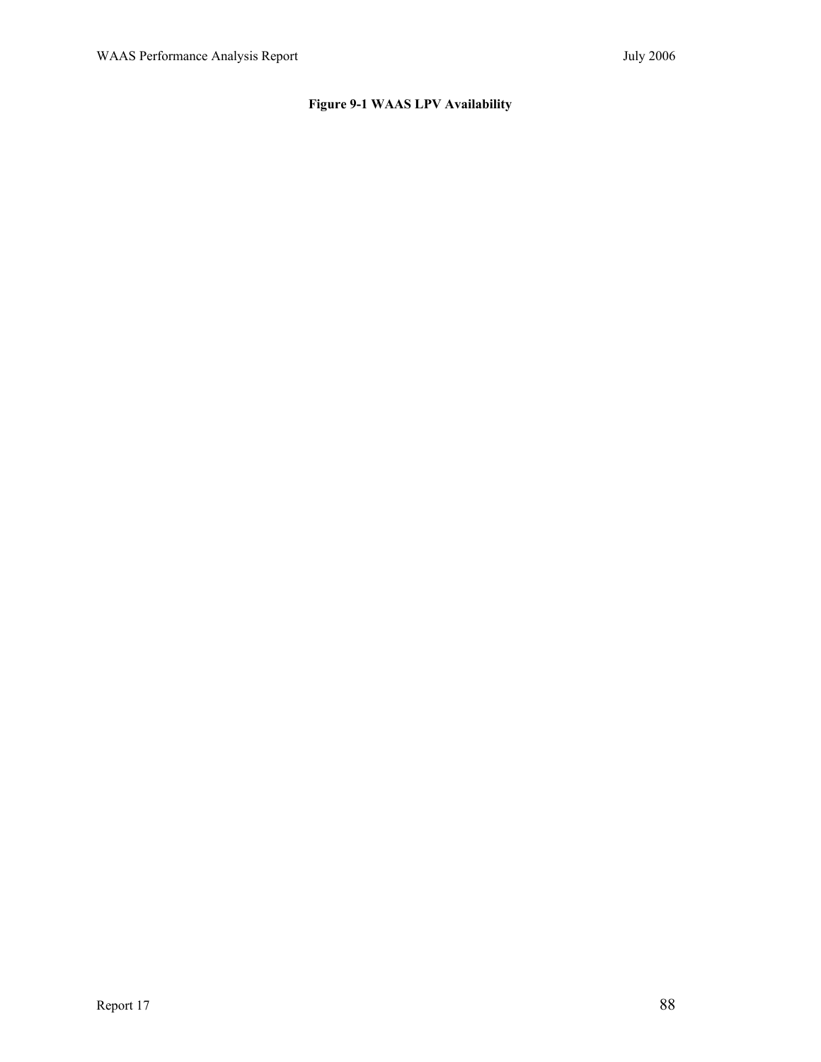**Figure 9-1 WAAS LPV Availability**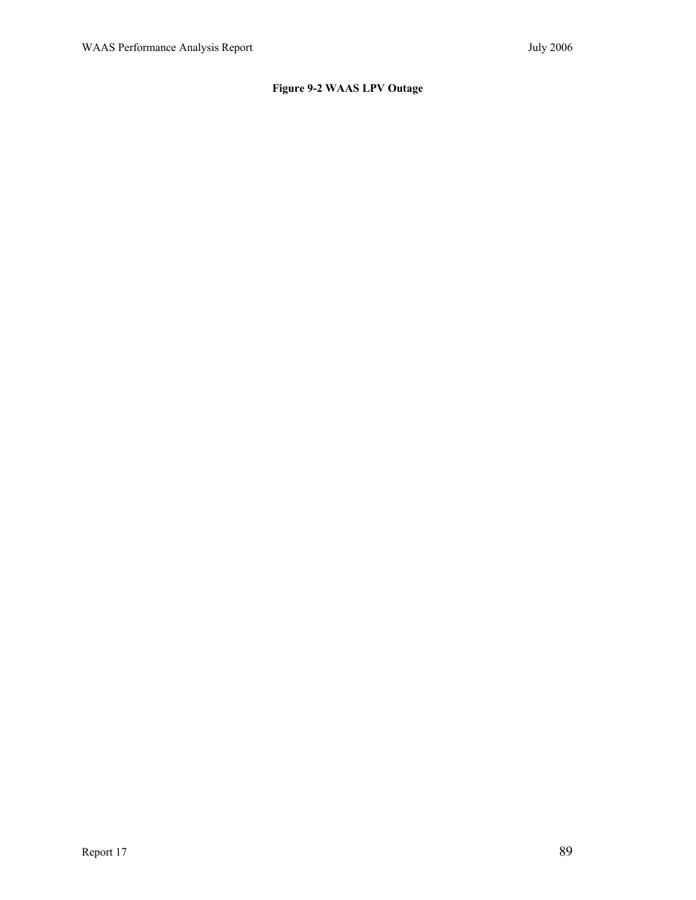**Figure 9-2 WAAS LPV Outage**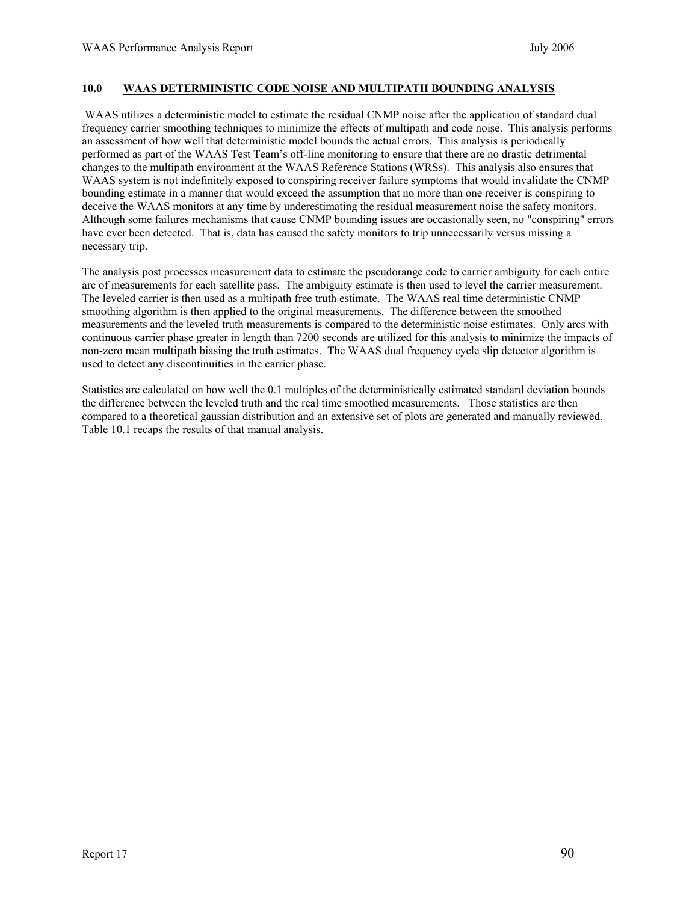## 10.0 WAAS DETERMINISTIC CODE NOISE AND MULTIPATH BOUNDING ANALYSIS

WAAS utilizes a deterministic model to estimate the residual CNMP noise after the application of standard dual frequency carrier smoothing techniques to minimize the effects of multipath and code noise. This analysis performs an assessment of how well that deterministic model bounds the actual errors. This analysis is periodically performed as part of the WAAS Test Team's off-line monitoring to ensure that there are no drastic detrimental changes to the multipath environment at the WAAS Reference Stations (WRSs). This analysis also ensures that WAAS system is not indefinitely exposed to conspiring receiver failure symptoms that would invalidate the CNMP bounding estimate in a manner that would exceed the assumption that no more than one receiver is conspiring to deceive the WAAS monitors at any time by underestimating the residual measurement noise the safety monitors. Although some failures mechanisms that cause CNMP bounding issues are occasionally seen, no "conspiring" errors have ever been detected. That is, data has caused the safety monitors to trip unnecessarily versus missing a necessary trip.

The analysis post processes measurement data to estimate the pseudorange code to carrier ambiguity for each entire arc of measurements for each satellite pass. The ambiguity estimate is then used to level the carrier measurement. The leveled carrier is then used as a multipath free truth estimate. The WAAS real time deterministic CNMP smoothing algorithm is then applied to the original measurements. The difference between the smoothed measurements and the leveled truth measurements is compared to the deterministic noise estimates. Only arcs with continuous carrier phase greater in length than 7200 seconds are utilized for this analysis to minimize the impacts of non-zero mean multipath biasing the truth estimates. The WAAS dual frequency cycle slip detector algorithm is used to detect any discontinuities in the carrier phase.

Statistics are calculated on how well the 0.1 multiples of the deterministically estimated standard deviation bounds the difference between the leveled truth and the real time smoothed measurements. Those statistics are then compared to a theoretical gaussian distribution and an extensive set of plots are generated and manually reviewed. Table 10.1 recaps the results of that manual analysis.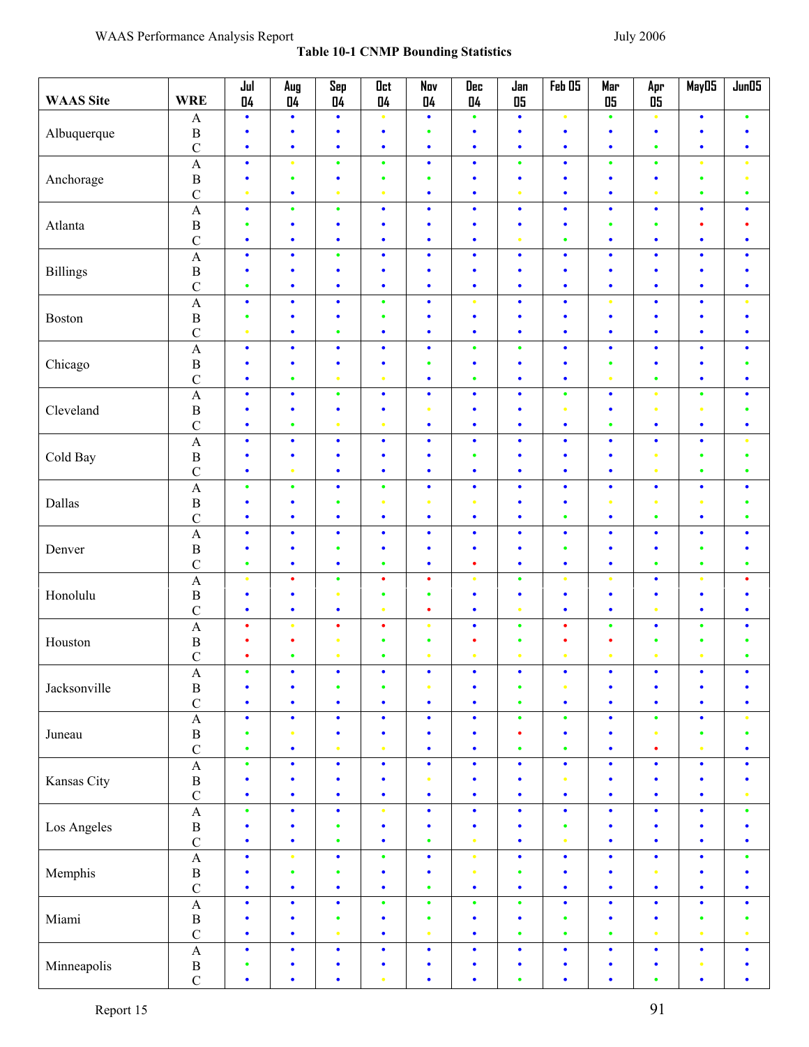**Table 10-1 CNMP Bounding Statistics**

| WAAS Site | WRE | Jul 04 | Aug 04 | Sep 04 | Oct 04 | Nov 04 | Dec 04 | Jan 05 | Feb 05 | Mar 05 | Apr 05 | May05 | Jun05 |
|---|---|---|---|---|---|---|---|---|---|---|---|---|---|
| Albuquerque | A | • blue | • blue | • blue | • yellow | • blue | • green | • blue | • yellow | • green | • yellow | • blue | • green |
| | B | • blue | • blue | • blue | • blue | • green | • blue | • blue | • blue | • blue | • blue | • blue | • blue |
| | C | • blue | • blue | • blue | • blue | • blue | • blue | • blue | • blue | • blue | • green | • blue | • blue |
| Anchorage | A | • blue | • yellow | • green | • green | • blue | • blue | • green | • blue | • green | • green | • yellow | • yellow |
| | B | • blue | • green | • blue | • green | • green | • blue | • blue | • blue | • blue | • blue | • green | • yellow |
| | C | • yellow | • blue | • yellow | • yellow | • blue | • blue | • yellow | • blue | • blue | • yellow | • green | • green |
| Atlanta | A | • blue | • green | • green | • blue | • blue | • blue | • blue | • blue | • blue | • blue | • blue | • blue |
| | B | • green | • blue | • blue | • blue | • blue | • blue | • blue | • blue | • green | • green | • red | • red |
| | C | • blue | • blue | • blue | • blue | • blue | • blue | • yellow | • green | • blue | • blue | • blue | • blue |
| Billings | A | • blue | • blue | • green | • blue | • blue | • blue | • blue | • blue | • blue | • blue | • blue | • blue |
| | B | • blue | • blue | • blue | • blue | • blue | • blue | • blue | • blue | • blue | • blue | • blue | • blue |
| | C | • green | • blue | • blue | • blue | • blue | • blue | • blue | • blue | • blue | • blue | • blue | • blue |
| Boston | A | • blue | • blue | • blue | • green | • blue | • yellow | • blue | • blue | • yellow | • blue | • blue | • yellow |
| | B | • green | • blue | • blue | • green | • blue | • blue | • blue | • blue | • blue | • blue | • blue | • blue |
| | C | • yellow | • blue | • green | • blue | • blue | • blue | • blue | • blue | • blue | • blue | • blue | • blue |
| Chicago | A | • blue | • blue | • blue | • blue | • blue | • green | • green | • blue | • blue | • blue | • blue | • blue |
| | B | • blue | • blue | • blue | • blue | • green | • blue | • blue | • blue | • green | • blue | • blue | • green |
| | C | • blue | • green | • yellow | • yellow | • blue | • green | • blue | • blue | • yellow | • green | • blue | • blue |
| Cleveland | A | • blue | • blue | • green | • blue | • blue | • blue | • blue | • green | • blue | • yellow | • green | • blue |
| | B | • blue | • blue | • blue | • blue | • yellow | • blue | • blue | • yellow | • blue | • yellow | • yellow | • green |
| | C | • blue | • green | • yellow | • yellow | • blue | • blue | • blue | • blue | • green | • blue | • blue | • blue |
| Cold Bay | A | • blue | • blue | • blue | • blue | • blue | • blue | • blue | • blue | • blue | • blue | • blue | • yellow |
| | B | • blue | • blue | • blue | • blue | • blue | • green | • blue | • blue | • blue | • yellow | • green | • green |
| | C | • blue | • yellow | • blue | • blue | • blue | • blue | • blue | • blue | • blue | • yellow | • green | • green |
| Dallas | A | • green | • green | • blue | • green | • blue | • blue | • blue | • blue | • blue | • blue | • blue | • blue |
| | B | • blue | • blue | • green | • yellow | • yellow | • yellow | • blue | • blue | • yellow | • yellow | • yellow | • green |
| | C | • blue | • blue | • blue | • blue | • blue | • blue | • blue | • green | • blue | • green | • blue | • green |
| Denver | A | • blue | • blue | • blue | • blue | • blue | • blue | • blue | • blue | • blue | • blue | • blue | • blue |
| | B | • blue | • blue | • green | • blue | • blue | • blue | • blue | • green | • blue | • blue | • green | • blue |
| | C | • green | • blue | • blue | • green | • blue | • red | • blue | • blue | • blue | • green | • green | • green |
| Honolulu | A | • yellow | • red | • green | • red | • red | • yellow | • green | • yellow | • yellow | • blue | • yellow | • red |
| | B | • blue | • blue | • yellow | • green | • green | • blue | • blue | • blue | • blue | • blue | • blue | • blue |
| | C | • blue | • blue | • blue | • yellow | • red | • blue | • yellow | • blue | • blue | • yellow | • blue | • blue |
| Houston | A | • red | • yellow | • red | • red | • yellow | • blue | • green | • red | • green | • blue | • green | • blue |
| | B | • red | • red | • yellow | • green | • green | • red | • green | • red | • red | • green | • green | • green |
| | C | • red | • green | • yellow | • green | • yellow | • yellow | • yellow | • yellow | • yellow | • yellow | • yellow | • green |
| Jacksonville | A | • green | • blue | • blue | • blue | • blue | • blue | • blue | • blue | • blue | • blue | • blue | • blue |
| | B | • blue | • blue | • green | • green | • yellow | • blue | • green | • yellow | • blue | • blue | • blue | • blue |
| | C | • blue | • blue | • blue | • blue | • blue | • blue | • green | • blue | • blue | • blue | • blue | • blue |
| Juneau | A | • blue | • blue | • blue | • blue | • blue | • blue | • green | • green | • blue | • green | • blue | • yellow |
| | B | • green | • yellow | • blue | • blue | • blue | • blue | • red | • blue | • blue | • yellow | • green | • green |
| | C | • green | • blue | • yellow | • yellow | • blue | • blue | • green | • green | • blue | • red | • yellow | • blue |
| Kansas City | A | • green | • blue | • blue | • blue | • blue | • blue | • blue | • blue | • blue | • blue | • blue | • blue |
| | B | • blue | • blue | • blue | • blue | • yellow | • blue | • blue | • yellow | • blue | • blue | • blue | • blue |
| | C | • blue | • blue | • blue | • blue | • blue | • blue | • blue | • blue | • blue | • blue | • blue | • yellow |
| Los Angeles | A | • green | • blue | • blue | • yellow | • blue | • blue | • blue | • blue | • blue | • blue | • blue | • green |
| | B | • blue | • blue | • green | • blue | • blue | • blue | • blue | • green | • blue | • blue | • blue | • blue |
| | C | • blue | • blue | • green | • blue | • green | • yellow | • blue | • yellow | • blue | • blue | • blue | • blue |
| Memphis | A | • blue | • yellow | • blue | • green | • blue | • yellow | • blue | • blue | • blue | • blue | • blue | • green |
| | B | • blue | • green | • green | • blue | • blue | • yellow | • green | • blue | • blue | • yellow | • blue | • blue |
| | C | • blue | • blue | • blue | • blue | • green | • blue | • blue | • blue | • blue | • blue | • blue | • blue |
| Miami | A | • blue | • blue | • blue | • green | • green | • green | • green | • blue | • blue | • blue | • blue | • blue |
| | B | • blue | • blue | • green | • blue | • green | • blue | • blue | • green | • blue | • blue | • green | • green |
| | C | • blue | • blue | • yellow | • blue | • yellow | • blue | • green | • green | • green | • yellow | • yellow | • yellow |
| Minneapolis | A | • blue | • blue | • blue | • blue | • blue | • blue | • blue | • blue | • blue | • blue | • blue | • blue |
| | B | • green | • blue | • blue | • blue | • blue | • blue | • blue | • blue | • blue | • blue | • yellow | • blue |
| | C | • blue | • blue | • blue | • yellow | • blue | • blue | • green | • blue | • blue | • green | • blue | • blue |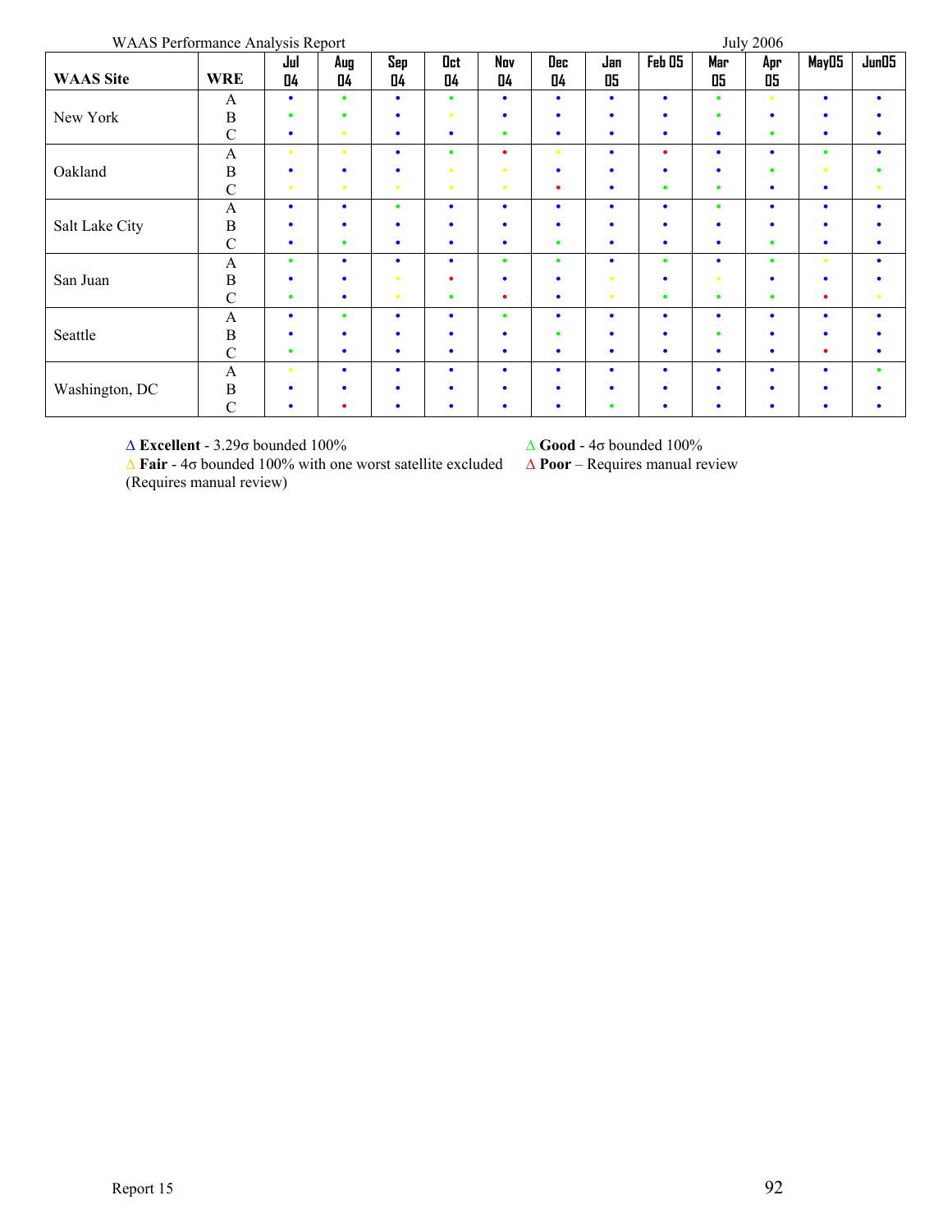| WAAS Site | WRE | Jul 04 | Aug 04 | Sep 04 | Oct 04 | Nov 04 | Dec 04 | Jan 05 | Feb 05 | Mar 05 | Apr 05 | May05 | Jun05 |
|---|---|---|---|---|---|---|---|---|---|---|---|---|---|
| New York | A | Blue | Green | Blue | Green | Blue | Blue | Blue | Blue | Green | Yellow | Blue | Blue |
| | B | Green | Green | Blue | Yellow | Blue | Blue | Blue | Blue | Green | Blue | Blue | Blue |
| | C | Blue | Yellow | Blue | Blue | Green | Blue | Blue | Blue | Blue | Green | Blue | Blue |
| Oakland | A | Yellow | Yellow | Blue | Green | Red | Yellow | Blue | Red | Blue | Blue | Green | Blue |
| | B | Blue | Blue | Blue | Yellow | Yellow | Blue | Blue | Blue | Blue | Green | Yellow | Green |
| | C | Yellow | Yellow | Yellow | Yellow | Yellow | Red | Blue | Green | Green | Blue | Blue | Yellow |
| Salt Lake City | A | Blue | Blue | Green | Blue | Blue | Blue | Blue | Blue | Green | Blue | Blue | Blue |
| | B | Blue | Blue | Blue | Blue | Blue | Blue | Blue | Blue | Blue | Blue | Blue | Blue |
| | C | Blue | Green | Blue | Blue | Blue | Green | Blue | Blue | Blue | Green | Blue | Blue |
| San Juan | A | Green | Blue | Blue | Blue | Green | Green | Blue | Green | Blue | Green | Yellow | Blue |
| | B | Blue | Blue | Yellow | Red | Blue | Blue | Yellow | Blue | Yellow | Blue | Blue | Blue |
| | C | Green | Blue | Yellow | Green | Red | Blue | Yellow | Green | Green | Green | Red | Yellow |
| Seattle | A | Blue | Green | Blue | Blue | Green | Blue | Blue | Blue | Blue | Blue | Blue | Blue |
| | B | Blue | Blue | Blue | Blue | Blue | Green | Blue | Blue | Green | Blue | Blue | Blue |
| | C | Green | Blue | Blue | Blue | Blue | Blue | Blue | Blue | Blue | Blue | Red | Blue |
| Washington, DC | A | Yellow | Blue | Blue | Blue | Blue | Blue | Blue | Blue | Blue | Blue | Blue | Green |
| | B | Blue | Blue | Blue | Blue | Blue | Blue | Blue | Blue | Blue | Blue | Blue | Blue |
| | C | Blue | Red | Blue | Blue | Blue | Blue | Green | Blue | Blue | Blue | Blue | Blue |

Δ (Blue) **Excellent** - 3.29σ bounded 100%

Δ (Green) **Good** - 4σ bounded 100%

Δ (Yellow) **Fair** - 4σ bounded 100% with one worst satellite excluded (Requires manual review)

Δ (Red) **Poor** – Requires manual review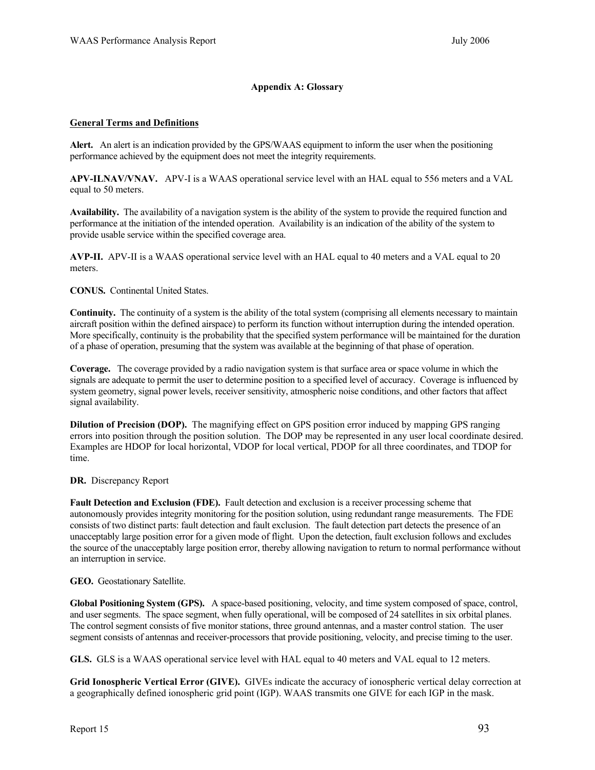## Appendix A: Glossary

### General Terms and Definitions

**Alert.** An alert is an indication provided by the GPS/WAAS equipment to inform the user when the positioning performance achieved by the equipment does not meet the integrity requirements.

**APV-ILNAV/VNAV.** APV-I is a WAAS operational service level with an HAL equal to 556 meters and a VAL equal to 50 meters.

**Availability.** The availability of a navigation system is the ability of the system to provide the required function and performance at the initiation of the intended operation. Availability is an indication of the ability of the system to provide usable service within the specified coverage area.

**AVP-II.** APV-II is a WAAS operational service level with an HAL equal to 40 meters and a VAL equal to 20 meters.

**CONUS.** Continental United States.

**Continuity.** The continuity of a system is the ability of the total system (comprising all elements necessary to maintain aircraft position within the defined airspace) to perform its function without interruption during the intended operation. More specifically, continuity is the probability that the specified system performance will be maintained for the duration of a phase of operation, presuming that the system was available at the beginning of that phase of operation.

**Coverage.** The coverage provided by a radio navigation system is that surface area or space volume in which the signals are adequate to permit the user to determine position to a specified level of accuracy. Coverage is influenced by system geometry, signal power levels, receiver sensitivity, atmospheric noise conditions, and other factors that affect signal availability.

**Dilution of Precision (DOP).** The magnifying effect on GPS position error induced by mapping GPS ranging errors into position through the position solution. The DOP may be represented in any user local coordinate desired. Examples are HDOP for local horizontal, VDOP for local vertical, PDOP for all three coordinates, and TDOP for time.

**DR.** Discrepancy Report

**Fault Detection and Exclusion (FDE).** Fault detection and exclusion is a receiver processing scheme that autonomously provides integrity monitoring for the position solution, using redundant range measurements. The FDE consists of two distinct parts: fault detection and fault exclusion. The fault detection part detects the presence of an unacceptably large position error for a given mode of flight. Upon the detection, fault exclusion follows and excludes the source of the unacceptably large position error, thereby allowing navigation to return to normal performance without an interruption in service.

**GEO.** Geostationary Satellite.

**Global Positioning System (GPS).** A space-based positioning, velocity, and time system composed of space, control, and user segments. The space segment, when fully operational, will be composed of 24 satellites in six orbital planes. The control segment consists of five monitor stations, three ground antennas, and a master control station. The user segment consists of antennas and receiver-processors that provide positioning, velocity, and precise timing to the user.

**GLS.** GLS is a WAAS operational service level with HAL equal to 40 meters and VAL equal to 12 meters.

**Grid Ionospheric Vertical Error (GIVE).** GIVEs indicate the accuracy of ionospheric vertical delay correction at a geographically defined ionospheric grid point (IGP). WAAS transmits one GIVE for each IGP in the mask.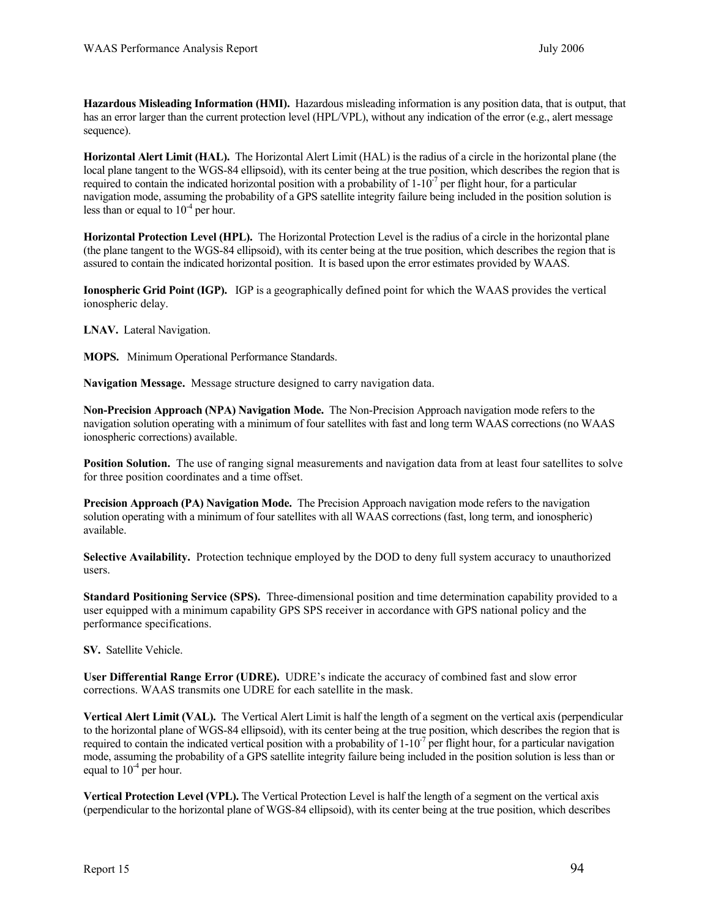**Hazardous Misleading Information (HMI).** Hazardous misleading information is any position data, that is output, that has an error larger than the current protection level (HPL/VPL), without any indication of the error (e.g., alert message sequence).

**Horizontal Alert Limit (HAL).** The Horizontal Alert Limit (HAL) is the radius of a circle in the horizontal plane (the local plane tangent to the WGS-84 ellipsoid), with its center being at the true position, which describes the region that is required to contain the indicated horizontal position with a probability of $1\text{-}10^{-7}$ per flight hour, for a particular navigation mode, assuming the probability of a GPS satellite integrity failure being included in the position solution is less than or equal to $10^{-4}$ per hour.

**Horizontal Protection Level (HPL).** The Horizontal Protection Level is the radius of a circle in the horizontal plane (the plane tangent to the WGS-84 ellipsoid), with its center being at the true position, which describes the region that is assured to contain the indicated horizontal position. It is based upon the error estimates provided by WAAS.

**Ionospheric Grid Point (IGP).** IGP is a geographically defined point for which the WAAS provides the vertical ionospheric delay.

**LNAV.** Lateral Navigation.

**MOPS.** Minimum Operational Performance Standards.

**Navigation Message.** Message structure designed to carry navigation data.

**Non-Precision Approach (NPA) Navigation Mode.** The Non-Precision Approach navigation mode refers to the navigation solution operating with a minimum of four satellites with fast and long term WAAS corrections (no WAAS ionospheric corrections) available.

**Position Solution.** The use of ranging signal measurements and navigation data from at least four satellites to solve for three position coordinates and a time offset.

**Precision Approach (PA) Navigation Mode.** The Precision Approach navigation mode refers to the navigation solution operating with a minimum of four satellites with all WAAS corrections (fast, long term, and ionospheric) available.

**Selective Availability.** Protection technique employed by the DOD to deny full system accuracy to unauthorized users.

**Standard Positioning Service (SPS).** Three-dimensional position and time determination capability provided to a user equipped with a minimum capability GPS SPS receiver in accordance with GPS national policy and the performance specifications.

**SV.** Satellite Vehicle.

**User Differential Range Error (UDRE).** UDRE's indicate the accuracy of combined fast and slow error corrections. WAAS transmits one UDRE for each satellite in the mask.

**Vertical Alert Limit (VAL).** The Vertical Alert Limit is half the length of a segment on the vertical axis (perpendicular to the horizontal plane of WGS-84 ellipsoid), with its center being at the true position, which describes the region that is required to contain the indicated vertical position with a probability of $1\text{-}10^{-7}$ per flight hour, for a particular navigation mode, assuming the probability of a GPS satellite integrity failure being included in the position solution is less than or equal to $10^{-4}$ per hour.

**Vertical Protection Level (VPL).** The Vertical Protection Level is half the length of a segment on the vertical axis (perpendicular to the horizontal plane of WGS-84 ellipsoid), with its center being at the true position, which describes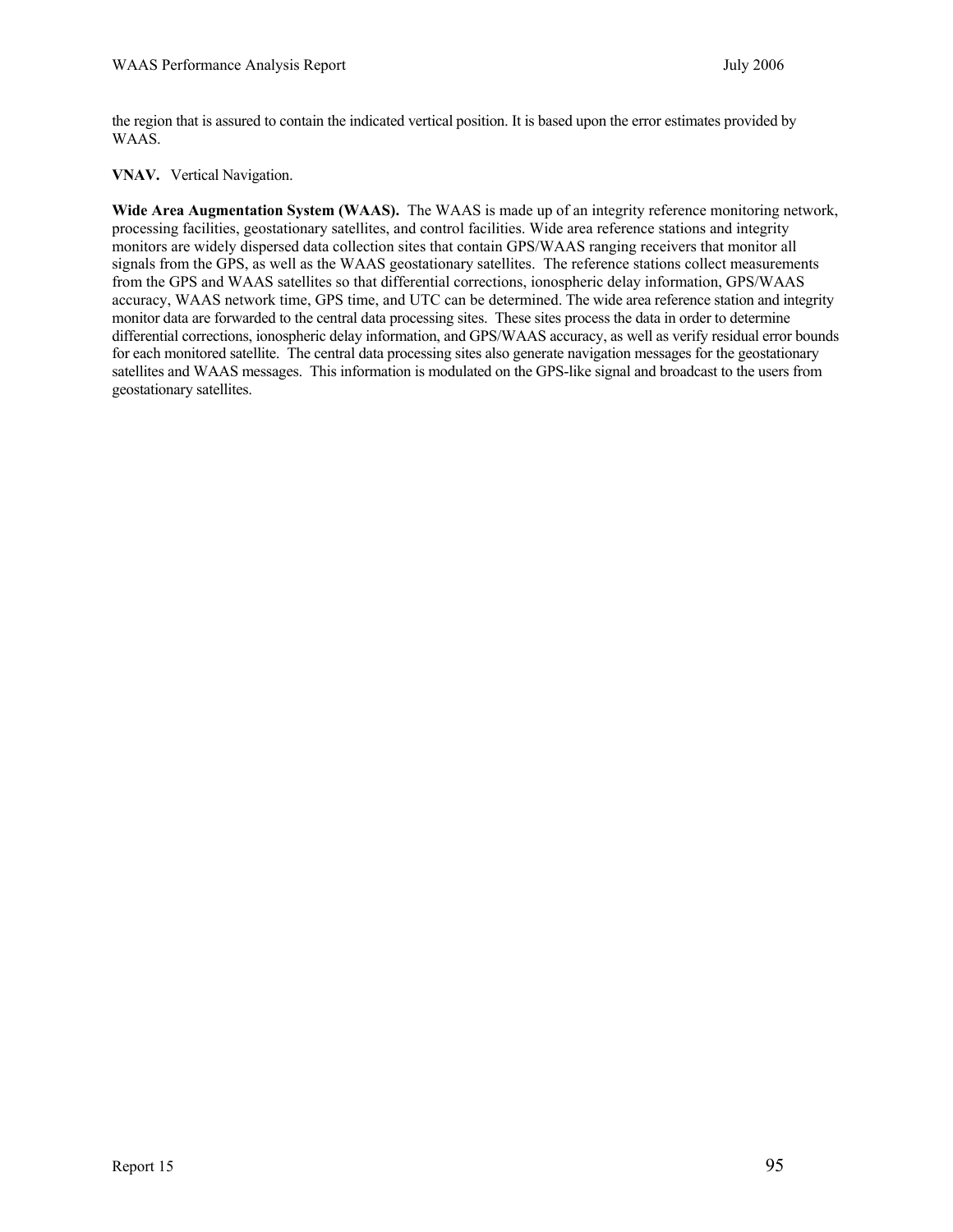the region that is assured to contain the indicated vertical position. It is based upon the error estimates provided by WAAS.

**VNAV.** Vertical Navigation.

**Wide Area Augmentation System (WAAS).** The WAAS is made up of an integrity reference monitoring network, processing facilities, geostationary satellites, and control facilities. Wide area reference stations and integrity monitors are widely dispersed data collection sites that contain GPS/WAAS ranging receivers that monitor all signals from the GPS, as well as the WAAS geostationary satellites. The reference stations collect measurements from the GPS and WAAS satellites so that differential corrections, ionospheric delay information, GPS/WAAS accuracy, WAAS network time, GPS time, and UTC can be determined. The wide area reference station and integrity monitor data are forwarded to the central data processing sites. These sites process the data in order to determine differential corrections, ionospheric delay information, and GPS/WAAS accuracy, as well as verify residual error bounds for each monitored satellite. The central data processing sites also generate navigation messages for the geostationary satellites and WAAS messages. This information is modulated on the GPS-like signal and broadcast to the users from geostationary satellites.